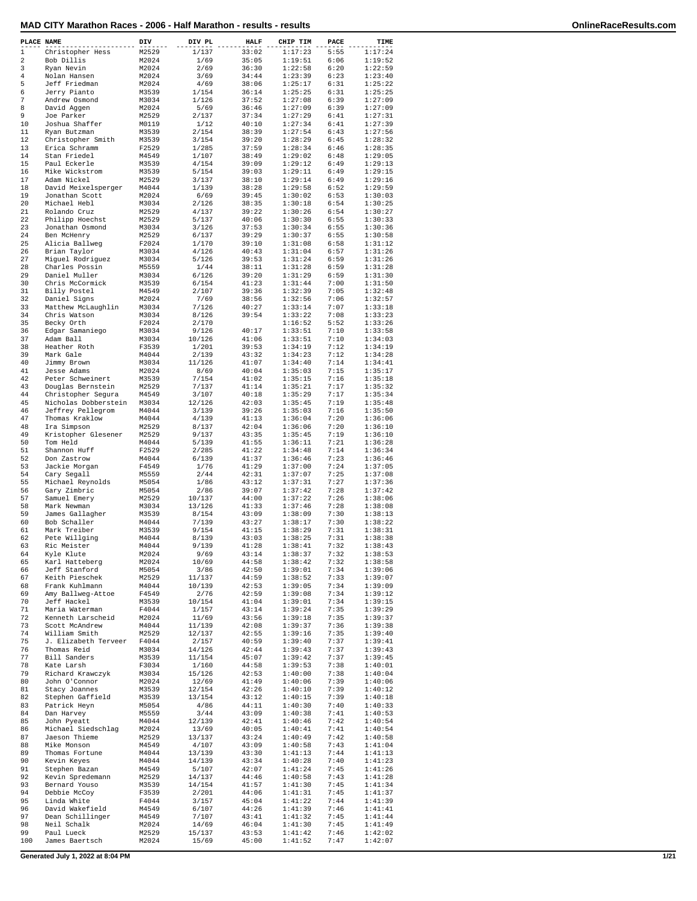# MAD CITY Marathon Races - 2006 - Half Marathon - results - results

| PLACE | NAME | DIV | DIV PL | HALF | CHIP TIM | PACE | TIME |
|---|---|---|---|---|---|---|---|
| 1 | Christopher Hess | M2529 | 1/137 | 33:02 | 1:17:23 | 5:55 | 1:17:24 |
| 2 | Bob Dillis | M2024 | 1/69 | 35:05 | 1:19:51 | 6:06 | 1:19:52 |
| 3 | Ryan Nevin | M2024 | 2/69 | 36:30 | 1:22:58 | 6:20 | 1:22:59 |
| 4 | Nolan Hansen | M2024 | 3/69 | 34:44 | 1:23:39 | 6:23 | 1:23:40 |
| 5 | Jeff Friedman | M2024 | 4/69 | 38:06 | 1:25:17 | 6:31 | 1:25:22 |
| 6 | Jerry Pianto | M3539 | 1/154 | 36:14 | 1:25:25 | 6:31 | 1:25:25 |
| 7 | Andrew Osmond | M3034 | 1/126 | 37:52 | 1:27:08 | 6:39 | 1:27:09 |
| 8 | David Aggen | M2024 | 5/69 | 36:46 | 1:27:09 | 6:39 | 1:27:09 |
| 9 | Joe Parker | M2529 | 2/137 | 37:34 | 1:27:29 | 6:41 | 1:27:31 |
| 10 | Joshua Shaffer | M0119 | 1/12 | 40:10 | 1:27:34 | 6:41 | 1:27:39 |
| 11 | Ryan Butzman | M3539 | 2/154 | 38:39 | 1:27:54 | 6:43 | 1:27:56 |
| 12 | Christopher Smith | M3539 | 3/154 | 39:20 | 1:28:29 | 6:45 | 1:28:32 |
| 13 | Erica Schramm | F2529 | 1/285 | 37:59 | 1:28:34 | 6:46 | 1:28:35 |
| 14 | Stan Friedel | M4549 | 1/107 | 38:49 | 1:29:02 | 6:48 | 1:29:05 |
| 15 | Paul Eckerle | M3539 | 4/154 | 39:09 | 1:29:12 | 6:49 | 1:29:13 |
| 16 | Mike Wickstrom | M3539 | 5/154 | 39:03 | 1:29:11 | 6:49 | 1:29:15 |
| 17 | Adam Nickel | M2529 | 3/137 | 38:10 | 1:29:14 | 6:49 | 1:29:16 |
| 18 | David Meixelsperger | M4044 | 1/139 | 38:28 | 1:29:58 | 6:52 | 1:29:59 |
| 19 | Jonathan Scott | M2024 | 6/69 | 39:45 | 1:30:02 | 6:53 | 1:30:03 |
| 20 | Michael Hebl | M3034 | 2/126 | 38:35 | 1:30:18 | 6:54 | 1:30:25 |
| 21 | Rolando Cruz | M2529 | 4/137 | 39:22 | 1:30:26 | 6:54 | 1:30:27 |
| 22 | Philipp Hoechst | M2529 | 5/137 | 40:06 | 1:30:30 | 6:55 | 1:30:33 |
| 23 | Jonathan Osmond | M3034 | 3/126 | 37:53 | 1:30:34 | 6:55 | 1:30:36 |
| 24 | Ben McHenry | M2529 | 6/137 | 39:29 | 1:30:37 | 6:55 | 1:30:58 |
| 25 | Alicia Ballweg | F2024 | 1/170 | 39:10 | 1:31:08 | 6:58 | 1:31:12 |
| 26 | Brian Taylor | M3034 | 4/126 | 40:43 | 1:31:04 | 6:57 | 1:31:26 |
| 27 | Miguel Rodriguez | M3034 | 5/126 | 39:53 | 1:31:24 | 6:59 | 1:31:26 |
| 28 | Charles Possin | M5559 | 1/44 | 38:11 | 1:31:28 | 6:59 | 1:31:28 |
| 29 | Daniel Muller | M3034 | 6/126 | 39:20 | 1:31:29 | 6:59 | 1:31:30 |
| 30 | Chris McCormick | M3539 | 6/154 | 41:23 | 1:31:44 | 7:00 | 1:31:50 |
| 31 | Billy Postel | M4549 | 2/107 | 39:36 | 1:32:39 | 7:05 | 1:32:48 |
| 32 | Daniel Signs | M2024 | 7/69 | 38:56 | 1:32:56 | 7:06 | 1:32:57 |
| 33 | Matthew McLaughlin | M3034 | 7/126 | 40:27 | 1:33:14 | 7:07 | 1:33:18 |
| 34 | Chris Watson | M3034 | 8/126 | 39:54 | 1:33:22 | 7:08 | 1:33:23 |
| 35 | Becky Orth | F2024 | 2/170 | | 1:16:52 | 5:52 | 1:33:26 |
| 36 | Edgar Samaniego | M3034 | 9/126 | 40:17 | 1:33:51 | 7:10 | 1:33:58 |
| 37 | Adam Ball | M3034 | 10/126 | 41:06 | 1:33:51 | 7:10 | 1:34:03 |
| 38 | Heather Roth | F3539 | 1/201 | 39:53 | 1:34:19 | 7:12 | 1:34:19 |
| 39 | Mark Gale | M4044 | 2/139 | 43:32 | 1:34:23 | 7:12 | 1:34:28 |
| 40 | Jimmy Brown | M3034 | 11/126 | 41:07 | 1:34:40 | 7:14 | 1:34:41 |
| 41 | Jesse Adams | M2024 | 8/69 | 40:04 | 1:35:03 | 7:15 | 1:35:17 |
| 42 | Peter Schweinert | M3539 | 7/154 | 41:02 | 1:35:15 | 7:16 | 1:35:18 |
| 43 | Douglas Bernstein | M2529 | 7/137 | 41:14 | 1:35:21 | 7:17 | 1:35:32 |
| 44 | Christopher Segura | M4549 | 3/107 | 40:18 | 1:35:29 | 7:17 | 1:35:34 |
| 45 | Nicholas Dobberstein | M3034 | 12/126 | 42:03 | 1:35:45 | 7:19 | 1:35:48 |
| 46 | Jeffrey Pellegrom | M4044 | 3/139 | 39:26 | 1:35:03 | 7:16 | 1:35:50 |
| 47 | Thomas Kraklow | M4044 | 4/139 | 41:13 | 1:36:04 | 7:20 | 1:36:06 |
| 48 | Ira Simpson | M2529 | 8/137 | 42:04 | 1:36:06 | 7:20 | 1:36:10 |
| 49 | Kristopher Glesener | M2529 | 9/137 | 43:35 | 1:35:45 | 7:19 | 1:36:10 |
| 50 | Tom Held | M4044 | 5/139 | 41:55 | 1:36:11 | 7:21 | 1:36:28 |
| 51 | Shannon Huff | F2529 | 2/285 | 41:22 | 1:34:48 | 7:14 | 1:36:34 |
| 52 | Don Zastrow | M4044 | 6/139 | 41:37 | 1:36:46 | 7:23 | 1:36:46 |
| 53 | Jackie Morgan | F4549 | 1/76 | 41:29 | 1:37:00 | 7:24 | 1:37:05 |
| 54 | Cary Segall | M5559 | 2/44 | 42:31 | 1:37:07 | 7:25 | 1:37:08 |
| 55 | Michael Reynolds | M5054 | 1/86 | 43:12 | 1:37:31 | 7:27 | 1:37:36 |
| 56 | Gary Zimbric | M5054 | 2/86 | 39:07 | 1:37:42 | 7:28 | 1:37:42 |
| 57 | Samuel Emery | M2529 | 10/137 | 44:00 | 1:37:22 | 7:26 | 1:38:06 |
| 58 | Mark Newman | M3034 | 13/126 | 41:33 | 1:37:46 | 7:28 | 1:38:08 |
| 59 | James Gallagher | M3539 | 8/154 | 43:09 | 1:38:09 | 7:30 | 1:38:13 |
| 60 | Bob Schaller | M4044 | 7/139 | 43:27 | 1:38:17 | 7:30 | 1:38:22 |
| 61 | Mark Treiber | M3539 | 9/154 | 41:15 | 1:38:29 | 7:31 | 1:38:31 |
| 62 | Pete Willging | M4044 | 8/139 | 43:03 | 1:38:25 | 7:31 | 1:38:38 |
| 63 | Ric Meister | M4044 | 9/139 | 41:28 | 1:38:41 | 7:32 | 1:38:43 |
| 64 | Kyle Klute | M2024 | 9/69 | 43:14 | 1:38:37 | 7:32 | 1:38:53 |
| 65 | Karl Hatteberg | M2024 | 10/69 | 44:58 | 1:38:42 | 7:32 | 1:38:58 |
| 66 | Jeff Stanford | M5054 | 3/86 | 42:50 | 1:39:01 | 7:34 | 1:39:06 |
| 67 | Keith Pieschek | M2529 | 11/137 | 44:59 | 1:38:52 | 7:33 | 1:39:07 |
| 68 | Frank Kuhlmann | M4044 | 10/139 | 42:53 | 1:39:05 | 7:34 | 1:39:09 |
| 69 | Amy Ballweg-Attoe | F4549 | 2/76 | 42:59 | 1:39:08 | 7:34 | 1:39:12 |
| 70 | Jeff Hackel | M3539 | 10/154 | 41:04 | 1:39:01 | 7:34 | 1:39:15 |
| 71 | Maria Waterman | F4044 | 1/157 | 43:14 | 1:39:24 | 7:35 | 1:39:29 |
| 72 | Kenneth Larscheid | M2024 | 11/69 | 43:56 | 1:39:18 | 7:35 | 1:39:37 |
| 73 | Scott McAndrew | M4044 | 11/139 | 42:08 | 1:39:37 | 7:36 | 1:39:38 |
| 74 | William Smith | M2529 | 12/137 | 42:55 | 1:39:16 | 7:35 | 1:39:40 |
| 75 | J. Elizabeth Terveer | F4044 | 2/157 | 40:59 | 1:39:40 | 7:37 | 1:39:41 |
| 76 | Thomas Reid | M3034 | 14/126 | 42:44 | 1:39:43 | 7:37 | 1:39:43 |
| 77 | Bill Sanders | M3539 | 11/154 | 45:07 | 1:39:42 | 7:37 | 1:39:45 |
| 78 | Kate Larsh | F3034 | 1/160 | 44:58 | 1:39:53 | 7:38 | 1:40:01 |
| 79 | Richard Krawczyk | M3034 | 15/126 | 42:53 | 1:40:00 | 7:38 | 1:40:04 |
| 80 | John O'Connor | M2024 | 12/69 | 41:49 | 1:40:06 | 7:39 | 1:40:06 |
| 81 | Stacy Joannes | M3539 | 12/154 | 42:26 | 1:40:10 | 7:39 | 1:40:12 |
| 82 | Stephen Gaffield | M3539 | 13/154 | 43:12 | 1:40:15 | 7:39 | 1:40:18 |
| 83 | Patrick Heyn | M5054 | 4/86 | 44:11 | 1:40:30 | 7:40 | 1:40:33 |
| 84 | Dan Harvey | M5559 | 3/44 | 43:09 | 1:40:38 | 7:41 | 1:40:53 |
| 85 | John Pyeatt | M4044 | 12/139 | 42:41 | 1:40:46 | 7:42 | 1:40:54 |
| 86 | Michael Siedschlag | M2024 | 13/69 | 40:05 | 1:40:41 | 7:41 | 1:40:54 |
| 87 | Jaeson Thieme | M2529 | 13/137 | 43:24 | 1:40:49 | 7:42 | 1:40:58 |
| 88 | Mike Monson | M4549 | 4/107 | 43:09 | 1:40:58 | 7:43 | 1:41:04 |
| 89 | Thomas Fortune | M4044 | 13/139 | 43:30 | 1:41:13 | 7:44 | 1:41:13 |
| 90 | Kevin Keyes | M4044 | 14/139 | 43:34 | 1:40:28 | 7:40 | 1:41:23 |
| 91 | Stephen Bazan | M4549 | 5/107 | 42:07 | 1:41:24 | 7:45 | 1:41:26 |
| 92 | Kevin Spredemann | M2529 | 14/137 | 44:46 | 1:40:58 | 7:43 | 1:41:28 |
| 93 | Bernard Youso | M3539 | 14/154 | 41:57 | 1:41:30 | 7:45 | 1:41:34 |
| 94 | Debbie McCoy | F3539 | 2/201 | 44:06 | 1:41:31 | 7:45 | 1:41:37 |
| 95 | Linda White | F4044 | 3/157 | 45:04 | 1:41:22 | 7:44 | 1:41:39 |
| 96 | David Wakefield | M4549 | 6/107 | 44:26 | 1:41:39 | 7:46 | 1:41:41 |
| 97 | Dean Schillinger | M4549 | 7/107 | 43:41 | 1:41:32 | 7:45 | 1:41:44 |
| 98 | Neil Schalk | M2024 | 14/69 | 46:04 | 1:41:30 | 7:45 | 1:41:49 |
| 99 | Paul Lueck | M2529 | 15/137 | 43:53 | 1:41:42 | 7:46 | 1:42:02 |
| 100 | James Baertsch | M2024 | 15/69 | 45:00 | 1:41:52 | 7:47 | 1:42:07 |

Generated July 1, 2022 at 8:04 PM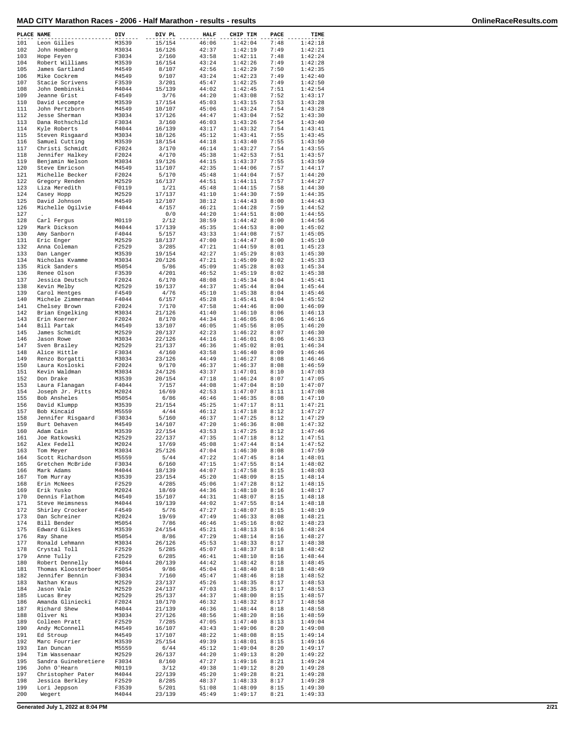# MAD CITY Marathon Races - 2006 - Half Marathon - results - results

| PLACE | NAME | DIV | DIV PL | HALF | CHIP TIM | PACE | TIME |
|---|---|---|---|---|---|---|---|
| 101 | Leon Gilles | M3539 | 15/154 | 46:06 | 1:42:04 | 7:48 | 1:42:18 |
| 102 | John Homberg | M3034 | 16/126 | 42:37 | 1:42:19 | 7:49 | 1:42:21 |
| 103 | Hope Feyen | F3034 | 2/160 | 43:58 | 1:42:11 | 7:48 | 1:42:24 |
| 104 | Robert Williams | M3539 | 16/154 | 43:24 | 1:42:26 | 7:49 | 1:42:28 |
| 105 | James Gartland | M4549 | 8/107 | 42:56 | 1:42:29 | 7:50 | 1:42:35 |
| 106 | Mike Cockrem | M4549 | 9/107 | 43:24 | 1:42:23 | 7:49 | 1:42:40 |
| 107 | Stacie Scrivens | F3539 | 3/201 | 45:47 | 1:42:25 | 7:49 | 1:42:50 |
| 108 | John Dembinski | M4044 | 15/139 | 44:02 | 1:42:45 | 7:51 | 1:42:54 |
| 109 | Jeanne Grist | F4549 | 3/76 | 44:20 | 1:43:08 | 7:52 | 1:43:17 |
| 110 | David Lecompte | M3539 | 17/154 | 45:03 | 1:43:15 | 7:53 | 1:43:28 |
| 111 | John Pertzborn | M4549 | 10/107 | 45:06 | 1:43:24 | 7:54 | 1:43:28 |
| 112 | Jesse Sherman | M3034 | 17/126 | 44:47 | 1:43:04 | 7:52 | 1:43:30 |
| 113 | Dana Rothschild | F3034 | 3/160 | 46:03 | 1:43:26 | 7:54 | 1:43:40 |
| 114 | Kyle Roberts | M4044 | 16/139 | 43:17 | 1:43:32 | 7:54 | 1:43:41 |
| 115 | Steven Risgaard | M3034 | 18/126 | 45:12 | 1:43:41 | 7:55 | 1:43:45 |
| 116 | Samuel Cutting | M3539 | 18/154 | 44:18 | 1:43:40 | 7:55 | 1:43:50 |
| 117 | Christi Schmidt | F2024 | 3/170 | 46:14 | 1:43:27 | 7:54 | 1:43:55 |
| 118 | Jennifer Halkey | F2024 | 4/170 | 45:38 | 1:42:53 | 7:51 | 1:43:57 |
| 119 | Benjamin Nelson | M3034 | 19/126 | 44:15 | 1:43:37 | 7:55 | 1:43:59 |
| 120 | Steve Emricson | M4549 | 11/107 | 42:35 | 1:44:06 | 7:57 | 1:44:17 |
| 121 | Michelle Becker | F2024 | 5/170 | 45:48 | 1:44:04 | 7:57 | 1:44:20 |
| 122 | Gregory Renden | M2529 | 16/137 | 44:51 | 1:44:11 | 7:57 | 1:44:27 |
| 123 | Liza Meredith | F0119 | 1/21 | 45:48 | 1:44:15 | 7:58 | 1:44:30 |
| 124 | Casey Hopp | M2529 | 17/137 | 41:10 | 1:44:30 | 7:59 | 1:44:35 |
| 125 | David Johnson | M4549 | 12/107 | 38:12 | 1:44:43 | 8:00 | 1:44:43 |
| 126 | Michelle Ogilvie | F4044 | 4/157 | 46:21 | 1:44:28 | 7:59 | 1:44:52 |
| 127 | . | | 0/0 | 44:20 | 1:44:51 | 8:00 | 1:44:55 |
| 128 | Carl Fergus | M0119 | 2/12 | 38:59 | 1:44:42 | 8:00 | 1:44:56 |
| 129 | Mark Dickson | M4044 | 17/139 | 45:35 | 1:44:53 | 8:00 | 1:45:02 |
| 130 | Amy Sanborn | F4044 | 5/157 | 43:33 | 1:44:08 | 7:57 | 1:45:05 |
| 131 | Eric Enger | M2529 | 18/137 | 47:00 | 1:44:47 | 8:00 | 1:45:10 |
| 132 | Anna Coleman | F2529 | 3/285 | 47:21 | 1:44:59 | 8:01 | 1:45:23 |
| 133 | Dan Langer | M3539 | 19/154 | 42:27 | 1:45:29 | 8:03 | 1:45:30 |
| 134 | Nicholas Kvamme | M3034 | 20/126 | 47:21 | 1:45:09 | 8:02 | 1:45:33 |
| 135 | Rick Sanders | M5054 | 5/86 | 45:09 | 1:45:28 | 8:03 | 1:45:34 |
| 136 | Renee Olson | F3539 | 4/201 | 46:52 | 1:45:19 | 8:02 | 1:45:38 |
| 137 | Jessica Deutsch | F2024 | 6/170 | 48:08 | 1:45:34 | 8:04 | 1:45:41 |
| 138 | Kevin Melby | M2529 | 19/137 | 44:37 | 1:45:44 | 8:04 | 1:45:44 |
| 139 | Carol Hentges | F4549 | 4/76 | 45:10 | 1:45:38 | 8:04 | 1:45:46 |
| 140 | Michele Zimmerman | F4044 | 6/157 | 45:28 | 1:45:41 | 8:04 | 1:45:52 |
| 141 | Chelsey Brown | F2024 | 7/170 | 47:58 | 1:44:46 | 8:00 | 1:46:09 |
| 142 | Brian Engelking | M3034 | 21/126 | 41:40 | 1:46:10 | 8:06 | 1:46:13 |
| 143 | Erin Koerner | F2024 | 8/170 | 44:34 | 1:46:05 | 8:06 | 1:46:16 |
| 144 | Bill Partak | M4549 | 13/107 | 46:05 | 1:45:56 | 8:05 | 1:46:20 |
| 145 | James Schmidt | M2529 | 20/137 | 42:23 | 1:46:22 | 8:07 | 1:46:30 |
| 146 | Jason Rowe | M3034 | 22/126 | 44:16 | 1:46:01 | 8:06 | 1:46:33 |
| 147 | Sven Brailey | M2529 | 21/137 | 46:36 | 1:45:02 | 8:01 | 1:46:34 |
| 148 | Alice Hittle | F3034 | 4/160 | 43:58 | 1:46:40 | 8:09 | 1:46:46 |
| 149 | Renzo Borgatti | M3034 | 23/126 | 44:49 | 1:46:27 | 8:08 | 1:46:46 |
| 150 | Laura Kosloski | F2024 | 9/170 | 46:37 | 1:46:37 | 8:08 | 1:46:59 |
| 151 | Kevin Waldman | M3034 | 24/126 | 43:37 | 1:47:01 | 8:10 | 1:47:03 |
| 152 | Don Drake | M3539 | 20/154 | 47:18 | 1:46:24 | 8:07 | 1:47:05 |
| 153 | Laura Flanagan | F4044 | 7/157 | 44:08 | 1:47:04 | 8:10 | 1:47:07 |
| 154 | Joseph Jr. Pitts | M2024 | 16/69 | 42:53 | 1:47:07 | 8:11 | 1:47:08 |
| 155 | Bob Ansheles | M5054 | 6/86 | 46:46 | 1:46:35 | 8:08 | 1:47:10 |
| 156 | David Klumpp | M3539 | 21/154 | 45:25 | 1:47:17 | 8:11 | 1:47:21 |
| 157 | Bob Kincaid | M5559 | 4/44 | 46:12 | 1:47:18 | 8:12 | 1:47:27 |
| 158 | Jennifer Risgaard | F3034 | 5/160 | 46:37 | 1:47:25 | 8:12 | 1:47:29 |
| 159 | Burt Dehaven | M4549 | 14/107 | 47:20 | 1:46:36 | 8:08 | 1:47:32 |
| 160 | Adam Cain | M3539 | 22/154 | 43:53 | 1:47:25 | 8:12 | 1:47:46 |
| 161 | Joe Ratkowski | M2529 | 22/137 | 47:35 | 1:47:18 | 8:12 | 1:47:51 |
| 162 | Alex Fedell | M2024 | 17/69 | 45:08 | 1:47:44 | 8:14 | 1:47:52 |
| 163 | Tom Meyer | M3034 | 25/126 | 47:04 | 1:46:30 | 8:08 | 1:47:59 |
| 164 | Scott Richardson | M5559 | 5/44 | 47:22 | 1:47:45 | 8:14 | 1:48:01 |
| 165 | Gretchen McBride | F3034 | 6/160 | 47:15 | 1:47:55 | 8:14 | 1:48:02 |
| 166 | Mark Adams | M4044 | 18/139 | 44:07 | 1:47:58 | 8:15 | 1:48:03 |
| 167 | Tom Murray | M3539 | 23/154 | 45:20 | 1:48:09 | 8:15 | 1:48:14 |
| 168 | Erin McNees | F2529 | 4/285 | 45:06 | 1:47:28 | 8:12 | 1:48:15 |
| 169 | Erik Yusko | M2024 | 18/69 | 44:36 | 1:48:10 | 8:16 | 1:48:17 |
| 170 | Dennis Flathom | M4549 | 15/107 | 44:31 | 1:48:07 | 8:15 | 1:48:18 |
| 171 | Steve Heimsness | M4044 | 19/139 | 44:02 | 1:47:55 | 8:14 | 1:48:18 |
| 172 | Shirley Crocker | F4549 | 5/76 | 47:27 | 1:48:07 | 8:15 | 1:48:19 |
| 173 | Dan Schreiner | M2024 | 19/69 | 47:49 | 1:46:33 | 8:08 | 1:48:21 |
| 174 | Bill Bender | M5054 | 7/86 | 46:46 | 1:45:16 | 8:02 | 1:48:23 |
| 175 | Edward Gilkes | M3539 | 24/154 | 45:21 | 1:48:13 | 8:16 | 1:48:24 |
| 176 | Ray Shane | M5054 | 8/86 | 47:29 | 1:48:14 | 8:16 | 1:48:27 |
| 177 | Ronald Lehmann | M3034 | 26/126 | 45:53 | 1:48:33 | 8:17 | 1:48:38 |
| 178 | Crystal Toll | F2529 | 5/285 | 45:07 | 1:48:37 | 8:18 | 1:48:42 |
| 179 | Anne Tully | F2529 | 6/285 | 46:41 | 1:48:10 | 8:16 | 1:48:44 |
| 180 | Robert Dennelly | M4044 | 20/139 | 44:42 | 1:48:42 | 8:18 | 1:48:45 |
| 181 | Thomas Kloosterboer | M5054 | 9/86 | 45:04 | 1:48:40 | 8:18 | 1:48:49 |
| 182 | Jennifer Bennin | F3034 | 7/160 | 45:47 | 1:48:46 | 8:18 | 1:48:52 |
| 183 | Nathan Kraus | M2529 | 23/137 | 45:26 | 1:48:35 | 8:17 | 1:48:53 |
| 184 | Jason Vale | M2529 | 24/137 | 47:03 | 1:48:35 | 8:17 | 1:48:53 |
| 185 | Lucas Brey | M2529 | 25/137 | 44:37 | 1:48:00 | 8:15 | 1:48:57 |
| 186 | Amanda Gliniecki | F2024 | 10/170 | 46:32 | 1:48:32 | 8:17 | 1:48:58 |
| 187 | Richard Shew | M4044 | 21/139 | 46:36 | 1:48:44 | 8:18 | 1:48:58 |
| 188 | Oliver Ni | M3034 | 27/126 | 48:56 | 1:48:20 | 8:16 | 1:48:59 |
| 189 | Colleen Pratt | F2529 | 7/285 | 47:05 | 1:47:40 | 8:13 | 1:49:04 |
| 190 | Andy McConnell | M4549 | 16/107 | 43:43 | 1:49:06 | 8:20 | 1:49:08 |
| 191 | Ed Stroup | M4549 | 17/107 | 48:22 | 1:48:08 | 8:15 | 1:49:14 |
| 192 | Marc Fourrier | M3539 | 25/154 | 49:39 | 1:48:01 | 8:15 | 1:49:16 |
| 193 | Ian Duncan | M5559 | 6/44 | 45:12 | 1:49:04 | 8:20 | 1:49:17 |
| 194 | Tim Wassenaar | M2529 | 26/137 | 44:20 | 1:49:13 | 8:20 | 1:49:22 |
| 195 | Sandra Guinebretiere | F3034 | 8/160 | 47:27 | 1:49:16 | 8:21 | 1:49:24 |
| 196 | John O'Hearn | M0119 | 3/12 | 49:38 | 1:49:12 | 8:20 | 1:49:28 |
| 197 | Christopher Pater | M4044 | 22/139 | 45:20 | 1:49:28 | 8:21 | 1:49:28 |
| 198 | Jessica Berkley | F2529 | 8/285 | 48:37 | 1:48:33 | 8:17 | 1:49:28 |
| 199 | Lori Jeppson | F3539 | 5/201 | 51:08 | 1:48:09 | 8:15 | 1:49:30 |
| 200 | Wegert | M4044 | 23/139 | 45:49 | 1:49:17 | 8:21 | 1:49:33 |

Generated July 1, 2022 at 8:04 PM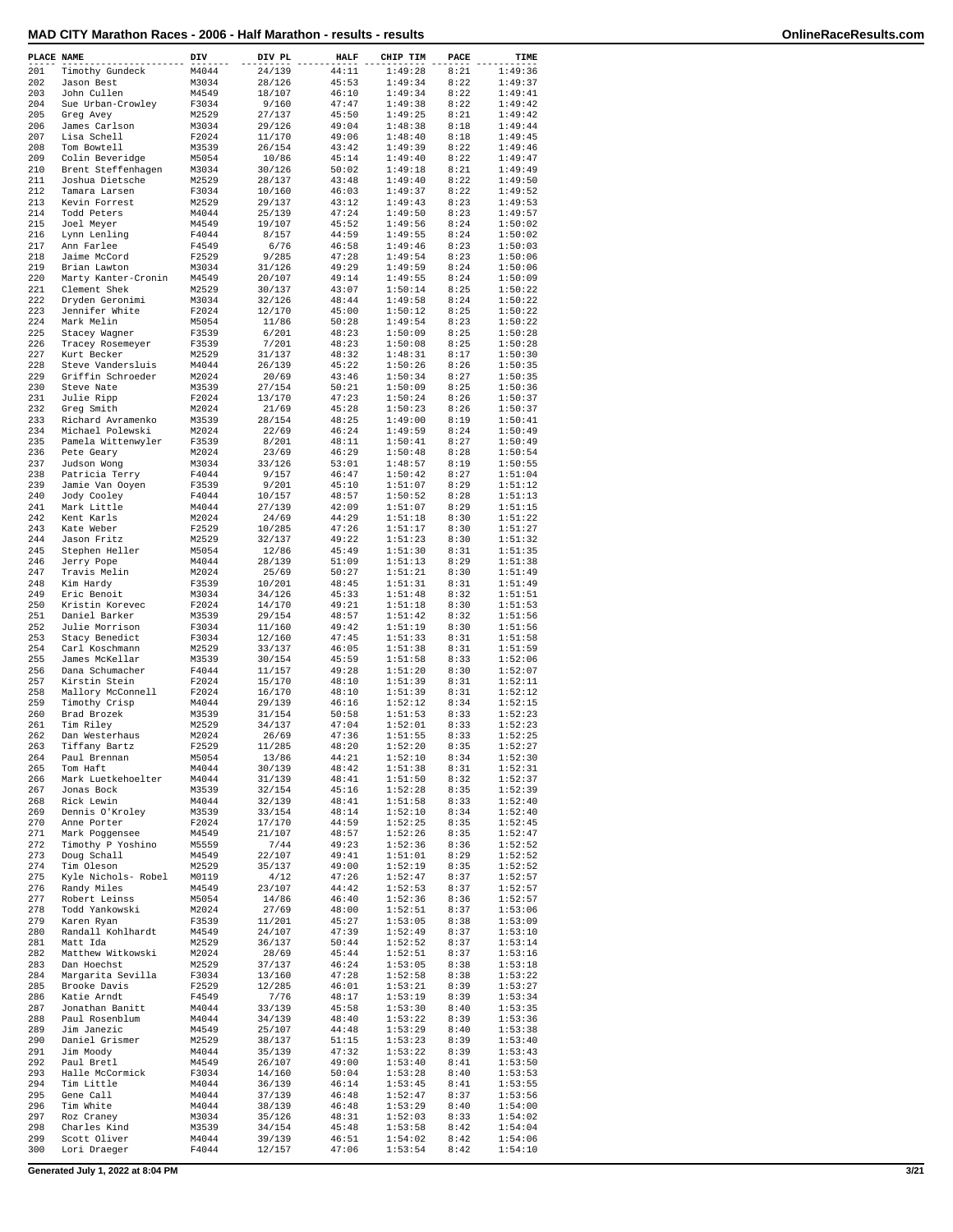# MAD CITY Marathon Races - 2006 - Half Marathon - results - results

| PLACE | NAME | DIV | DIV PL | HALF | CHIP TIM | PACE | TIME |
|---|---|---|---|---|---|---|---|
| 201 | Timothy Gundeck | M4044 | 24/139 | 44:11 | 1:49:28 | 8:21 | 1:49:36 |
| 202 | Jason Best | M3034 | 28/126 | 45:53 | 1:49:34 | 8:22 | 1:49:37 |
| 203 | John Cullen | M4549 | 18/107 | 46:10 | 1:49:34 | 8:22 | 1:49:41 |
| 204 | Sue Urban-Crowley | F3034 | 9/160 | 47:47 | 1:49:38 | 8:22 | 1:49:42 |
| 205 | Greg Avey | M2529 | 27/137 | 45:50 | 1:49:25 | 8:21 | 1:49:42 |
| 206 | James Carlson | M3034 | 29/126 | 49:04 | 1:48:38 | 8:18 | 1:49:44 |
| 207 | Lisa Schell | F2024 | 11/170 | 49:06 | 1:48:40 | 8:18 | 1:49:45 |
| 208 | Tom Bowtell | M3539 | 26/154 | 43:42 | 1:49:39 | 8:22 | 1:49:46 |
| 209 | Colin Beveridge | M5054 | 10/86 | 45:14 | 1:49:40 | 8:22 | 1:49:47 |
| 210 | Brent Steffenhagen | M3034 | 30/126 | 50:02 | 1:49:18 | 8:21 | 1:49:49 |
| 211 | Joshua Dietsche | M2529 | 28/137 | 43:48 | 1:49:40 | 8:22 | 1:49:50 |
| 212 | Tamara Larsen | F3034 | 10/160 | 46:03 | 1:49:37 | 8:22 | 1:49:52 |
| 213 | Kevin Forrest | M2529 | 29/137 | 43:12 | 1:49:43 | 8:23 | 1:49:53 |
| 214 | Todd Peters | M4044 | 25/139 | 47:24 | 1:49:50 | 8:23 | 1:49:57 |
| 215 | Joel Meyer | M4549 | 19/107 | 45:52 | 1:49:56 | 8:24 | 1:50:02 |
| 216 | Lynn Lenling | F4044 | 8/157 | 44:59 | 1:49:55 | 8:24 | 1:50:02 |
| 217 | Ann Farlee | F4549 | 6/76 | 46:58 | 1:49:46 | 8:23 | 1:50:03 |
| 218 | Jaime McCord | F2529 | 9/285 | 47:28 | 1:49:54 | 8:23 | 1:50:06 |
| 219 | Brian Lawton | M3034 | 31/126 | 49:29 | 1:49:59 | 8:24 | 1:50:06 |
| 220 | Marty Kanter-Cronin | M4549 | 20/107 | 49:14 | 1:49:55 | 8:24 | 1:50:09 |
| 221 | Clement Shek | M2529 | 30/137 | 43:07 | 1:50:14 | 8:25 | 1:50:22 |
| 222 | Dryden Geronimi | M3034 | 32/126 | 48:44 | 1:49:58 | 8:24 | 1:50:22 |
| 223 | Jennifer White | F2024 | 12/170 | 45:00 | 1:50:12 | 8:25 | 1:50:22 |
| 224 | Mark Melin | M5054 | 11/86 | 50:28 | 1:49:54 | 8:23 | 1:50:22 |
| 225 | Stacey Wagner | F3539 | 6/201 | 48:23 | 1:50:09 | 8:25 | 1:50:28 |
| 226 | Tracey Rosemeyer | F3539 | 7/201 | 48:23 | 1:50:08 | 8:25 | 1:50:28 |
| 227 | Kurt Becker | M2529 | 31/137 | 48:32 | 1:48:31 | 8:17 | 1:50:30 |
| 228 | Steve Vandersluis | M4044 | 26/139 | 45:22 | 1:50:26 | 8:26 | 1:50:35 |
| 229 | Griffin Schroeder | M2024 | 20/69 | 43:46 | 1:50:34 | 8:27 | 1:50:35 |
| 230 | Steve Nate | M3539 | 27/154 | 50:21 | 1:50:09 | 8:25 | 1:50:36 |
| 231 | Julie Ripp | F2024 | 13/170 | 47:23 | 1:50:24 | 8:26 | 1:50:37 |
| 232 | Greg Smith | M2024 | 21/69 | 45:28 | 1:50:23 | 8:26 | 1:50:37 |
| 233 | Richard Avramenko | M3539 | 28/154 | 48:25 | 1:49:00 | 8:19 | 1:50:41 |
| 234 | Michael Polewski | M2024 | 22/69 | 46:24 | 1:49:59 | 8:24 | 1:50:49 |
| 235 | Pamela Wittenwyler | F3539 | 8/201 | 48:11 | 1:50:41 | 8:27 | 1:50:49 |
| 236 | Pete Geary | M2024 | 23/69 | 46:29 | 1:50:48 | 8:28 | 1:50:54 |
| 237 | Judson Wong | M3034 | 33/126 | 53:01 | 1:48:57 | 8:19 | 1:50:55 |
| 238 | Patricia Terry | F4044 | 9/157 | 46:47 | 1:50:42 | 8:27 | 1:51:04 |
| 239 | Jamie Van Ooyen | F3539 | 9/201 | 45:10 | 1:51:07 | 8:29 | 1:51:12 |
| 240 | Jody Cooley | F4044 | 10/157 | 48:57 | 1:50:52 | 8:28 | 1:51:13 |
| 241 | Mark Little | M4044 | 27/139 | 42:09 | 1:51:07 | 8:29 | 1:51:15 |
| 242 | Kent Karls | M2024 | 24/69 | 44:29 | 1:51:18 | 8:30 | 1:51:22 |
| 243 | Kate Weber | F2529 | 10/285 | 47:26 | 1:51:17 | 8:30 | 1:51:27 |
| 244 | Jason Fritz | M2529 | 32/137 | 49:22 | 1:51:23 | 8:30 | 1:51:32 |
| 245 | Stephen Heller | M5054 | 12/86 | 45:49 | 1:51:30 | 8:31 | 1:51:35 |
| 246 | Jerry Pope | M4044 | 28/139 | 51:09 | 1:51:13 | 8:29 | 1:51:38 |
| 247 | Travis Melin | M2024 | 25/69 | 50:27 | 1:51:21 | 8:30 | 1:51:49 |
| 248 | Kim Hardy | F3539 | 10/201 | 48:45 | 1:51:31 | 8:31 | 1:51:49 |
| 249 | Eric Benoit | M3034 | 34/126 | 45:33 | 1:51:48 | 8:32 | 1:51:51 |
| 250 | Kristin Korevec | F2024 | 14/170 | 49:21 | 1:51:18 | 8:30 | 1:51:53 |
| 251 | Daniel Barker | M3539 | 29/154 | 48:57 | 1:51:42 | 8:32 | 1:51:56 |
| 252 | Julie Morrison | F3034 | 11/160 | 49:42 | 1:51:19 | 8:30 | 1:51:56 |
| 253 | Stacy Benedict | F3034 | 12/160 | 47:45 | 1:51:33 | 8:31 | 1:51:58 |
| 254 | Carl Koschmann | M2529 | 33/137 | 46:05 | 1:51:38 | 8:31 | 1:51:59 |
| 255 | James McKellar | M3539 | 30/154 | 45:59 | 1:51:58 | 8:33 | 1:52:06 |
| 256 | Dana Schumacher | F4044 | 11/157 | 49:28 | 1:51:20 | 8:30 | 1:52:07 |
| 257 | Kirstin Stein | F2024 | 15/170 | 48:10 | 1:51:39 | 8:31 | 1:52:11 |
| 258 | Mallory McConnell | F2024 | 16/170 | 48:10 | 1:51:39 | 8:31 | 1:52:12 |
| 259 | Timothy Crisp | M4044 | 29/139 | 46:16 | 1:52:12 | 8:34 | 1:52:15 |
| 260 | Brad Brozek | M3539 | 31/154 | 50:58 | 1:51:53 | 8:33 | 1:52:23 |
| 261 | Tim Riley | M2529 | 34/137 | 47:04 | 1:52:01 | 8:33 | 1:52:23 |
| 262 | Dan Westerhaus | M2024 | 26/69 | 47:36 | 1:51:55 | 8:33 | 1:52:25 |
| 263 | Tiffany Bartz | F2529 | 11/285 | 48:20 | 1:52:20 | 8:35 | 1:52:27 |
| 264 | Paul Brennan | M5054 | 13/86 | 44:21 | 1:52:10 | 8:34 | 1:52:30 |
| 265 | Tom Haft | M4044 | 30/139 | 48:42 | 1:51:38 | 8:31 | 1:52:31 |
| 266 | Mark Luetkehoelter | M4044 | 31/139 | 48:41 | 1:51:50 | 8:32 | 1:52:37 |
| 267 | Jonas Bock | M3539 | 32/154 | 45:16 | 1:52:28 | 8:35 | 1:52:39 |
| 268 | Rick Lewin | M4044 | 32/139 | 48:41 | 1:51:58 | 8:33 | 1:52:40 |
| 269 | Dennis O'Kroley | M3539 | 33/154 | 48:14 | 1:52:10 | 8:34 | 1:52:40 |
| 270 | Anne Porter | F2024 | 17/170 | 44:59 | 1:52:25 | 8:35 | 1:52:45 |
| 271 | Mark Poggensee | M4549 | 21/107 | 48:57 | 1:52:26 | 8:35 | 1:52:47 |
| 272 | Timothy P Yoshino | M5559 | 7/44 | 49:23 | 1:52:36 | 8:36 | 1:52:52 |
| 273 | Doug Schall | M4549 | 22/107 | 49:41 | 1:51:01 | 8:29 | 1:52:52 |
| 274 | Tim Oleson | M2529 | 35/137 | 49:00 | 1:52:19 | 8:35 | 1:52:52 |
| 275 | Kyle Nichols- Robel | M0119 | 4/12 | 47:26 | 1:52:47 | 8:37 | 1:52:57 |
| 276 | Randy Miles | M4549 | 23/107 | 44:42 | 1:52:53 | 8:37 | 1:52:57 |
| 277 | Robert Leinss | M5054 | 14/86 | 46:40 | 1:52:36 | 8:36 | 1:52:57 |
| 278 | Todd Yankowski | M2024 | 27/69 | 48:00 | 1:52:51 | 8:37 | 1:53:06 |
| 279 | Karen Ryan | F3539 | 11/201 | 45:27 | 1:53:05 | 8:38 | 1:53:09 |
| 280 | Randall Kohlhardt | M4549 | 24/107 | 47:39 | 1:52:49 | 8:37 | 1:53:10 |
| 281 | Matt Ida | M2529 | 36/137 | 50:44 | 1:52:52 | 8:37 | 1:53:14 |
| 282 | Matthew Witkowski | M2024 | 28/69 | 45:44 | 1:52:51 | 8:37 | 1:53:16 |
| 283 | Dan Hoechst | M2529 | 37/137 | 46:24 | 1:53:05 | 8:38 | 1:53:18 |
| 284 | Margarita Sevilla | F3034 | 13/160 | 47:28 | 1:52:58 | 8:38 | 1:53:22 |
| 285 | Brooke Davis | F2529 | 12/285 | 46:01 | 1:53:21 | 8:39 | 1:53:27 |
| 286 | Katie Arndt | F4549 | 7/76 | 48:17 | 1:53:19 | 8:39 | 1:53:34 |
| 287 | Jonathan Banitt | M4044 | 33/139 | 45:58 | 1:53:30 | 8:40 | 1:53:35 |
| 288 | Paul Rosenblum | M4044 | 34/139 | 48:40 | 1:53:22 | 8:39 | 1:53:36 |
| 289 | Jim Janezic | M4549 | 25/107 | 44:48 | 1:53:29 | 8:40 | 1:53:38 |
| 290 | Daniel Grismer | M2529 | 38/137 | 51:15 | 1:53:23 | 8:39 | 1:53:40 |
| 291 | Jim Moody | M4044 | 35/139 | 47:32 | 1:53:22 | 8:39 | 1:53:43 |
| 292 | Paul Bretl | M4549 | 26/107 | 49:00 | 1:53:40 | 8:41 | 1:53:50 |
| 293 | Halle McCormick | F3034 | 14/160 | 50:04 | 1:53:28 | 8:40 | 1:53:53 |
| 294 | Tim Little | M4044 | 36/139 | 46:14 | 1:53:45 | 8:41 | 1:53:55 |
| 295 | Gene Call | M4044 | 37/139 | 46:48 | 1:52:47 | 8:37 | 1:53:56 |
| 296 | Tim White | M4044 | 38/139 | 46:48 | 1:53:29 | 8:40 | 1:54:00 |
| 297 | Roz Craney | M3034 | 35/126 | 48:31 | 1:52:03 | 8:33 | 1:54:02 |
| 298 | Charles Kind | M3539 | 34/154 | 45:48 | 1:53:58 | 8:42 | 1:54:04 |
| 299 | Scott Oliver | M4044 | 39/139 | 46:51 | 1:54:02 | 8:42 | 1:54:06 |
| 300 | Lori Draeger | F4044 | 12/157 | 47:06 | 1:53:54 | 8:42 | 1:54:10 |

Generated July 1, 2022 at 8:04 PM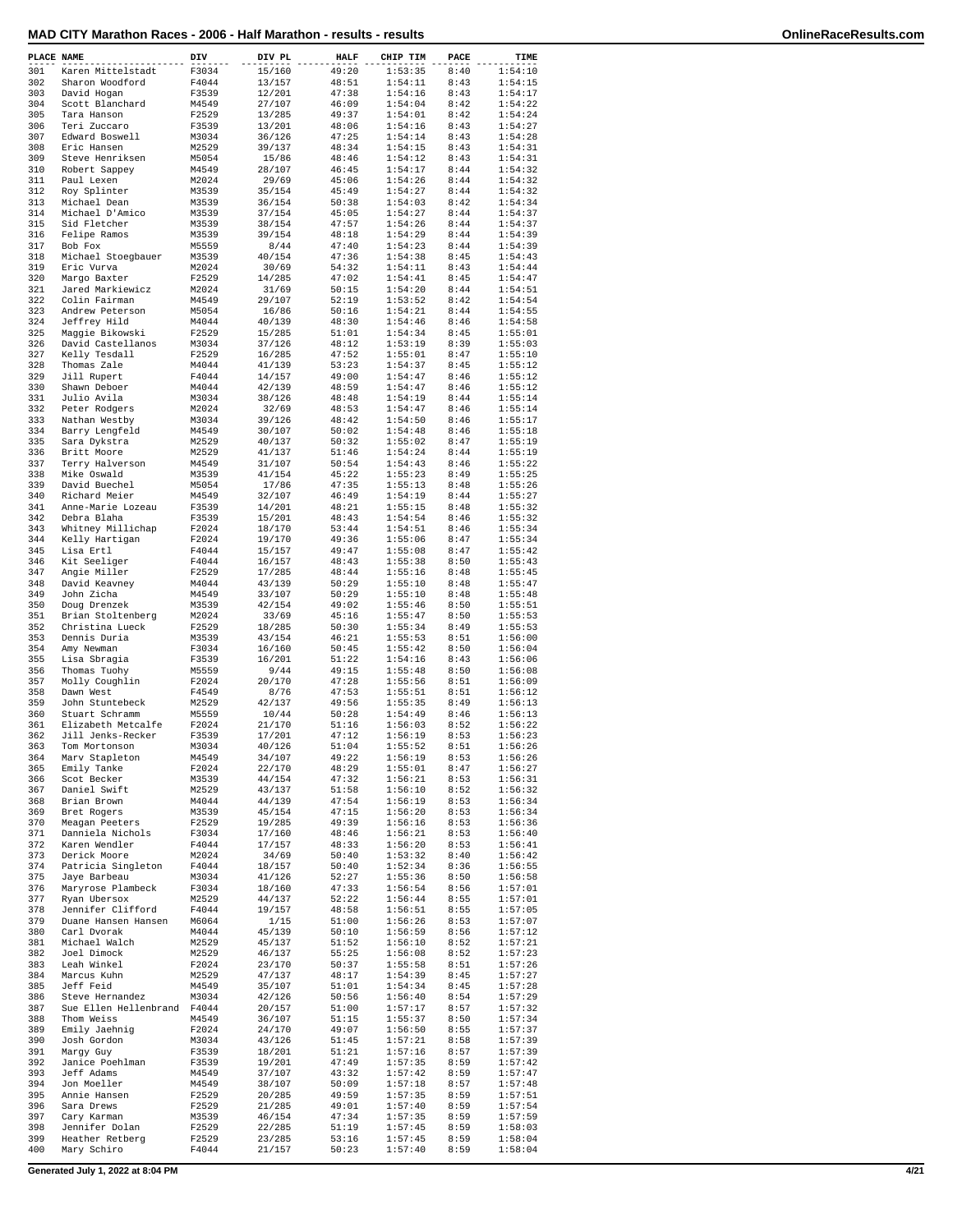# MAD CITY Marathon Races - 2006 - Half Marathon - results - results

| PLACE | NAME | DIV | DIV PL | HALF | CHIP TIM | PACE | TIME |
|---|---|---|---|---|---|---|---|
| 301 | Karen Mittelstadt | F3034 | 15/160 | 49:20 | 1:53:35 | 8:40 | 1:54:10 |
| 302 | Sharon Woodford | F4044 | 13/157 | 48:51 | 1:54:11 | 8:43 | 1:54:15 |
| 303 | David Hogan | F3539 | 12/201 | 47:38 | 1:54:16 | 8:43 | 1:54:17 |
| 304 | Scott Blanchard | M4549 | 27/107 | 46:09 | 1:54:04 | 8:42 | 1:54:22 |
| 305 | Tara Hanson | F2529 | 13/285 | 49:37 | 1:54:01 | 8:42 | 1:54:24 |
| 306 | Teri Zuccaro | F3539 | 13/201 | 48:06 | 1:54:16 | 8:43 | 1:54:27 |
| 307 | Edward Boswell | M3034 | 36/126 | 47:25 | 1:54:14 | 8:43 | 1:54:28 |
| 308 | Eric Hansen | M2529 | 39/137 | 48:34 | 1:54:15 | 8:43 | 1:54:31 |
| 309 | Steve Henriksen | M5054 | 15/86 | 48:46 | 1:54:12 | 8:43 | 1:54:31 |
| 310 | Robert Sappey | M4549 | 28/107 | 46:45 | 1:54:17 | 8:44 | 1:54:32 |
| 311 | Paul Lexen | M2024 | 29/69 | 45:06 | 1:54:26 | 8:44 | 1:54:32 |
| 312 | Roy Splinter | M3539 | 35/154 | 45:49 | 1:54:27 | 8:44 | 1:54:32 |
| 313 | Michael Dean | M3539 | 36/154 | 50:38 | 1:54:03 | 8:42 | 1:54:34 |
| 314 | Michael D'Amico | M3539 | 37/154 | 45:05 | 1:54:27 | 8:44 | 1:54:37 |
| 315 | Sid Fletcher | M3539 | 38/154 | 47:57 | 1:54:26 | 8:44 | 1:54:37 |
| 316 | Felipe Ramos | M3539 | 39/154 | 48:18 | 1:54:29 | 8:44 | 1:54:39 |
| 317 | Bob Fox | M5559 | 8/44 | 47:40 | 1:54:23 | 8:44 | 1:54:39 |
| 318 | Michael Stoegbauer | M3539 | 40/154 | 47:36 | 1:54:38 | 8:45 | 1:54:43 |
| 319 | Eric Vurva | M2024 | 30/69 | 54:32 | 1:54:11 | 8:43 | 1:54:44 |
| 320 | Margo Baxter | F2529 | 14/285 | 47:02 | 1:54:41 | 8:45 | 1:54:47 |
| 321 | Jared Markiewicz | M2024 | 31/69 | 50:15 | 1:54:20 | 8:44 | 1:54:51 |
| 322 | Colin Fairman | M4549 | 29/107 | 52:19 | 1:53:52 | 8:42 | 1:54:54 |
| 323 | Andrew Peterson | M5054 | 16/86 | 50:16 | 1:54:21 | 8:44 | 1:54:55 |
| 324 | Jeffrey Hild | M4044 | 40/139 | 48:30 | 1:54:46 | 8:46 | 1:54:58 |
| 325 | Maggie Bikowski | F2529 | 15/285 | 51:01 | 1:54:34 | 8:45 | 1:55:01 |
| 326 | David Castellanos | M3034 | 37/126 | 48:12 | 1:53:19 | 8:39 | 1:55:03 |
| 327 | Kelly Tesdall | F2529 | 16/285 | 47:52 | 1:55:01 | 8:47 | 1:55:10 |
| 328 | Thomas Zale | M4044 | 41/139 | 53:23 | 1:54:37 | 8:45 | 1:55:12 |
| 329 | Jill Rupert | F4044 | 14/157 | 49:00 | 1:54:47 | 8:46 | 1:55:12 |
| 330 | Shawn Deboer | M4044 | 42/139 | 48:59 | 1:54:47 | 8:46 | 1:55:12 |
| 331 | Julio Avila | M3034 | 38/126 | 48:48 | 1:54:19 | 8:44 | 1:55:14 |
| 332 | Peter Rodgers | M2024 | 32/69 | 48:53 | 1:54:47 | 8:46 | 1:55:14 |
| 333 | Nathan Westby | M3034 | 39/126 | 48:42 | 1:54:50 | 8:46 | 1:55:17 |
| 334 | Barry Lengfeld | M4549 | 30/107 | 50:02 | 1:54:48 | 8:46 | 1:55:18 |
| 335 | Sara Dykstra | M2529 | 40/137 | 50:32 | 1:55:02 | 8:47 | 1:55:19 |
| 336 | Britt Moore | M2529 | 41/137 | 51:46 | 1:54:24 | 8:44 | 1:55:19 |
| 337 | Terry Halverson | M4549 | 31/107 | 50:54 | 1:54:43 | 8:46 | 1:55:22 |
| 338 | Mike Oswald | M3539 | 41/154 | 45:22 | 1:55:23 | 8:49 | 1:55:25 |
| 339 | David Buechel | M5054 | 17/86 | 47:35 | 1:55:13 | 8:48 | 1:55:26 |
| 340 | Richard Meier | M4549 | 32/107 | 46:49 | 1:54:19 | 8:44 | 1:55:27 |
| 341 | Anne-Marie Lozeau | F3539 | 14/201 | 48:21 | 1:55:15 | 8:48 | 1:55:32 |
| 342 | Debra Blaha | F3539 | 15/201 | 48:43 | 1:54:54 | 8:46 | 1:55:32 |
| 343 | Whitney Millichap | F2024 | 18/170 | 53:44 | 1:54:51 | 8:46 | 1:55:34 |
| 344 | Kelly Hartigan | F2024 | 19/170 | 49:36 | 1:55:06 | 8:47 | 1:55:34 |
| 345 | Lisa Ertl | F4044 | 15/157 | 49:47 | 1:55:08 | 8:47 | 1:55:42 |
| 346 | Kit Seeliger | F4044 | 16/157 | 48:43 | 1:55:38 | 8:50 | 1:55:43 |
| 347 | Angie Miller | F2529 | 17/285 | 48:44 | 1:55:16 | 8:48 | 1:55:45 |
| 348 | David Keavney | M4044 | 43/139 | 50:29 | 1:55:10 | 8:48 | 1:55:47 |
| 349 | John Zicha | M4549 | 33/107 | 50:29 | 1:55:10 | 8:48 | 1:55:48 |
| 350 | Doug Drenzek | M3539 | 42/154 | 49:02 | 1:55:46 | 8:50 | 1:55:51 |
| 351 | Brian Stoltenberg | M2024 | 33/69 | 45:16 | 1:55:47 | 8:50 | 1:55:53 |
| 352 | Christina Lueck | F2529 | 18/285 | 50:30 | 1:55:34 | 8:49 | 1:55:53 |
| 353 | Dennis Duria | M3539 | 43/154 | 46:21 | 1:55:53 | 8:51 | 1:56:00 |
| 354 | Amy Newman | F3034 | 16/160 | 50:45 | 1:55:42 | 8:50 | 1:56:04 |
| 355 | Lisa Sbragia | F3539 | 16/201 | 51:22 | 1:54:16 | 8:43 | 1:56:06 |
| 356 | Thomas Tuohy | M5559 | 9/44 | 49:15 | 1:55:48 | 8:50 | 1:56:08 |
| 357 | Molly Coughlin | F2024 | 20/170 | 47:28 | 1:55:56 | 8:51 | 1:56:09 |
| 358 | Dawn West | F4549 | 8/76 | 47:53 | 1:55:51 | 8:51 | 1:56:12 |
| 359 | John Stuntebeck | M2529 | 42/137 | 49:56 | 1:55:35 | 8:49 | 1:56:13 |
| 360 | Stuart Schramm | M5559 | 10/44 | 50:28 | 1:54:49 | 8:46 | 1:56:13 |
| 361 | Elizabeth Metcalfe | F2024 | 21/170 | 51:16 | 1:56:03 | 8:52 | 1:56:22 |
| 362 | Jill Jenks-Recker | F3539 | 17/201 | 47:12 | 1:56:19 | 8:53 | 1:56:23 |
| 363 | Tom Mortonson | M3034 | 40/126 | 51:04 | 1:55:52 | 8:51 | 1:56:26 |
| 364 | Marv Stapleton | M4549 | 34/107 | 49:22 | 1:56:19 | 8:53 | 1:56:26 |
| 365 | Emily Tanke | F2024 | 22/170 | 48:29 | 1:55:01 | 8:47 | 1:56:27 |
| 366 | Scot Becker | M3539 | 44/154 | 47:32 | 1:56:21 | 8:53 | 1:56:31 |
| 367 | Daniel Swift | M2529 | 43/137 | 51:58 | 1:56:10 | 8:52 | 1:56:32 |
| 368 | Brian Brown | M4044 | 44/139 | 47:54 | 1:56:19 | 8:53 | 1:56:34 |
| 369 | Bret Rogers | M3539 | 45/154 | 47:15 | 1:56:20 | 8:53 | 1:56:34 |
| 370 | Meagan Peeters | F2529 | 19/285 | 49:39 | 1:56:16 | 8:53 | 1:56:36 |
| 371 | Danniela Nichols | F3034 | 17/160 | 48:46 | 1:56:21 | 8:53 | 1:56:40 |
| 372 | Karen Wendler | F4044 | 17/157 | 48:33 | 1:56:20 | 8:53 | 1:56:41 |
| 373 | Derick Moore | M2024 | 34/69 | 50:40 | 1:53:32 | 8:40 | 1:56:42 |
| 374 | Patricia Singleton | F4044 | 18/157 | 50:40 | 1:52:34 | 8:36 | 1:56:55 |
| 375 | Jaye Barbeau | M3034 | 41/126 | 52:27 | 1:55:36 | 8:50 | 1:56:58 |
| 376 | Maryrose Plambeck | F3034 | 18/160 | 47:33 | 1:56:54 | 8:56 | 1:57:01 |
| 377 | Ryan Ubersox | M2529 | 44/137 | 52:22 | 1:56:44 | 8:55 | 1:57:01 |
| 378 | Jennifer Clifford | F4044 | 19/157 | 48:58 | 1:56:51 | 8:55 | 1:57:05 |
| 379 | Duane Hansen Hansen | M6064 | 1/15 | 51:00 | 1:56:26 | 8:53 | 1:57:07 |
| 380 | Carl Dvorak | M4044 | 45/139 | 50:10 | 1:56:59 | 8:56 | 1:57:12 |
| 381 | Michael Walch | M2529 | 45/137 | 51:52 | 1:56:10 | 8:52 | 1:57:21 |
| 382 | Joel Dimock | M2529 | 46/137 | 55:25 | 1:56:08 | 8:52 | 1:57:23 |
| 383 | Leah Winkel | F2024 | 23/170 | 50:37 | 1:55:58 | 8:51 | 1:57:26 |
| 384 | Marcus Kuhn | M2529 | 47/137 | 48:17 | 1:54:39 | 8:45 | 1:57:27 |
| 385 | Jeff Feid | M4549 | 35/107 | 51:01 | 1:54:34 | 8:45 | 1:57:28 |
| 386 | Steve Hernandez | M3034 | 42/126 | 50:56 | 1:56:40 | 8:54 | 1:57:29 |
| 387 | Sue Ellen Hellenbrand | F4044 | 20/157 | 51:00 | 1:57:17 | 8:57 | 1:57:32 |
| 388 | Thom Weiss | M4549 | 36/107 | 51:15 | 1:55:37 | 8:50 | 1:57:34 |
| 389 | Emily Jaehnig | F2024 | 24/170 | 49:07 | 1:56:50 | 8:55 | 1:57:37 |
| 390 | Josh Gordon | M3034 | 43/126 | 51:45 | 1:57:21 | 8:58 | 1:57:39 |
| 391 | Margy Guy | F3539 | 18/201 | 51:21 | 1:57:16 | 8:57 | 1:57:39 |
| 392 | Janice Poehlman | F3539 | 19/201 | 47:49 | 1:57:35 | 8:59 | 1:57:42 |
| 393 | Jeff Adams | M4549 | 37/107 | 43:32 | 1:57:42 | 8:59 | 1:57:47 |
| 394 | Jon Moeller | M4549 | 38/107 | 50:09 | 1:57:18 | 8:57 | 1:57:48 |
| 395 | Annie Hansen | F2529 | 20/285 | 49:59 | 1:57:35 | 8:59 | 1:57:51 |
| 396 | Sara Drews | F2529 | 21/285 | 49:01 | 1:57:40 | 8:59 | 1:57:54 |
| 397 | Cary Karman | M3539 | 46/154 | 47:34 | 1:57:35 | 8:59 | 1:57:59 |
| 398 | Jennifer Dolan | F2529 | 22/285 | 51:19 | 1:57:45 | 8:59 | 1:58:03 |
| 399 | Heather Retberg | F2529 | 23/285 | 53:16 | 1:57:45 | 8:59 | 1:58:04 |
| 400 | Mary Schiro | F4044 | 21/157 | 50:23 | 1:57:40 | 8:59 | 1:58:04 |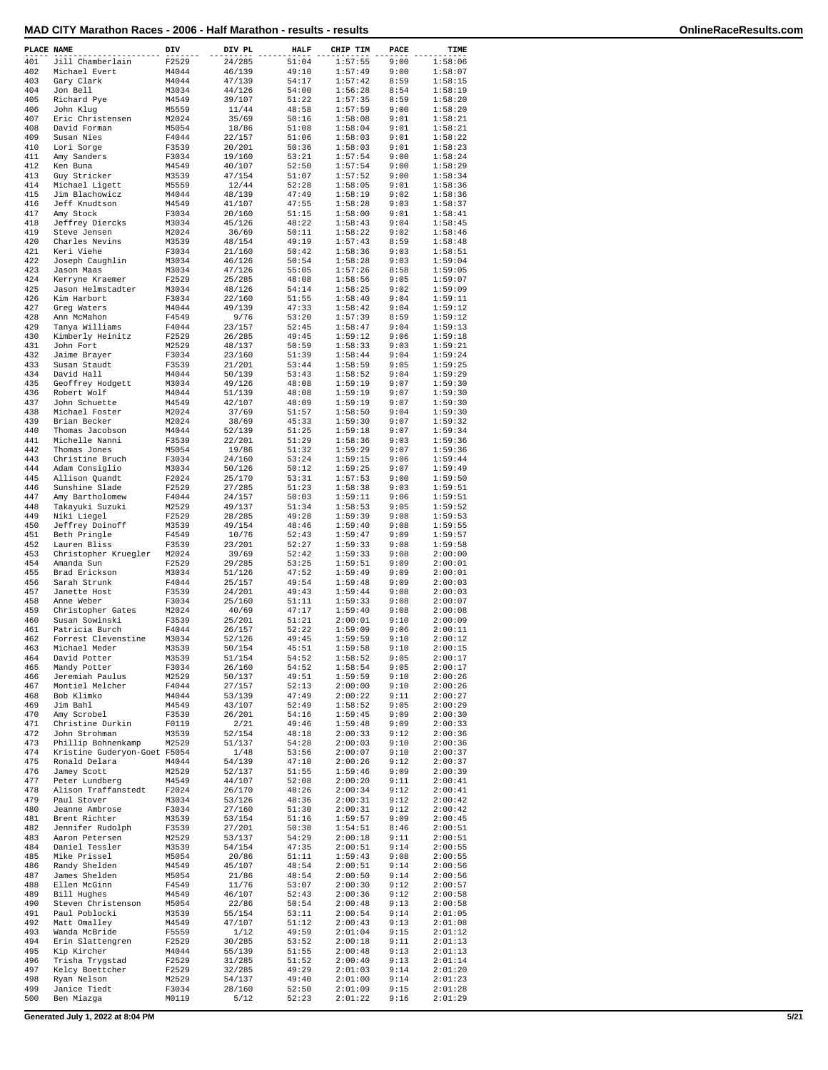# MAD CITY Marathon Races - 2006 - Half Marathon - results - results

| PLACE | NAME | DIV | DIV PL | HALF | CHIP TIM | PACE | TIME |
|---|---|---|---|---|---|---|---|
| 401 | Jill Chamberlain | F2529 | 24/285 | 51:04 | 1:57:55 | 9:00 | 1:58:06 |
| 402 | Michael Evert | M4044 | 46/139 | 49:10 | 1:57:49 | 9:00 | 1:58:07 |
| 403 | Gary Clark | M4044 | 47/139 | 54:17 | 1:57:42 | 8:59 | 1:58:15 |
| 404 | Jon Bell | M3034 | 44/126 | 54:00 | 1:56:28 | 8:54 | 1:58:19 |
| 405 | Richard Pye | M4549 | 39/107 | 51:22 | 1:57:35 | 8:59 | 1:58:20 |
| 406 | John Klug | M5559 | 11/44 | 48:58 | 1:57:59 | 9:00 | 1:58:20 |
| 407 | Eric Christensen | M2024 | 35/69 | 50:16 | 1:58:08 | 9:01 | 1:58:21 |
| 408 | David Forman | M5054 | 18/86 | 51:08 | 1:58:04 | 9:01 | 1:58:21 |
| 409 | Susan Nies | F4044 | 22/157 | 51:06 | 1:58:03 | 9:01 | 1:58:22 |
| 410 | Lori Sorge | F3539 | 20/201 | 50:36 | 1:58:03 | 9:01 | 1:58:23 |
| 411 | Amy Sanders | F3034 | 19/160 | 53:21 | 1:57:54 | 9:00 | 1:58:24 |
| 412 | Ken Buna | M4549 | 40/107 | 52:50 | 1:57:54 | 9:00 | 1:58:29 |
| 413 | Guy Stricker | M3539 | 47/154 | 51:07 | 1:57:52 | 9:00 | 1:58:34 |
| 414 | Michael Ligett | M5559 | 12/44 | 52:28 | 1:58:05 | 9:01 | 1:58:36 |
| 415 | Jim Blachowicz | M4044 | 48/139 | 47:49 | 1:58:19 | 9:02 | 1:58:36 |
| 416 | Jeff Knudtson | M4549 | 41/107 | 47:55 | 1:58:28 | 9:03 | 1:58:37 |
| 417 | Amy Stock | F3034 | 20/160 | 51:15 | 1:58:00 | 9:01 | 1:58:41 |
| 418 | Jeffrey Diercks | M3034 | 45/126 | 48:22 | 1:58:43 | 9:04 | 1:58:45 |
| 419 | Steve Jensen | M2024 | 36/69 | 50:11 | 1:58:22 | 9:02 | 1:58:46 |
| 420 | Charles Nevins | M3539 | 48/154 | 49:19 | 1:57:43 | 8:59 | 1:58:48 |
| 421 | Keri Viehe | F3034 | 21/160 | 50:42 | 1:58:36 | 9:03 | 1:58:51 |
| 422 | Joseph Caughlin | M3034 | 46/126 | 50:54 | 1:58:28 | 9:03 | 1:59:04 |
| 423 | Jason Maas | M3034 | 47/126 | 55:05 | 1:57:26 | 8:58 | 1:59:05 |
| 424 | Kerryne Kraemer | F2529 | 25/285 | 48:08 | 1:58:56 | 9:05 | 1:59:07 |
| 425 | Jason Helmstadter | M3034 | 48/126 | 54:14 | 1:58:25 | 9:02 | 1:59:09 |
| 426 | Kim Harbort | F3034 | 22/160 | 51:55 | 1:58:40 | 9:04 | 1:59:11 |
| 427 | Greg Waters | M4044 | 49/139 | 47:33 | 1:58:42 | 9:04 | 1:59:12 |
| 428 | Ann McMahon | F4549 | 9/76 | 53:20 | 1:57:39 | 8:59 | 1:59:12 |
| 429 | Tanya Williams | F4044 | 23/157 | 52:45 | 1:58:47 | 9:04 | 1:59:13 |
| 430 | Kimberly Heinitz | F2529 | 26/285 | 49:45 | 1:59:12 | 9:06 | 1:59:18 |
| 431 | John Fort | M2529 | 48/137 | 50:59 | 1:58:33 | 9:03 | 1:59:21 |
| 432 | Jaime Brayer | F3034 | 23/160 | 51:39 | 1:58:44 | 9:04 | 1:59:24 |
| 433 | Susan Staudt | F3539 | 21/201 | 53:44 | 1:58:59 | 9:05 | 1:59:25 |
| 434 | David Hall | M4044 | 50/139 | 53:43 | 1:58:52 | 9:04 | 1:59:29 |
| 435 | Geoffrey Hodgett | M3034 | 49/126 | 48:08 | 1:59:19 | 9:07 | 1:59:30 |
| 436 | Robert Wolf | M4044 | 51/139 | 48:08 | 1:59:19 | 9:07 | 1:59:30 |
| 437 | John Schuette | M4549 | 42/107 | 48:09 | 1:59:19 | 9:07 | 1:59:30 |
| 438 | Michael Foster | M2024 | 37/69 | 51:57 | 1:58:50 | 9:04 | 1:59:30 |
| 439 | Brian Becker | M2024 | 38/69 | 45:33 | 1:59:30 | 9:07 | 1:59:32 |
| 440 | Thomas Jacobson | M4044 | 52/139 | 51:25 | 1:59:18 | 9:07 | 1:59:34 |
| 441 | Michelle Nanni | F3539 | 22/201 | 51:29 | 1:58:36 | 9:03 | 1:59:36 |
| 442 | Thomas Jones | M5054 | 19/86 | 51:32 | 1:59:29 | 9:07 | 1:59:36 |
| 443 | Christine Bruch | F3034 | 24/160 | 53:24 | 1:59:15 | 9:06 | 1:59:44 |
| 444 | Adam Consiglio | M3034 | 50/126 | 50:12 | 1:59:25 | 9:07 | 1:59:49 |
| 445 | Allison Quandt | F2024 | 25/170 | 53:31 | 1:57:53 | 9:00 | 1:59:50 |
| 446 | Sunshine Slade | F2529 | 27/285 | 51:23 | 1:58:38 | 9:03 | 1:59:51 |
| 447 | Amy Bartholomew | F4044 | 24/157 | 50:03 | 1:59:11 | 9:06 | 1:59:51 |
| 448 | Takayuki Suzuki | M2529 | 49/137 | 51:34 | 1:58:53 | 9:05 | 1:59:52 |
| 449 | Niki Liegel | F2529 | 28/285 | 49:28 | 1:59:39 | 9:08 | 1:59:53 |
| 450 | Jeffrey Doinoff | M3539 | 49/154 | 48:46 | 1:59:40 | 9:08 | 1:59:55 |
| 451 | Beth Pringle | F4549 | 10/76 | 52:43 | 1:59:47 | 9:09 | 1:59:57 |
| 452 | Lauren Bliss | F3539 | 23/201 | 52:27 | 1:59:33 | 9:08 | 1:59:58 |
| 453 | Christopher Kruegler | M2024 | 39/69 | 52:42 | 1:59:33 | 9:08 | 2:00:00 |
| 454 | Amanda Sun | F2529 | 29/285 | 53:25 | 1:59:51 | 9:09 | 2:00:01 |
| 455 | Brad Erickson | M3034 | 51/126 | 47:52 | 1:59:49 | 9:09 | 2:00:01 |
| 456 | Sarah Strunk | F4044 | 25/157 | 49:54 | 1:59:48 | 9:09 | 2:00:03 |
| 457 | Janette Host | F3539 | 24/201 | 49:43 | 1:59:44 | 9:08 | 2:00:03 |
| 458 | Anne Weber | F3034 | 25/160 | 51:11 | 1:59:33 | 9:08 | 2:00:07 |
| 459 | Christopher Gates | M2024 | 40/69 | 47:17 | 1:59:40 | 9:08 | 2:00:08 |
| 460 | Susan Sowinski | F3539 | 25/201 | 51:21 | 2:00:01 | 9:10 | 2:00:09 |
| 461 | Patricia Burch | F4044 | 26/157 | 52:22 | 1:59:09 | 9:06 | 2:00:11 |
| 462 | Forrest Clevenstine | M3034 | 52/126 | 49:45 | 1:59:59 | 9:10 | 2:00:12 |
| 463 | Michael Meder | M3539 | 50/154 | 45:51 | 1:59:58 | 9:10 | 2:00:15 |
| 464 | David Potter | M3539 | 51/154 | 54:52 | 1:58:52 | 9:05 | 2:00:17 |
| 465 | Mandy Potter | F3034 | 26/160 | 54:52 | 1:58:54 | 9:05 | 2:00:17 |
| 466 | Jeremiah Paulus | M2529 | 50/137 | 49:51 | 1:59:59 | 9:10 | 2:00:26 |
| 467 | Montiel Melcher | F4044 | 27/157 | 52:13 | 2:00:00 | 9:10 | 2:00:26 |
| 468 | Bob Klimko | M4044 | 53/139 | 47:49 | 2:00:22 | 9:11 | 2:00:27 |
| 469 | Jim Bahl | M4549 | 43/107 | 52:49 | 1:58:52 | 9:05 | 2:00:29 |
| 470 | Amy Scrobel | F3539 | 26/201 | 54:16 | 1:59:45 | 9:09 | 2:00:30 |
| 471 | Christine Durkin | F0119 | 2/21 | 49:46 | 1:59:48 | 9:09 | 2:00:33 |
| 472 | John Strohman | M3539 | 52/154 | 48:18 | 2:00:33 | 9:12 | 2:00:36 |
| 473 | Phillip Bohnenkamp | M2529 | 51/137 | 54:28 | 2:00:03 | 9:10 | 2:00:36 |
| 474 | Kristine Guderyon-Goet | F5054 | 1/48 | 53:56 | 2:00:07 | 9:10 | 2:00:37 |
| 475 | Ronald Delara | M4044 | 54/139 | 47:10 | 2:00:26 | 9:12 | 2:00:37 |
| 476 | Jamey Scott | M2529 | 52/137 | 51:55 | 1:59:46 | 9:09 | 2:00:39 |
| 477 | Peter Lundberg | M4549 | 44/107 | 52:08 | 2:00:20 | 9:11 | 2:00:41 |
| 478 | Alison Traffanstedt | F2024 | 26/170 | 48:26 | 2:00:34 | 9:12 | 2:00:41 |
| 479 | Paul Stover | M3034 | 53/126 | 48:36 | 2:00:31 | 9:12 | 2:00:42 |
| 480 | Jeanne Ambrose | F3034 | 27/160 | 51:30 | 2:00:31 | 9:12 | 2:00:42 |
| 481 | Brent Richter | M3539 | 53/154 | 51:16 | 1:59:57 | 9:09 | 2:00:45 |
| 482 | Jennifer Rudolph | F3539 | 27/201 | 50:38 | 1:54:51 | 8:46 | 2:00:51 |
| 483 | Aaron Petersen | M2529 | 53/137 | 54:29 | 2:00:18 | 9:11 | 2:00:51 |
| 484 | Daniel Tessler | M3539 | 54/154 | 47:35 | 2:00:51 | 9:14 | 2:00:55 |
| 485 | Mike Prissel | M5054 | 20/86 | 51:11 | 1:59:43 | 9:08 | 2:00:55 |
| 486 | Randy Shelden | M4549 | 45/107 | 48:54 | 2:00:51 | 9:14 | 2:00:56 |
| 487 | James Shelden | M5054 | 21/86 | 48:54 | 2:00:50 | 9:14 | 2:00:56 |
| 488 | Ellen McGinn | F4549 | 11/76 | 53:07 | 2:00:30 | 9:12 | 2:00:57 |
| 489 | Bill Hughes | M4549 | 46/107 | 52:43 | 2:00:36 | 9:12 | 2:00:58 |
| 490 | Steven Christenson | M5054 | 22/86 | 50:54 | 2:00:48 | 9:13 | 2:00:58 |
| 491 | Paul Poblocki | M3539 | 55/154 | 53:11 | 2:00:54 | 9:14 | 2:01:05 |
| 492 | Matt Omalley | M4549 | 47/107 | 51:12 | 2:00:43 | 9:13 | 2:01:08 |
| 493 | Wanda McBride | F5559 | 1/12 | 49:59 | 2:01:04 | 9:15 | 2:01:12 |
| 494 | Erin Slattengren | F2529 | 30/285 | 53:52 | 2:00:18 | 9:11 | 2:01:13 |
| 495 | Kip Kircher | M4044 | 55/139 | 51:55 | 2:00:48 | 9:13 | 2:01:13 |
| 496 | Trisha Trygstad | F2529 | 31/285 | 51:52 | 2:00:40 | 9:13 | 2:01:14 |
| 497 | Kelcy Boettcher | F2529 | 32/285 | 49:29 | 2:01:03 | 9:14 | 2:01:20 |
| 498 | Ryan Nelson | M2529 | 54/137 | 49:40 | 2:01:00 | 9:14 | 2:01:23 |
| 499 | Janice Tiedt | F3034 | 28/160 | 52:50 | 2:01:09 | 9:15 | 2:01:28 |
| 500 | Ben Miazga | M0119 | 5/12 | 52:23 | 2:01:22 | 9:16 | 2:01:29 |

Generated July 1, 2022 at 8:04 PM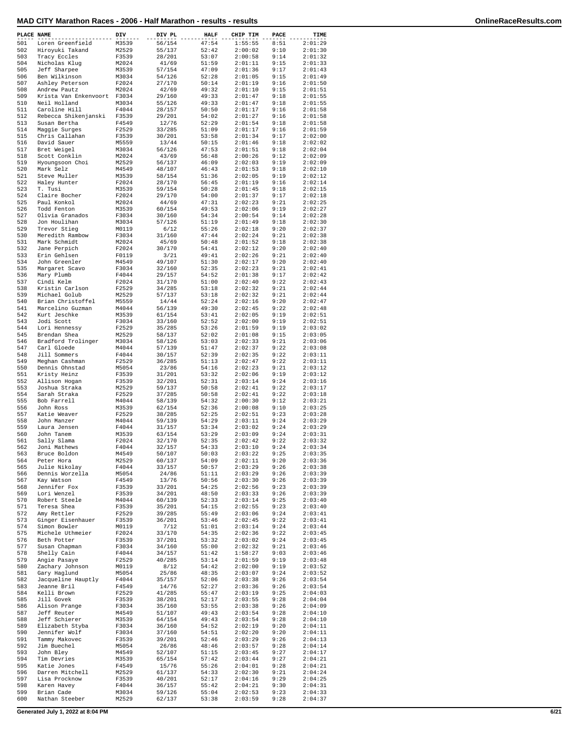# MAD CITY Marathon Races - 2006 - Half Marathon - results - results

| PLACE | NAME | DIV | DIV PL | HALF | CHIP TIM | PACE | TIME |
|---|---|---|---|---|---|---|---|
| 501 | Loren Greenfield | M3539 | 56/154 | 47:54 | 1:55:55 | 8:51 | 2:01:29 |
| 502 | Hiroyuki Takand | M2529 | 55/137 | 52:42 | 2:00:02 | 9:10 | 2:01:30 |
| 503 | Tracy Eccles | F3539 | 28/201 | 53:07 | 2:00:58 | 9:14 | 2:01:32 |
| 504 | Nicholas Klug | M2024 | 41/69 | 51:59 | 2:01:11 | 9:15 | 2:01:33 |
| 505 | Jeff Sharpee | M3539 | 57/154 | 47:09 | 2:01:36 | 9:17 | 2:01:43 |
| 506 | Ben Wilkinson | M3034 | 54/126 | 52:28 | 2:01:05 | 9:15 | 2:01:49 |
| 507 | Ashley Peterson | F2024 | 27/170 | 50:14 | 2:01:19 | 9:16 | 2:01:50 |
| 508 | Andrew Pautz | M2024 | 42/69 | 49:32 | 2:01:10 | 9:15 | 2:01:51 |
| 509 | Krista Van Enkenvoort | F3034 | 29/160 | 49:33 | 2:01:47 | 9:18 | 2:01:55 |
| 510 | Neil Holland | M3034 | 55/126 | 49:33 | 2:01:47 | 9:18 | 2:01:55 |
| 511 | Caroline Hill | F4044 | 28/157 | 50:50 | 2:01:17 | 9:16 | 2:01:58 |
| 512 | Rebecca Shikenjanski | F3539 | 29/201 | 54:02 | 2:01:27 | 9:16 | 2:01:58 |
| 513 | Susan Bertha | F4549 | 12/76 | 52:29 | 2:01:54 | 9:18 | 2:01:58 |
| 514 | Maggie Surges | F2529 | 33/285 | 51:09 | 2:01:17 | 9:16 | 2:01:59 |
| 515 | Chris Callahan | F3539 | 30/201 | 53:58 | 2:01:34 | 9:17 | 2:02:00 |
| 516 | David Sauer | M5559 | 13/44 | 50:15 | 2:01:46 | 9:18 | 2:02:02 |
| 517 | Bret Weigel | M3034 | 56/126 | 47:53 | 2:01:51 | 9:18 | 2:02:04 |
| 518 | Scott Conklin | M2024 | 43/69 | 56:48 | 2:00:26 | 9:12 | 2:02:09 |
| 519 | Hyoungsoon Choi | M2529 | 56/137 | 46:09 | 2:02:03 | 9:19 | 2:02:09 |
| 520 | Mark Selz | M4549 | 48/107 | 46:43 | 2:01:53 | 9:18 | 2:02:10 |
| 521 | Steve Muller | M3539 | 58/154 | 51:36 | 2:02:05 | 9:19 | 2:02:12 |
| 522 | Haley Hunter | F2024 | 28/170 | 56:45 | 2:01:19 | 9:16 | 2:02:14 |
| 523 | T. Tusi | M3539 | 59/154 | 50:28 | 2:01:45 | 9:18 | 2:02:15 |
| 524 | Claire Bocher | F2024 | 29/170 | 54:00 | 2:01:37 | 9:17 | 2:02:18 |
| 525 | Paul Konkol | M2024 | 44/69 | 47:31 | 2:02:23 | 9:21 | 2:02:25 |
| 526 | Todd Fenton | M3539 | 60/154 | 49:53 | 2:02:06 | 9:19 | 2:02:27 |
| 527 | Olivia Granados | F3034 | 30/160 | 54:34 | 2:00:54 | 9:14 | 2:02:28 |
| 528 | Jon Houlihan | M3034 | 57/126 | 51:19 | 2:01:49 | 9:18 | 2:02:30 |
| 529 | Trevor Stieg | M0119 | 6/12 | 55:26 | 2:02:18 | 9:20 | 2:02:37 |
| 530 | Meredith Rambow | F3034 | 31/160 | 47:44 | 2:02:24 | 9:21 | 2:02:38 |
| 531 | Mark Schmidt | M2024 | 45/69 | 50:48 | 2:01:52 | 9:18 | 2:02:38 |
| 532 | Jane Perpich | F2024 | 30/170 | 54:41 | 2:02:12 | 9:20 | 2:02:40 |
| 533 | Erin Gehlsen | F0119 | 3/21 | 49:41 | 2:02:26 | 9:21 | 2:02:40 |
| 534 | John Greenler | M4549 | 49/107 | 51:30 | 2:02:17 | 9:20 | 2:02:40 |
| 535 | Margaret Scavo | F3034 | 32/160 | 52:35 | 2:02:23 | 9:21 | 2:02:41 |
| 536 | Mary Plumb | F4044 | 29/157 | 54:52 | 2:01:38 | 9:17 | 2:02:42 |
| 537 | Cindi Kelm | F2024 | 31/170 | 51:00 | 2:02:40 | 9:22 | 2:02:43 |
| 538 | Kristin Carlson | F2529 | 34/285 | 53:18 | 2:02:32 | 9:21 | 2:02:44 |
| 539 | Michael Golub | M2529 | 57/137 | 53:18 | 2:02:32 | 9:21 | 2:02:44 |
| 540 | Brian Christoffel | M5559 | 14/44 | 52:24 | 2:02:16 | 9:20 | 2:02:47 |
| 541 | Marcelino Guzman | M4044 | 56/139 | 49:30 | 2:02:45 | 9:22 | 2:02:48 |
| 542 | Kurt Jeschke | M3539 | 61/154 | 53:41 | 2:02:05 | 9:19 | 2:02:51 |
| 543 | Jodi Scott | F3034 | 33/160 | 52:52 | 2:02:00 | 9:19 | 2:02:51 |
| 544 | Lori Hennessy | F2529 | 35/285 | 53:26 | 2:01:59 | 9:19 | 2:03:02 |
| 545 | Brendan Shea | M2529 | 58/137 | 52:02 | 2:01:08 | 9:15 | 2:03:05 |
| 546 | Bradford Trolinger | M3034 | 58/126 | 53:03 | 2:02:33 | 9:21 | 2:03:06 |
| 547 | Carl Gloede | M4044 | 57/139 | 51:47 | 2:02:37 | 9:22 | 2:03:08 |
| 548 | Jill Sommers | F4044 | 30/157 | 52:39 | 2:02:35 | 9:22 | 2:03:11 |
| 549 | Meghan Cashman | F2529 | 36/285 | 51:13 | 2:02:47 | 9:22 | 2:03:11 |
| 550 | Dennis Ohnstad | M5054 | 23/86 | 54:16 | 2:02:23 | 9:21 | 2:03:12 |
| 551 | Kristy Heinz | F3539 | 31/201 | 53:32 | 2:02:06 | 9:19 | 2:03:12 |
| 552 | Allison Hogan | F3539 | 32/201 | 52:31 | 2:03:14 | 9:24 | 2:03:16 |
| 553 | Joshua Straka | M2529 | 59/137 | 50:58 | 2:02:41 | 9:22 | 2:03:17 |
| 554 | Sarah Straka | F2529 | 37/285 | 50:58 | 2:02:41 | 9:22 | 2:03:18 |
| 555 | Bob Farrell | M4044 | 58/139 | 54:32 | 2:00:30 | 9:12 | 2:03:21 |
| 556 | John Ross | M3539 | 62/154 | 52:36 | 2:00:08 | 9:10 | 2:03:25 |
| 557 | Katie Weaver | F2529 | 38/285 | 52:25 | 2:02:51 | 9:23 | 2:03:28 |
| 558 | John Manzer | M4044 | 59/139 | 54:29 | 2:03:11 | 9:24 | 2:03:29 |
| 559 | Laura Jensen | F4044 | 31/157 | 53:34 | 2:03:02 | 9:24 | 2:03:29 |
| 560 | John Tanem | M3539 | 63/154 | 53:29 | 2:03:09 | 9:24 | 2:03:31 |
| 561 | Sally Slama | F2024 | 32/170 | 52:35 | 2:02:42 | 9:22 | 2:03:32 |
| 562 | Joni Mathews | F4044 | 32/157 | 54:33 | 2:03:10 | 9:24 | 2:03:34 |
| 563 | Bruce Boldon | M4549 | 50/107 | 50:03 | 2:03:22 | 9:25 | 2:03:35 |
| 564 | Peter Hora | M2529 | 60/137 | 54:09 | 2:02:11 | 9:20 | 2:03:36 |
| 565 | Julie Nikolay | F4044 | 33/157 | 50:57 | 2:03:29 | 9:26 | 2:03:38 |
| 566 | Dennis Worzella | M5054 | 24/86 | 51:11 | 2:03:29 | 9:26 | 2:03:39 |
| 567 | Kay Watson | F4549 | 13/76 | 50:56 | 2:03:30 | 9:26 | 2:03:39 |
| 568 | Jennifer Fox | F3539 | 33/201 | 54:25 | 2:02:56 | 9:23 | 2:03:39 |
| 569 | Lori Wenzel | F3539 | 34/201 | 48:50 | 2:03:33 | 9:26 | 2:03:39 |
| 570 | Robert Steele | M4044 | 60/139 | 52:33 | 2:03:14 | 9:25 | 2:03:40 |
| 571 | Teresa Shea | F3539 | 35/201 | 54:15 | 2:02:55 | 9:23 | 2:03:40 |
| 572 | Amy Rettler | F2529 | 39/285 | 55:49 | 2:03:06 | 9:24 | 2:03:41 |
| 573 | Ginger Eisenhauer | F3539 | 36/201 | 53:46 | 2:02:45 | 9:22 | 2:03:41 |
| 574 | Simon Bowler | M0119 | 7/12 | 51:01 | 2:03:14 | 9:24 | 2:03:44 |
| 575 | Michele Uthmeier | F2024 | 33/170 | 54:35 | 2:02:36 | 9:22 | 2:03:45 |
| 576 | Beth Potter | F3539 | 37/201 | 53:32 | 2:03:02 | 9:24 | 2:03:45 |
| 577 | Susan Chapman | F3034 | 34/160 | 55:00 | 2:02:32 | 9:21 | 2:03:46 |
| 578 | Shelly Cain | F4044 | 34/157 | 51:42 | 1:58:27 | 9:03 | 2:03:46 |
| 579 | Angie Pasaye | F2529 | 40/285 | 53:14 | 2:01:59 | 9:19 | 2:03:48 |
| 580 | Zachary Johnson | M0119 | 8/12 | 54:42 | 2:02:00 | 9:19 | 2:03:52 |
| 581 | Gary Haglund | M5054 | 25/86 | 48:35 | 2:03:07 | 9:24 | 2:03:52 |
| 582 | Jacqueline Hauptly | F4044 | 35/157 | 52:06 | 2:03:38 | 9:26 | 2:03:54 |
| 583 | Jeanne Bril | F4549 | 14/76 | 52:27 | 2:03:36 | 9:26 | 2:03:54 |
| 584 | Kelli Brown | F2529 | 41/285 | 55:47 | 2:03:19 | 9:25 | 2:04:03 |
| 585 | Jill Govek | F3539 | 38/201 | 52:17 | 2:03:55 | 9:28 | 2:04:04 |
| 586 | Alison Prange | F3034 | 35/160 | 53:55 | 2:03:38 | 9:26 | 2:04:09 |
| 587 | Jeff Reuter | M4549 | 51/107 | 49:43 | 2:03:54 | 9:28 | 2:04:10 |
| 588 | Jeff Schierer | M3539 | 64/154 | 49:43 | 2:03:54 | 9:28 | 2:04:10 |
| 589 | Elizabeth Styba | F3034 | 36/160 | 54:52 | 2:02:19 | 9:20 | 2:04:11 |
| 590 | Jennifer Wolf | F3034 | 37/160 | 54:51 | 2:02:20 | 9:20 | 2:04:11 |
| 591 | Tammy Makovec | F3539 | 39/201 | 52:46 | 2:03:29 | 9:26 | 2:04:13 |
| 592 | Jim Buechel | M5054 | 26/86 | 48:46 | 2:03:57 | 9:28 | 2:04:14 |
| 593 | John Bley | M4549 | 52/107 | 51:15 | 2:03:45 | 9:27 | 2:04:17 |
| 594 | Tim Devries | M3539 | 65/154 | 57:42 | 2:03:44 | 9:27 | 2:04:21 |
| 595 | Katie Jones | F4549 | 15/76 | 55:26 | 2:04:01 | 9:28 | 2:04:21 |
| 596 | Darren Mitchell | M2529 | 61/137 | 54:33 | 2:02:30 | 9:21 | 2:04:24 |
| 597 | Lisa Procknow | F3539 | 40/201 | 52:17 | 2:04:16 | 9:29 | 2:04:25 |
| 598 | Karen Havey | F4044 | 36/157 | 55:42 | 2:04:21 | 9:30 | 2:04:31 |
| 599 | Brian Cade | M3034 | 59/126 | 55:04 | 2:02:53 | 9:23 | 2:04:33 |
| 600 | Nathan Steeber | M2529 | 62/137 | 53:38 | 2:03:59 | 9:28 | 2:04:37 |

Generated July 1, 2022 at 8:04 PM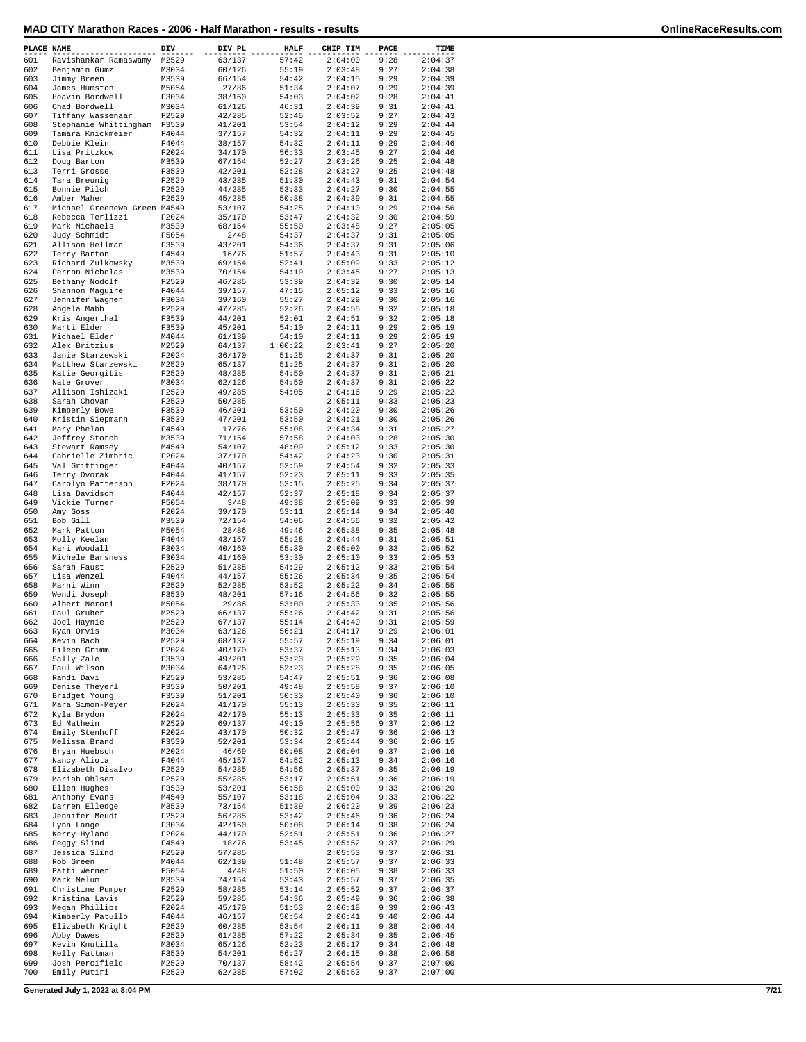# MAD CITY Marathon Races - 2006 - Half Marathon - results - results

| PLACE | NAME | DIV | DIV PL | HALF | CHIP TIM | PACE | TIME |
|---|---|---|---|---|---|---|---|
| 601 | Ravishankar Ramaswamy | M2529 | 63/137 | 57:42 | 2:04:00 | 9:28 | 2:04:37 |
| 602 | Benjamin Gumz | M3034 | 60/126 | 55:19 | 2:03:48 | 9:27 | 2:04:38 |
| 603 | Jimmy Breen | M3539 | 66/154 | 54:42 | 2:04:15 | 9:29 | 2:04:39 |
| 604 | James Humston | M5054 | 27/86 | 51:34 | 2:04:07 | 9:29 | 2:04:39 |
| 605 | Heavin Bordwell | F3034 | 38/160 | 54:03 | 2:04:02 | 9:28 | 2:04:41 |
| 606 | Chad Bordwell | M3034 | 61/126 | 46:31 | 2:04:39 | 9:31 | 2:04:41 |
| 607 | Tiffany Wassenaar | F2529 | 42/285 | 52:45 | 2:03:52 | 9:27 | 2:04:43 |
| 608 | Stephanie Whittingham | F3539 | 41/201 | 53:54 | 2:04:12 | 9:29 | 2:04:44 |
| 609 | Tamara Knickmeier | F4044 | 37/157 | 54:32 | 2:04:11 | 9:29 | 2:04:45 |
| 610 | Debbie Klein | F4044 | 38/157 | 54:32 | 2:04:11 | 9:29 | 2:04:46 |
| 611 | Lisa Pritzkow | F2024 | 34/170 | 56:33 | 2:03:45 | 9:27 | 2:04:46 |
| 612 | Doug Barton | M3539 | 67/154 | 52:27 | 2:03:26 | 9:25 | 2:04:48 |
| 613 | Terri Grosse | F3539 | 42/201 | 52:28 | 2:03:27 | 9:25 | 2:04:48 |
| 614 | Tara Breunig | F2529 | 43/285 | 51:30 | 2:04:43 | 9:31 | 2:04:54 |
| 615 | Bonnie Pilch | F2529 | 44/285 | 53:33 | 2:04:27 | 9:30 | 2:04:55 |
| 616 | Amber Maher | F2529 | 45/285 | 50:38 | 2:04:39 | 9:31 | 2:04:55 |
| 617 | Michael Greenewa Green | M4549 | 53/107 | 54:25 | 2:04:10 | 9:29 | 2:04:56 |
| 618 | Rebecca Terlizzi | F2024 | 35/170 | 53:47 | 2:04:32 | 9:30 | 2:04:59 |
| 619 | Mark Michaels | M3539 | 68/154 | 55:50 | 2:03:48 | 9:27 | 2:05:05 |
| 620 | Judy Schmidt | F5054 | 2/48 | 54:37 | 2:04:37 | 9:31 | 2:05:05 |
| 621 | Allison Hellman | F3539 | 43/201 | 54:36 | 2:04:37 | 9:31 | 2:05:06 |
| 622 | Terry Barton | F4549 | 16/76 | 51:57 | 2:04:43 | 9:31 | 2:05:10 |
| 623 | Richard Zulkowsky | M3539 | 69/154 | 52:41 | 2:05:09 | 9:33 | 2:05:12 |
| 624 | Perron Nicholas | M3539 | 70/154 | 54:19 | 2:03:45 | 9:27 | 2:05:13 |
| 625 | Bethany Nodolf | F2529 | 46/285 | 53:39 | 2:04:32 | 9:30 | 2:05:14 |
| 626 | Shannon Maguire | F4044 | 39/157 | 47:15 | 2:05:12 | 9:33 | 2:05:16 |
| 627 | Jennifer Wagner | F3034 | 39/160 | 55:27 | 2:04:29 | 9:30 | 2:05:16 |
| 628 | Angela Mabb | F2529 | 47/285 | 52:26 | 2:04:55 | 9:32 | 2:05:18 |
| 629 | Kris Angerthal | F3539 | 44/201 | 52:01 | 2:04:51 | 9:32 | 2:05:18 |
| 630 | Marti Elder | F3539 | 45/201 | 54:10 | 2:04:11 | 9:29 | 2:05:19 |
| 631 | Michael Elder | M4044 | 61/139 | 54:10 | 2:04:11 | 9:29 | 2:05:19 |
| 632 | Alex Britzius | M2529 | 64/137 | 1:00:22 | 2:03:41 | 9:27 | 2:05:20 |
| 633 | Janie Starzewski | F2024 | 36/170 | 51:25 | 2:04:37 | 9:31 | 2:05:20 |
| 634 | Matthew Starzewski | M2529 | 65/137 | 51:25 | 2:04:37 | 9:31 | 2:05:20 |
| 635 | Katie Georgitis | F2529 | 48/285 | 54:50 | 2:04:37 | 9:31 | 2:05:21 |
| 636 | Nate Grover | M3034 | 62/126 | 54:50 | 2:04:37 | 9:31 | 2:05:22 |
| 637 | Allison Ishizaki | F2529 | 49/285 | 54:05 | 2:04:16 | 9:29 | 2:05:22 |
| 638 | Sarah Chovan | F2529 | 50/285 | | 2:05:11 | 9:33 | 2:05:23 |
| 639 | Kimberly Bowe | F3539 | 46/201 | 53:50 | 2:04:20 | 9:30 | 2:05:26 |
| 640 | Kristin Siepmann | F3539 | 47/201 | 53:50 | 2:04:21 | 9:30 | 2:05:26 |
| 641 | Mary Phelan | F4549 | 17/76 | 55:08 | 2:04:34 | 9:31 | 2:05:27 |
| 642 | Jeffrey Storch | M3539 | 71/154 | 57:58 | 2:04:03 | 9:28 | 2:05:30 |
| 643 | Stewart Ramsey | M4549 | 54/107 | 48:09 | 2:05:12 | 9:33 | 2:05:30 |
| 644 | Gabrielle Zimbric | F2024 | 37/170 | 54:42 | 2:04:23 | 9:30 | 2:05:31 |
| 645 | Val Grittinger | F4044 | 40/157 | 52:59 | 2:04:54 | 9:32 | 2:05:33 |
| 646 | Terry Dvorak | F4044 | 41/157 | 52:23 | 2:05:11 | 9:33 | 2:05:35 |
| 647 | Carolyn Patterson | F2024 | 38/170 | 53:15 | 2:05:25 | 9:34 | 2:05:37 |
| 648 | Lisa Davidson | F4044 | 42/157 | 52:37 | 2:05:18 | 9:34 | 2:05:37 |
| 649 | Vickie Turner | F5054 | 3/48 | 49:38 | 2:05:09 | 9:33 | 2:05:39 |
| 650 | Amy Goss | F2024 | 39/170 | 53:11 | 2:05:14 | 9:34 | 2:05:40 |
| 651 | Bob Gill | M3539 | 72/154 | 54:06 | 2:04:56 | 9:32 | 2:05:42 |
| 652 | Mark Patton | M5054 | 28/86 | 49:46 | 2:05:38 | 9:35 | 2:05:48 |
| 653 | Molly Keelan | F4044 | 43/157 | 55:28 | 2:04:44 | 9:31 | 2:05:51 |
| 654 | Kari Woodall | F3034 | 40/160 | 55:30 | 2:05:00 | 9:33 | 2:05:52 |
| 655 | Michele Barsness | F3034 | 41/160 | 53:30 | 2:05:10 | 9:33 | 2:05:53 |
| 656 | Sarah Faust | F2529 | 51/285 | 54:29 | 2:05:12 | 9:33 | 2:05:54 |
| 657 | Lisa Wenzel | F4044 | 44/157 | 55:26 | 2:05:34 | 9:35 | 2:05:54 |
| 658 | Marni Winn | F2529 | 52/285 | 53:52 | 2:05:22 | 9:34 | 2:05:55 |
| 659 | Wendi Joseph | F3539 | 48/201 | 57:16 | 2:04:56 | 9:32 | 2:05:55 |
| 660 | Albert Neroni | M5054 | 29/86 | 53:00 | 2:05:33 | 9:35 | 2:05:56 |
| 661 | Paul Gruber | M2529 | 66/137 | 55:26 | 2:04:42 | 9:31 | 2:05:56 |
| 662 | Joel Haynie | M2529 | 67/137 | 55:14 | 2:04:40 | 9:31 | 2:05:59 |
| 663 | Ryan Orvis | M3034 | 63/126 | 56:21 | 2:04:17 | 9:29 | 2:06:01 |
| 664 | Kevin Bach | M2529 | 68/137 | 55:57 | 2:05:19 | 9:34 | 2:06:01 |
| 665 | Eileen Grimm | F2024 | 40/170 | 53:37 | 2:05:13 | 9:34 | 2:06:03 |
| 666 | Sally Zale | F3539 | 49/201 | 53:23 | 2:05:29 | 9:35 | 2:06:04 |
| 667 | Paul Wilson | M3034 | 64/126 | 52:23 | 2:05:28 | 9:35 | 2:06:05 |
| 668 | Randi Davi | F2529 | 53/285 | 54:47 | 2:05:51 | 9:36 | 2:06:08 |
| 669 | Denise Theyerl | F3539 | 50/201 | 49:48 | 2:05:58 | 9:37 | 2:06:10 |
| 670 | Bridget Young | F3539 | 51/201 | 50:33 | 2:05:40 | 9:36 | 2:06:10 |
| 671 | Mara Simon-Meyer | F2024 | 41/170 | 55:13 | 2:05:33 | 9:35 | 2:06:11 |
| 672 | Kyla Brydon | F2024 | 42/170 | 55:13 | 2:05:33 | 9:35 | 2:06:11 |
| 673 | Ed Mathein | M2529 | 69/137 | 49:10 | 2:05:56 | 9:37 | 2:06:12 |
| 674 | Emily Stenhoff | F2024 | 43/170 | 50:32 | 2:05:47 | 9:36 | 2:06:13 |
| 675 | Melissa Brand | F3539 | 52/201 | 53:34 | 2:05:44 | 9:36 | 2:06:15 |
| 676 | Bryan Huebsch | M2024 | 46/69 | 50:08 | 2:06:04 | 9:37 | 2:06:16 |
| 677 | Nancy Aliota | F4044 | 45/157 | 54:52 | 2:05:13 | 9:34 | 2:06:16 |
| 678 | Elizabeth Disalvo | F2529 | 54/285 | 54:56 | 2:05:37 | 9:35 | 2:06:19 |
| 679 | Mariah Ohlsen | F2529 | 55/285 | 53:17 | 2:05:51 | 9:36 | 2:06:19 |
| 680 | Ellen Hughes | F3539 | 53/201 | 56:58 | 2:05:00 | 9:33 | 2:06:20 |
| 681 | Anthony Evans | M4549 | 55/107 | 53:18 | 2:05:04 | 9:33 | 2:06:22 |
| 682 | Darren Elledge | M3539 | 73/154 | 51:39 | 2:06:20 | 9:39 | 2:06:23 |
| 683 | Jennifer Meudt | F2529 | 56/285 | 53:42 | 2:05:46 | 9:36 | 2:06:24 |
| 684 | Lynn Lange | F3034 | 42/160 | 50:08 | 2:06:14 | 9:38 | 2:06:24 |
| 685 | Kerry Hyland | F2024 | 44/170 | 52:51 | 2:05:51 | 9:36 | 2:06:27 |
| 686 | Peggy Slind | F4549 | 18/76 | 53:45 | 2:05:52 | 9:37 | 2:06:29 |
| 687 | Jessica Slind | F2529 | 57/285 | | 2:05:53 | 9:37 | 2:06:31 |
| 688 | Rob Green | M4044 | 62/139 | 51:48 | 2:05:57 | 9:37 | 2:06:33 |
| 689 | Patti Werner | F5054 | 4/48 | 51:50 | 2:06:05 | 9:38 | 2:06:33 |
| 690 | Mark Melum | M3539 | 74/154 | 53:43 | 2:05:57 | 9:37 | 2:06:35 |
| 691 | Christine Pumper | F2529 | 58/285 | 53:14 | 2:05:52 | 9:37 | 2:06:37 |
| 692 | Kristina Lavis | F2529 | 59/285 | 54:36 | 2:05:49 | 9:36 | 2:06:38 |
| 693 | Megan Phillips | F2024 | 45/170 | 51:53 | 2:06:18 | 9:39 | 2:06:43 |
| 694 | Kimberly Patullo | F4044 | 46/157 | 50:54 | 2:06:41 | 9:40 | 2:06:44 |
| 695 | Elizabeth Knight | F2529 | 60/285 | 53:54 | 2:06:11 | 9:38 | 2:06:44 |
| 696 | Abby Dawes | F2529 | 61/285 | 57:22 | 2:05:34 | 9:35 | 2:06:45 |
| 697 | Kevin Knutilla | M3034 | 65/126 | 52:23 | 2:05:17 | 9:34 | 2:06:48 |
| 698 | Kelly Fattman | F3539 | 54/201 | 56:27 | 2:06:15 | 9:38 | 2:06:58 |
| 699 | Josh Percifield | M2529 | 70/137 | 58:42 | 2:05:54 | 9:37 | 2:07:00 |
| 700 | Emily Putiri | F2529 | 62/285 | 57:02 | 2:05:53 | 9:37 | 2:07:00 |

Generated July 1, 2022 at 8:04 PM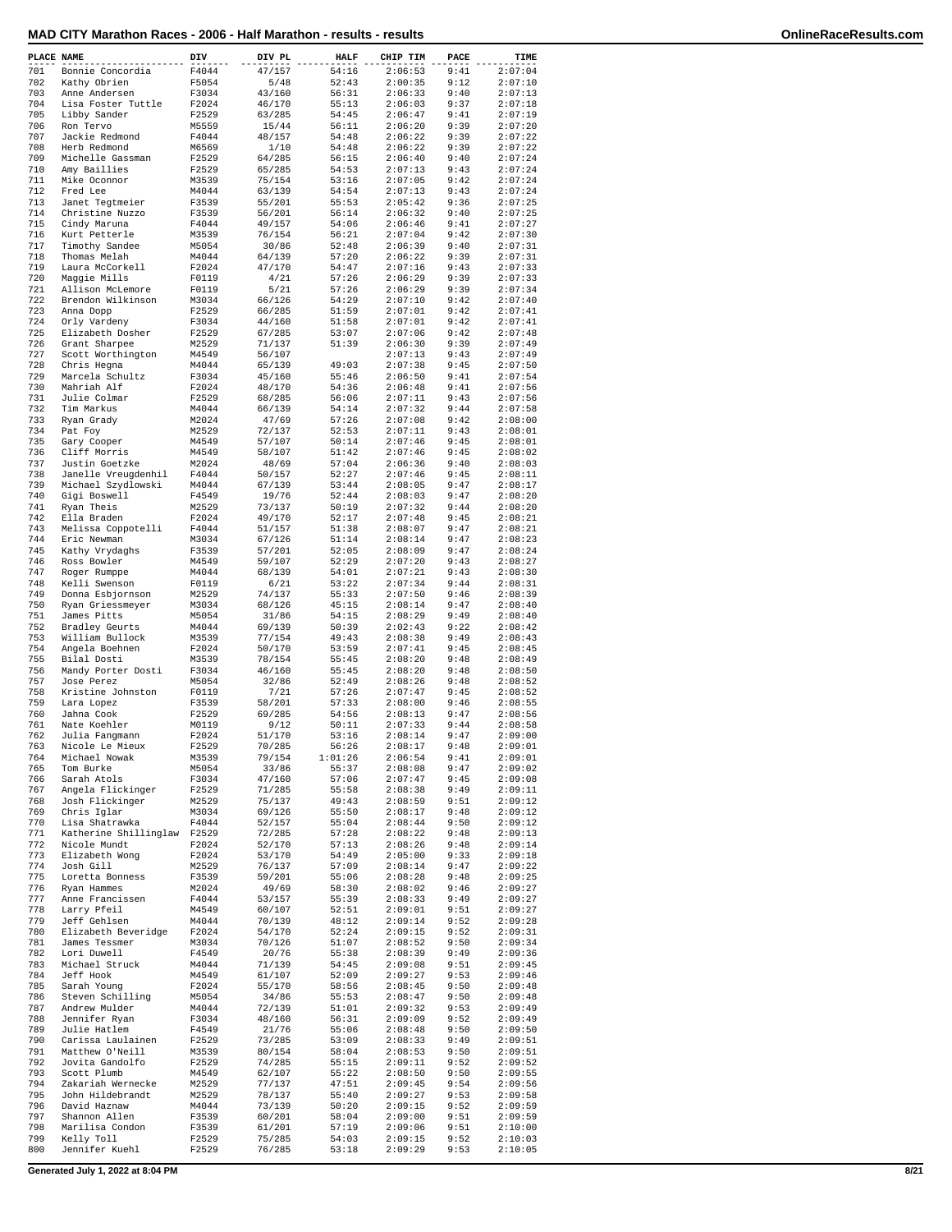| PLACE | NAME | DIV | DIV PL | HALF | CHIP TIM | PACE | TIME |
|---|---|---|---|---|---|---|---|
| 701 | Bonnie Concordia | F4044 | 47/157 | 54:16 | 2:06:53 | 9:41 | 2:07:04 |
| 702 | Kathy Obrien | F5054 | 5/48 | 52:43 | 2:00:35 | 9:12 | 2:07:10 |
| 703 | Anne Andersen | F3034 | 43/160 | 56:31 | 2:06:33 | 9:40 | 2:07:13 |
| 704 | Lisa Foster Tuttle | F2024 | 46/170 | 55:13 | 2:06:03 | 9:37 | 2:07:18 |
| 705 | Libby Sander | F2529 | 63/285 | 54:45 | 2:06:47 | 9:41 | 2:07:19 |
| 706 | Ron Tervo | M5559 | 15/44 | 56:11 | 2:06:20 | 9:39 | 2:07:20 |
| 707 | Jackie Redmond | F4044 | 48/157 | 54:48 | 2:06:22 | 9:39 | 2:07:22 |
| 708 | Herb Redmond | M6569 | 1/10 | 54:48 | 2:06:22 | 9:39 | 2:07:22 |
| 709 | Michelle Gassman | F2529 | 64/285 | 56:15 | 2:06:40 | 9:40 | 2:07:24 |
| 710 | Amy Baillies | F2529 | 65/285 | 54:53 | 2:07:13 | 9:43 | 2:07:24 |
| 711 | Mike Oconnor | M3539 | 75/154 | 53:16 | 2:07:05 | 9:42 | 2:07:24 |
| 712 | Fred Lee | M4044 | 63/139 | 54:54 | 2:07:13 | 9:43 | 2:07:24 |
| 713 | Janet Tegtmeier | F3539 | 55/201 | 55:53 | 2:05:42 | 9:36 | 2:07:25 |
| 714 | Christine Nuzzo | F3539 | 56/201 | 56:14 | 2:06:32 | 9:40 | 2:07:25 |
| 715 | Cindy Maruna | F4044 | 49/157 | 54:06 | 2:06:46 | 9:41 | 2:07:27 |
| 716 | Kurt Petterle | M3539 | 76/154 | 56:21 | 2:07:04 | 9:42 | 2:07:30 |
| 717 | Timothy Sandee | M5054 | 30/86 | 52:48 | 2:06:39 | 9:40 | 2:07:31 |
| 718 | Thomas Melah | M4044 | 64/139 | 57:20 | 2:06:22 | 9:39 | 2:07:31 |
| 719 | Laura McCorkell | F2024 | 47/170 | 54:47 | 2:07:16 | 9:43 | 2:07:33 |
| 720 | Maggie Mills | F0119 | 4/21 | 57:26 | 2:06:29 | 9:39 | 2:07:33 |
| 721 | Allison McLemore | F0119 | 5/21 | 57:26 | 2:06:29 | 9:39 | 2:07:34 |
| 722 | Brendon Wilkinson | M3034 | 66/126 | 54:29 | 2:07:10 | 9:42 | 2:07:40 |
| 723 | Anna Dopp | F2529 | 66/285 | 51:59 | 2:07:01 | 9:42 | 2:07:41 |
| 724 | Orly Vardeny | F3034 | 44/160 | 51:58 | 2:07:01 | 9:42 | 2:07:41 |
| 725 | Elizabeth Dosher | F2529 | 67/285 | 53:07 | 2:07:06 | 9:42 | 2:07:48 |
| 726 | Grant Sharpee | M2529 | 71/137 | 51:39 | 2:06:30 | 9:39 | 2:07:49 |
| 727 | Scott Worthington | M4549 | 56/107 | | 2:07:13 | 9:43 | 2:07:49 |
| 728 | Chris Hegna | M4044 | 65/139 | 49:03 | 2:07:38 | 9:45 | 2:07:50 |
| 729 | Marcela Schultz | F3034 | 45/160 | 55:46 | 2:06:50 | 9:41 | 2:07:54 |
| 730 | Mahriah Alf | F2024 | 48/170 | 54:36 | 2:06:48 | 9:41 | 2:07:56 |
| 731 | Julie Colmar | F2529 | 68/285 | 56:06 | 2:07:11 | 9:43 | 2:07:56 |
| 732 | Tim Markus | M4044 | 66/139 | 54:14 | 2:07:32 | 9:44 | 2:07:58 |
| 733 | Ryan Grady | M2024 | 47/69 | 57:26 | 2:07:08 | 9:42 | 2:08:00 |
| 734 | Pat Foy | M2529 | 72/137 | 52:53 | 2:07:11 | 9:43 | 2:08:01 |
| 735 | Gary Cooper | M4549 | 57/107 | 50:14 | 2:07:46 | 9:45 | 2:08:01 |
| 736 | Cliff Morris | M4549 | 58/107 | 51:42 | 2:07:46 | 9:45 | 2:08:02 |
| 737 | Justin Goetzke | M2024 | 48/69 | 57:04 | 2:06:36 | 9:40 | 2:08:03 |
| 738 | Janelle Vreugdenhil | F4044 | 50/157 | 52:27 | 2:07:46 | 9:45 | 2:08:11 |
| 739 | Michael Szydlowski | M4044 | 67/139 | 53:44 | 2:08:05 | 9:47 | 2:08:17 |
| 740 | Gigi Boswell | F4549 | 19/76 | 52:44 | 2:08:03 | 9:47 | 2:08:20 |
| 741 | Ryan Theis | M2529 | 73/137 | 50:19 | 2:07:32 | 9:44 | 2:08:20 |
| 742 | Ella Braden | F2024 | 49/170 | 52:17 | 2:07:48 | 9:45 | 2:08:21 |
| 743 | Melissa Coppotelli | F4044 | 51/157 | 51:38 | 2:08:07 | 9:47 | 2:08:21 |
| 744 | Eric Newman | M3034 | 67/126 | 51:14 | 2:08:14 | 9:47 | 2:08:23 |
| 745 | Kathy Vrydaghs | F3539 | 57/201 | 52:05 | 2:08:09 | 9:47 | 2:08:24 |
| 746 | Ross Bowler | M4549 | 59/107 | 52:29 | 2:07:20 | 9:43 | 2:08:27 |
| 747 | Roger Rumppe | M4044 | 68/139 | 54:01 | 2:07:21 | 9:43 | 2:08:30 |
| 748 | Kelli Swenson | F0119 | 6/21 | 53:22 | 2:07:34 | 9:44 | 2:08:31 |
| 749 | Donna Esbjornson | M2529 | 74/137 | 55:33 | 2:07:50 | 9:46 | 2:08:39 |
| 750 | Ryan Griessmeyer | M3034 | 68/126 | 45:15 | 2:08:14 | 9:47 | 2:08:40 |
| 751 | James Pitts | M5054 | 31/86 | 54:15 | 2:08:29 | 9:49 | 2:08:40 |
| 752 | Bradley Geurts | M4044 | 69/139 | 50:39 | 2:02:43 | 9:22 | 2:08:42 |
| 753 | William Bullock | M3539 | 77/154 | 49:43 | 2:08:38 | 9:49 | 2:08:43 |
| 754 | Angela Boehnen | F2024 | 50/170 | 53:59 | 2:07:41 | 9:45 | 2:08:45 |
| 755 | Bilal Dosti | M3539 | 78/154 | 55:45 | 2:08:20 | 9:48 | 2:08:49 |
| 756 | Mandy Porter Dosti | F3034 | 46/160 | 55:45 | 2:08:20 | 9:48 | 2:08:50 |
| 757 | Jose Perez | M5054 | 32/86 | 52:49 | 2:08:26 | 9:48 | 2:08:52 |
| 758 | Kristine Johnston | F0119 | 7/21 | 57:26 | 2:07:47 | 9:45 | 2:08:52 |
| 759 | Lara Lopez | F3539 | 58/201 | 57:33 | 2:08:00 | 9:46 | 2:08:55 |
| 760 | Jahna Cook | F2529 | 69/285 | 54:56 | 2:08:13 | 9:47 | 2:08:56 |
| 761 | Nate Koehler | M0119 | 9/12 | 50:11 | 2:07:33 | 9:44 | 2:08:58 |
| 762 | Julia Fangmann | F2024 | 51/170 | 53:16 | 2:08:14 | 9:47 | 2:09:00 |
| 763 | Nicole Le Mieux | F2529 | 70/285 | 56:26 | 2:08:17 | 9:48 | 2:09:01 |
| 764 | Michael Nowak | M3539 | 79/154 | 1:01:26 | 2:06:54 | 9:41 | 2:09:01 |
| 765 | Tom Burke | M5054 | 33/86 | 55:37 | 2:08:08 | 9:47 | 2:09:02 |
| 766 | Sarah Atols | F3034 | 47/160 | 57:06 | 2:07:47 | 9:45 | 2:09:08 |
| 767 | Angela Flickinger | F2529 | 71/285 | 55:58 | 2:08:38 | 9:49 | 2:09:11 |
| 768 | Josh Flickinger | M2529 | 75/137 | 49:43 | 2:08:59 | 9:51 | 2:09:12 |
| 769 | Chris Iglar | M3034 | 69/126 | 55:50 | 2:08:17 | 9:48 | 2:09:12 |
| 770 | Lisa Shatrawka | F4044 | 52/157 | 55:04 | 2:08:44 | 9:50 | 2:09:12 |
| 771 | Katherine Shillinglaw | F2529 | 72/285 | 57:28 | 2:08:22 | 9:48 | 2:09:13 |
| 772 | Nicole Mundt | F2024 | 52/170 | 57:13 | 2:08:26 | 9:48 | 2:09:14 |
| 773 | Elizabeth Wong | F2024 | 53/170 | 54:49 | 2:05:00 | 9:33 | 2:09:18 |
| 774 | Josh Gill | M2529 | 76/137 | 57:09 | 2:08:14 | 9:47 | 2:09:22 |
| 775 | Loretta Bonness | F3539 | 59/201 | 55:06 | 2:08:28 | 9:48 | 2:09:25 |
| 776 | Ryan Hammes | M2024 | 49/69 | 58:30 | 2:08:02 | 9:46 | 2:09:27 |
| 777 | Anne Francissen | F4044 | 53/157 | 55:39 | 2:08:33 | 9:49 | 2:09:27 |
| 778 | Larry Pfeil | M4549 | 60/107 | 52:51 | 2:09:01 | 9:51 | 2:09:27 |
| 779 | Jeff Gehlsen | M4044 | 70/139 | 48:12 | 2:09:14 | 9:52 | 2:09:28 |
| 780 | Elizabeth Beveridge | F2024 | 54/170 | 52:24 | 2:09:15 | 9:52 | 2:09:31 |
| 781 | James Tessmer | M3034 | 70/126 | 51:07 | 2:08:52 | 9:50 | 2:09:34 |
| 782 | Lori Duwell | F4549 | 20/76 | 55:38 | 2:08:39 | 9:49 | 2:09:36 |
| 783 | Michael Struck | M4044 | 71/139 | 54:45 | 2:09:08 | 9:51 | 2:09:45 |
| 784 | Jeff Hook | M4549 | 61/107 | 52:09 | 2:09:27 | 9:53 | 2:09:46 |
| 785 | Sarah Young | F2024 | 55/170 | 58:56 | 2:08:45 | 9:50 | 2:09:48 |
| 786 | Steven Schilling | M5054 | 34/86 | 55:53 | 2:08:47 | 9:50 | 2:09:48 |
| 787 | Andrew Mulder | M4044 | 72/139 | 51:01 | 2:09:32 | 9:53 | 2:09:49 |
| 788 | Jennifer Ryan | F3034 | 48/160 | 56:31 | 2:09:09 | 9:52 | 2:09:49 |
| 789 | Julie Hatlem | F4549 | 21/76 | 55:06 | 2:08:48 | 9:50 | 2:09:50 |
| 790 | Carissa Laulainen | F2529 | 73/285 | 53:09 | 2:08:33 | 9:49 | 2:09:51 |
| 791 | Matthew O'Neill | M3539 | 80/154 | 58:04 | 2:08:53 | 9:50 | 2:09:51 |
| 792 | Jovita Gandolfo | F2529 | 74/285 | 55:15 | 2:09:11 | 9:52 | 2:09:52 |
| 793 | Scott Plumb | M4549 | 62/107 | 55:22 | 2:08:50 | 9:50 | 2:09:55 |
| 794 | Zakariah Wernecke | M2529 | 77/137 | 47:51 | 2:09:45 | 9:54 | 2:09:56 |
| 795 | John Hildebrandt | M2529 | 78/137 | 55:40 | 2:09:27 | 9:53 | 2:09:58 |
| 796 | David Haznaw | M4044 | 73/139 | 50:20 | 2:09:15 | 9:52 | 2:09:59 |
| 797 | Shannon Allen | F3539 | 60/201 | 58:04 | 2:09:00 | 9:51 | 2:09:59 |
| 798 | Marilisa Condon | F3539 | 61/201 | 57:19 | 2:09:06 | 9:51 | 2:10:00 |
| 799 | Kelly Toll | F2529 | 75/285 | 54:03 | 2:09:15 | 9:52 | 2:10:03 |
| 800 | Jennifer Kuehl | F2529 | 76/285 | 53:18 | 2:09:29 | 9:53 | 2:10:05 |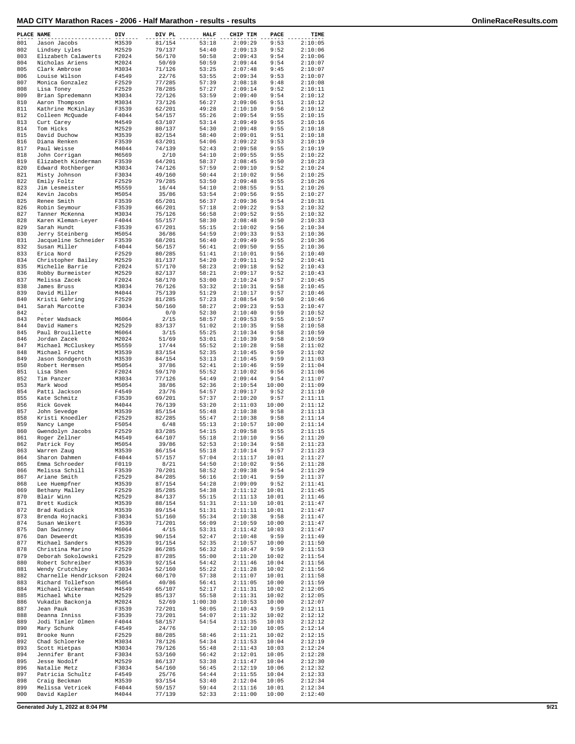# MAD CITY Marathon Races - 2006 - Half Marathon - results - results

| PLACE | NAME | DIV | DIV PL | HALF | CHIP TIM | PACE | TIME |
|---|---|---|---|---|---|---|---|
| 801 | Jason Jacobs | M3539 | 81/154 | 53:18 | 2:09:29 | 9:53 | 2:10:05 |
| 802 | Lindsey Lyles | M2529 | 79/137 | 54:40 | 2:09:13 | 9:52 | 2:10:06 |
| 803 | Elizabeth Calawerts | F2024 | 56/170 | 50:58 | 2:09:43 | 9:54 | 2:10:06 |
| 804 | Nicholas Ariens | M2024 | 50/69 | 50:59 | 2:09:44 | 9:54 | 2:10:07 |
| 805 | Clark Ambrose | M3034 | 71/126 | 53:25 | 2:07:48 | 9:45 | 2:10:07 |
| 806 | Louise Wilson | F4549 | 22/76 | 53:55 | 2:09:34 | 9:53 | 2:10:07 |
| 807 | Monica Gonzalez | F2529 | 77/285 | 57:39 | 2:08:18 | 9:48 | 2:10:08 |
| 808 | Lisa Toney | F2529 | 78/285 | 57:27 | 2:09:14 | 9:52 | 2:10:11 |
| 809 | Brian Spredemann | M3034 | 72/126 | 53:59 | 2:09:40 | 9:54 | 2:10:12 |
| 810 | Aaron Thompson | M3034 | 73/126 | 56:27 | 2:09:06 | 9:51 | 2:10:12 |
| 811 | Kathrine McKinlay | F3539 | 62/201 | 49:28 | 2:10:10 | 9:56 | 2:10:12 |
| 812 | Colleen McQuade | F4044 | 54/157 | 55:26 | 2:09:54 | 9:55 | 2:10:15 |
| 813 | Curt Carey | M4549 | 63/107 | 53:14 | 2:09:49 | 9:55 | 2:10:16 |
| 814 | Tom Hicks | M2529 | 80/137 | 54:30 | 2:09:48 | 9:55 | 2:10:18 |
| 815 | David Duchow | M3539 | 82/154 | 58:40 | 2:09:01 | 9:51 | 2:10:18 |
| 816 | Diana Renken | F3539 | 63/201 | 54:06 | 2:09:22 | 9:53 | 2:10:19 |
| 817 | Paul Weisse | M4044 | 74/139 | 52:43 | 2:09:58 | 9:55 | 2:10:19 |
| 818 | John Corrigan | M6569 | 2/10 | 54:10 | 2:09:55 | 9:55 | 2:10:22 |
| 819 | Elizabeth Kinderman | F3539 | 64/201 | 58:37 | 2:08:45 | 9:50 | 2:10:23 |
| 820 | Edward Rothberger | M3034 | 74/126 | 57:59 | 2:09:10 | 9:52 | 2:10:24 |
| 821 | Misty Johnson | F3034 | 49/160 | 50:44 | 2:10:02 | 9:56 | 2:10:25 |
| 822 | Emily Foltz | F2529 | 79/285 | 53:50 | 2:09:48 | 9:55 | 2:10:26 |
| 823 | Jim Lesmeister | M5559 | 16/44 | 54:10 | 2:08:55 | 9:51 | 2:10:26 |
| 824 | Kevin Jacobs | M5054 | 35/86 | 53:54 | 2:09:56 | 9:55 | 2:10:27 |
| 825 | Renee Smith | F3539 | 65/201 | 56:37 | 2:09:36 | 9:54 | 2:10:31 |
| 826 | Robin Seymour | F3539 | 66/201 | 57:18 | 2:09:22 | 9:53 | 2:10:32 |
| 827 | Tanner McKenna | M3034 | 75/126 | 56:58 | 2:09:52 | 9:55 | 2:10:32 |
| 828 | Karen Kleman-Leyer | F4044 | 55/157 | 58:30 | 2:08:48 | 9:50 | 2:10:33 |
| 829 | Sarah Hundt | F3539 | 67/201 | 55:15 | 2:10:02 | 9:56 | 2:10:34 |
| 830 | Jerry Steinberg | M5054 | 36/86 | 54:59 | 2:09:33 | 9:53 | 2:10:36 |
| 831 | Jacqueline Schneider | F3539 | 68/201 | 56:40 | 2:09:49 | 9:55 | 2:10:36 |
| 832 | Susan Miller | F4044 | 56/157 | 56:41 | 2:09:50 | 9:55 | 2:10:36 |
| 833 | Erica Nord | F2529 | 80/285 | 51:41 | 2:10:01 | 9:56 | 2:10:40 |
| 834 | Christopher Bailey | M2529 | 81/137 | 54:20 | 2:09:11 | 9:52 | 2:10:41 |
| 835 | Michelle Barrie | F2024 | 57/170 | 58:23 | 2:09:18 | 9:52 | 2:10:43 |
| 836 | Robby Burmeister | M2529 | 82/137 | 58:21 | 2:09:17 | 9:52 | 2:10:43 |
| 837 | Melissa Zacek | F2024 | 58/170 | 53:00 | 2:10:24 | 9:57 | 2:10:45 |
| 838 | James Bruss | M3034 | 76/126 | 53:32 | 2:10:31 | 9:58 | 2:10:45 |
| 839 | David Miller | M4044 | 75/139 | 51:29 | 2:10:17 | 9:57 | 2:10:46 |
| 840 | Kristi Gehring | F2529 | 81/285 | 57:23 | 2:08:54 | 9:50 | 2:10:46 |
| 841 | Sarah Marcotte | F3034 | 50/160 | 58:27 | 2:09:23 | 9:53 | 2:10:47 |
| 842 | . | | 0/0 | 52:30 | 2:10:40 | 9:59 | 2:10:52 |
| 843 | Peter Wadsack | M6064 | 2/15 | 58:57 | 2:09:53 | 9:55 | 2:10:57 |
| 844 | David Hamers | M2529 | 83/137 | 51:02 | 2:10:35 | 9:58 | 2:10:58 |
| 845 | Paul Brouillette | M6064 | 3/15 | 55:25 | 2:10:34 | 9:58 | 2:10:59 |
| 846 | Jordan Zacek | M2024 | 51/69 | 53:01 | 2:10:39 | 9:58 | 2:10:59 |
| 847 | Michael McCluskey | M5559 | 17/44 | 55:52 | 2:10:28 | 9:58 | 2:11:02 |
| 848 | Michael Frucht | M3539 | 83/154 | 52:35 | 2:10:45 | 9:59 | 2:11:02 |
| 849 | Jason Sondgeroth | M3539 | 84/154 | 53:13 | 2:10:45 | 9:59 | 2:11:03 |
| 850 | Robert Hermsen | M5054 | 37/86 | 52:41 | 2:10:46 | 9:59 | 2:11:04 |
| 851 | Lisa Shen | F2024 | 59/170 | 55:52 | 2:10:02 | 9:56 | 2:11:06 |
| 852 | Tim Panzer | M3034 | 77/126 | 54:49 | 2:09:44 | 9:54 | 2:11:07 |
| 853 | Mark Wood | M5054 | 38/86 | 52:36 | 2:10:54 | 10:00 | 2:11:09 |
| 854 | Patti Jackson | F4549 | 23/76 | 54:57 | 2:09:17 | 9:52 | 2:11:10 |
| 855 | Kate Schmitz | F3539 | 69/201 | 57:37 | 2:10:20 | 9:57 | 2:11:11 |
| 856 | Rick Govek | M4044 | 76/139 | 53:20 | 2:11:03 | 10:00 | 2:11:12 |
| 857 | John Sevedge | M3539 | 85/154 | 55:48 | 2:10:38 | 9:58 | 2:11:13 |
| 858 | Kristi Knoedler | F2529 | 82/285 | 55:47 | 2:10:38 | 9:58 | 2:11:14 |
| 859 | Nancy Lange | F5054 | 6/48 | 55:13 | 2:10:57 | 10:00 | 2:11:14 |
| 860 | Gwendolyn Jacobs | F2529 | 83/285 | 54:15 | 2:09:58 | 9:55 | 2:11:15 |
| 861 | Roger Zellner | M4549 | 64/107 | 55:18 | 2:10:10 | 9:56 | 2:11:20 |
| 862 | Patrick Foy | M5054 | 39/86 | 52:53 | 2:10:34 | 9:58 | 2:11:23 |
| 863 | Warren Zaug | M3539 | 86/154 | 55:18 | 2:10:14 | 9:57 | 2:11:23 |
| 864 | Sharon Dahmen | F4044 | 57/157 | 57:04 | 2:11:17 | 10:01 | 2:11:27 |
| 865 | Emma Schroeder | F0119 | 8/21 | 54:50 | 2:10:02 | 9:56 | 2:11:28 |
| 866 | Melissa Schill | F3539 | 70/201 | 58:52 | 2:09:38 | 9:54 | 2:11:29 |
| 867 | Ariane Smith | F2529 | 84/285 | 56:16 | 2:10:41 | 9:59 | 2:11:37 |
| 868 | Lee Huempfner | M3539 | 87/154 | 54:28 | 2:09:09 | 9:52 | 2:11:41 |
| 869 | Bethany Malley | F2529 | 85/285 | 54:38 | 2:11:12 | 10:01 | 2:11:45 |
| 870 | Blair Winn | M2529 | 84/137 | 55:15 | 2:11:13 | 10:01 | 2:11:46 |
| 871 | Brett Kudick | M3539 | 88/154 | 51:31 | 2:11:10 | 10:01 | 2:11:47 |
| 872 | Brad Kudick | M3539 | 89/154 | 51:31 | 2:11:11 | 10:01 | 2:11:47 |
| 873 | Brenda Hojnacki | F3034 | 51/160 | 55:34 | 2:10:38 | 9:58 | 2:11:47 |
| 874 | Susan Weikert | F3539 | 71/201 | 56:09 | 2:10:59 | 10:00 | 2:11:47 |
| 875 | Dan Swinney | M6064 | 4/15 | 53:31 | 2:11:42 | 10:03 | 2:11:47 |
| 876 | Dan Deweerdt | M3539 | 90/154 | 52:47 | 2:10:48 | 9:59 | 2:11:49 |
| 877 | Michael Sanders | M3539 | 91/154 | 52:35 | 2:10:57 | 10:00 | 2:11:50 |
| 878 | Christina Marino | F2529 | 86/285 | 56:32 | 2:10:47 | 9:59 | 2:11:53 |
| 879 | Deborah Sokolowski | F2529 | 87/285 | 55:00 | 2:11:20 | 10:02 | 2:11:54 |
| 880 | Robert Schreiber | M3539 | 92/154 | 54:42 | 2:11:46 | 10:04 | 2:11:56 |
| 881 | Wendy Crutchley | F3034 | 52/160 | 55:22 | 2:11:28 | 10:02 | 2:11:56 |
| 882 | Charnelle Hendrickson | F2024 | 60/170 | 57:38 | 2:11:07 | 10:01 | 2:11:58 |
| 883 | Richard Tollefson | M5054 | 40/86 | 56:41 | 2:11:05 | 10:00 | 2:11:59 |
| 884 | Michael Vickerman | M4549 | 65/107 | 52:17 | 2:11:31 | 10:02 | 2:12:05 |
| 885 | Michael White | M2529 | 85/137 | 55:58 | 2:11:31 | 10:02 | 2:12:05 |
| 886 | Vukadin Backonja | M2024 | 52/69 | 1:00:30 | 2:10:53 | 10:00 | 2:12:07 |
| 887 | Jean Pauk | F3539 | 72/201 | 58:05 | 2:10:43 | 9:59 | 2:12:11 |
| 888 | Deanna Inniss | F3539 | 73/201 | 54:07 | 2:11:32 | 10:02 | 2:12:12 |
| 889 | Jodi Timler Olmen | F4044 | 58/157 | 54:54 | 2:11:35 | 10:03 | 2:12:12 |
| 890 | Mary Schunk | F4549 | 24/76 | | 2:12:10 | 10:05 | 2:12:14 |
| 891 | Brooke Nunn | F2529 | 88/285 | 58:46 | 2:11:21 | 10:02 | 2:12:15 |
| 892 | Chad Schloerke | M3034 | 78/126 | 54:34 | 2:11:53 | 10:04 | 2:12:19 |
| 893 | Scott Hietpas | M3034 | 79/126 | 55:48 | 2:11:43 | 10:03 | 2:12:24 |
| 894 | Jennifer Brant | F3034 | 53/160 | 56:42 | 2:12:01 | 10:05 | 2:12:28 |
| 895 | Jesse Nodolf | M2529 | 86/137 | 53:38 | 2:11:47 | 10:04 | 2:12:30 |
| 896 | Natalie Metz | F3034 | 54/160 | 56:45 | 2:12:19 | 10:06 | 2:12:32 |
| 897 | Patricia Schultz | F4549 | 25/76 | 54:44 | 2:11:55 | 10:04 | 2:12:33 |
| 898 | Craig Beckman | M3539 | 93/154 | 53:40 | 2:12:04 | 10:05 | 2:12:34 |
| 899 | Melissa Vetricek | F4044 | 59/157 | 59:44 | 2:11:16 | 10:01 | 2:12:34 |
| 900 | David Kapler | M4044 | 77/139 | 52:33 | 2:11:00 | 10:00 | 2:12:40 |

Generated July 1, 2022 at 8:04 PM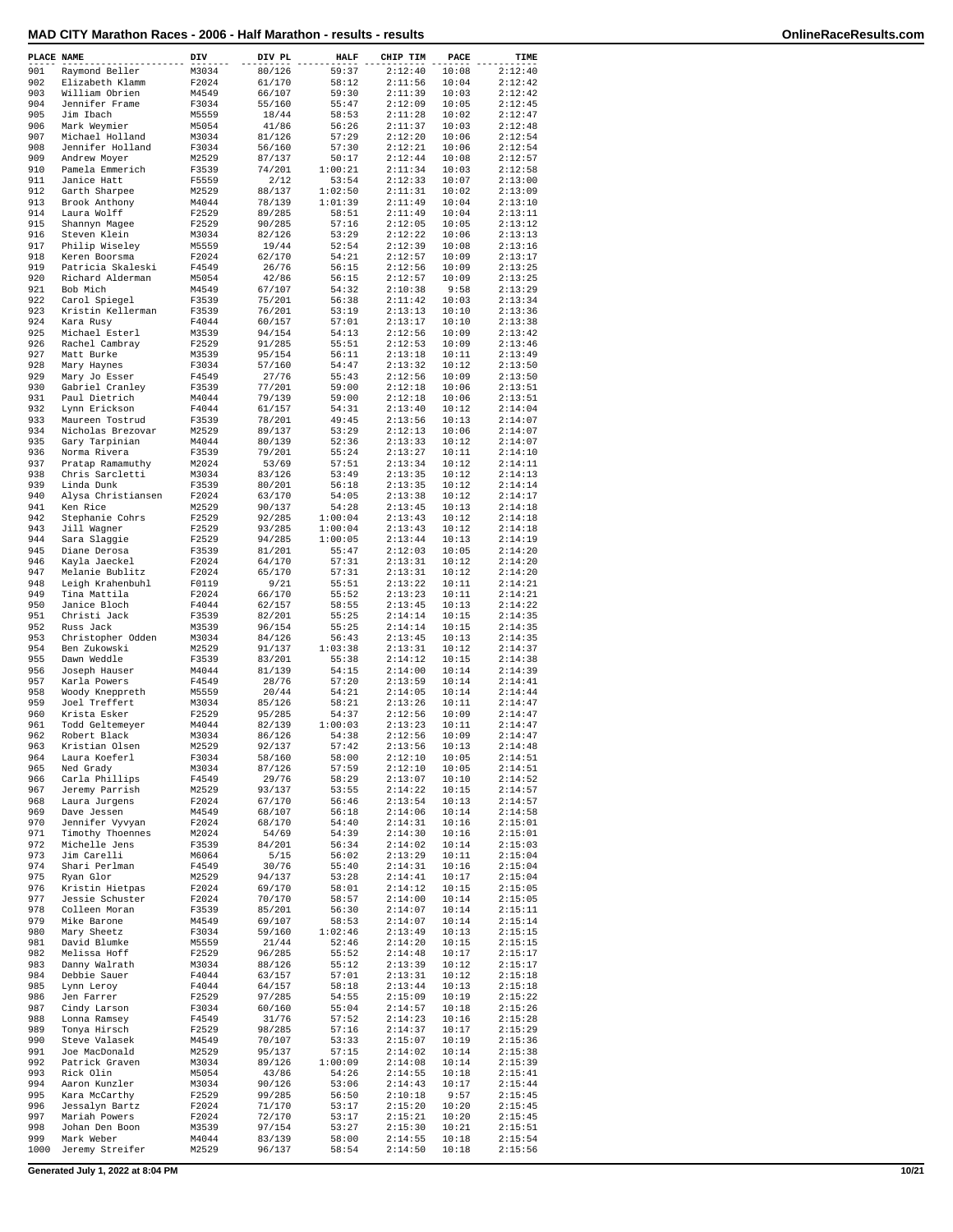# MAD CITY Marathon Races - 2006 - Half Marathon - results - results

| PLACE | NAME | DIV | DIV PL | HALF | CHIP TIM | PACE | TIME |
|---|---|---|---|---|---|---|---|
| 901 | Raymond Beller | M3034 | 80/126 | 59:37 | 2:12:40 | 10:08 | 2:12:40 |
| 902 | Elizabeth Klamm | F2024 | 61/170 | 58:12 | 2:11:56 | 10:04 | 2:12:42 |
| 903 | William Obrien | M4549 | 66/107 | 59:30 | 2:11:39 | 10:03 | 2:12:42 |
| 904 | Jennifer Frame | F3034 | 55/160 | 55:47 | 2:12:09 | 10:05 | 2:12:45 |
| 905 | Jim Ibach | M5559 | 18/44 | 58:53 | 2:11:28 | 10:02 | 2:12:47 |
| 906 | Mark Weymier | M5054 | 41/86 | 56:26 | 2:11:37 | 10:03 | 2:12:48 |
| 907 | Michael Holland | M3034 | 81/126 | 57:29 | 2:12:20 | 10:06 | 2:12:54 |
| 908 | Jennifer Holland | F3034 | 56/160 | 57:30 | 2:12:21 | 10:06 | 2:12:54 |
| 909 | Andrew Moyer | M2529 | 87/137 | 50:17 | 2:12:44 | 10:08 | 2:12:57 |
| 910 | Pamela Emmerich | F3539 | 74/201 | 1:00:21 | 2:11:34 | 10:03 | 2:12:58 |
| 911 | Janice Hatt | F5559 | 2/12 | 53:54 | 2:12:33 | 10:07 | 2:13:00 |
| 912 | Garth Sharpee | M2529 | 88/137 | 1:02:50 | 2:11:31 | 10:02 | 2:13:09 |
| 913 | Brook Anthony | M4044 | 78/139 | 1:01:39 | 2:11:49 | 10:04 | 2:13:10 |
| 914 | Laura Wolff | F2529 | 89/285 | 58:51 | 2:11:49 | 10:04 | 2:13:11 |
| 915 | Shannyn Magee | F2529 | 90/285 | 57:16 | 2:12:05 | 10:05 | 2:13:12 |
| 916 | Steven Klein | M3034 | 82/126 | 53:29 | 2:12:22 | 10:06 | 2:13:13 |
| 917 | Philip Wiseley | M5559 | 19/44 | 52:54 | 2:12:39 | 10:08 | 2:13:16 |
| 918 | Keren Boorsma | F2024 | 62/170 | 54:21 | 2:12:57 | 10:09 | 2:13:17 |
| 919 | Patricia Skaleski | F4549 | 26/76 | 56:15 | 2:12:56 | 10:09 | 2:13:25 |
| 920 | Richard Alderman | M5054 | 42/86 | 56:15 | 2:12:57 | 10:09 | 2:13:25 |
| 921 | Bob Mich | M4549 | 67/107 | 54:32 | 2:10:38 | 9:58 | 2:13:29 |
| 922 | Carol Spiegel | F3539 | 75/201 | 56:38 | 2:11:42 | 10:03 | 2:13:34 |
| 923 | Kristin Kellerman | F3539 | 76/201 | 53:19 | 2:13:13 | 10:10 | 2:13:36 |
| 924 | Kara Rusy | F4044 | 60/157 | 57:01 | 2:13:17 | 10:10 | 2:13:38 |
| 925 | Michael Esterl | M3539 | 94/154 | 54:13 | 2:12:56 | 10:09 | 2:13:42 |
| 926 | Rachel Cambray | F2529 | 91/285 | 55:51 | 2:12:53 | 10:09 | 2:13:46 |
| 927 | Matt Burke | M3539 | 95/154 | 56:11 | 2:13:18 | 10:11 | 2:13:49 |
| 928 | Mary Haynes | F3034 | 57/160 | 54:47 | 2:13:32 | 10:12 | 2:13:50 |
| 929 | Mary Jo Esser | F4549 | 27/76 | 55:43 | 2:12:56 | 10:09 | 2:13:50 |
| 930 | Gabriel Cranley | F3539 | 77/201 | 59:00 | 2:12:18 | 10:06 | 2:13:51 |
| 931 | Paul Dietrich | M4044 | 79/139 | 59:00 | 2:12:18 | 10:06 | 2:13:51 |
| 932 | Lynn Erickson | F4044 | 61/157 | 54:31 | 2:13:40 | 10:12 | 2:14:04 |
| 933 | Maureen Tostrud | F3539 | 78/201 | 49:45 | 2:13:56 | 10:13 | 2:14:07 |
| 934 | Nicholas Brezovar | M2529 | 89/137 | 53:29 | 2:12:13 | 10:06 | 2:14:07 |
| 935 | Gary Tarpinian | M4044 | 80/139 | 52:36 | 2:13:33 | 10:12 | 2:14:07 |
| 936 | Norma Rivera | F3539 | 79/201 | 55:24 | 2:13:27 | 10:11 | 2:14:10 |
| 937 | Pratap Ramamuthy | M2024 | 53/69 | 57:51 | 2:13:34 | 10:12 | 2:14:11 |
| 938 | Chris Sarcletti | M3034 | 83/126 | 53:49 | 2:13:35 | 10:12 | 2:14:13 |
| 939 | Linda Dunk | F3539 | 80/201 | 56:18 | 2:13:35 | 10:12 | 2:14:14 |
| 940 | Alysa Christiansen | F2024 | 63/170 | 54:05 | 2:13:38 | 10:12 | 2:14:17 |
| 941 | Ken Rice | M2529 | 90/137 | 54:28 | 2:13:45 | 10:13 | 2:14:18 |
| 942 | Stephanie Cohrs | F2529 | 92/285 | 1:00:04 | 2:13:43 | 10:12 | 2:14:18 |
| 943 | Jill Wagner | F2529 | 93/285 | 1:00:04 | 2:13:43 | 10:12 | 2:14:18 |
| 944 | Sara Slaggie | F2529 | 94/285 | 1:00:05 | 2:13:44 | 10:13 | 2:14:19 |
| 945 | Diane Derosa | F3539 | 81/201 | 55:47 | 2:12:03 | 10:05 | 2:14:20 |
| 946 | Kayla Jaeckel | F2024 | 64/170 | 57:31 | 2:13:31 | 10:12 | 2:14:20 |
| 947 | Melanie Bublitz | F2024 | 65/170 | 57:31 | 2:13:31 | 10:12 | 2:14:20 |
| 948 | Leigh Krahenbuhl | F0119 | 9/21 | 55:51 | 2:13:22 | 10:11 | 2:14:21 |
| 949 | Tina Mattila | F2024 | 66/170 | 55:52 | 2:13:23 | 10:11 | 2:14:21 |
| 950 | Janice Bloch | F4044 | 62/157 | 58:55 | 2:13:45 | 10:13 | 2:14:22 |
| 951 | Christi Jack | F3539 | 82/201 | 55:25 | 2:14:14 | 10:15 | 2:14:35 |
| 952 | Russ Jack | M3539 | 96/154 | 55:25 | 2:14:14 | 10:15 | 2:14:35 |
| 953 | Christopher Odden | M3034 | 84/126 | 56:43 | 2:13:45 | 10:13 | 2:14:35 |
| 954 | Ben Zukowski | M2529 | 91/137 | 1:03:38 | 2:13:31 | 10:12 | 2:14:37 |
| 955 | Dawn Weddle | F3539 | 83/201 | 55:38 | 2:14:12 | 10:15 | 2:14:38 |
| 956 | Joseph Hauser | M4044 | 81/139 | 54:15 | 2:14:00 | 10:14 | 2:14:39 |
| 957 | Karla Powers | F4549 | 28/76 | 57:20 | 2:13:59 | 10:14 | 2:14:41 |
| 958 | Woody Kneppreth | M5559 | 20/44 | 54:21 | 2:14:05 | 10:14 | 2:14:44 |
| 959 | Joel Treffert | M3034 | 85/126 | 58:21 | 2:13:26 | 10:11 | 2:14:47 |
| 960 | Krista Esker | F2529 | 95/285 | 54:37 | 2:12:56 | 10:09 | 2:14:47 |
| 961 | Todd Geltemeyer | M4044 | 82/139 | 1:00:03 | 2:13:23 | 10:11 | 2:14:47 |
| 962 | Robert Black | M3034 | 86/126 | 54:38 | 2:12:56 | 10:09 | 2:14:47 |
| 963 | Kristian Olsen | M2529 | 92/137 | 57:42 | 2:13:56 | 10:13 | 2:14:48 |
| 964 | Laura Koeferl | F3034 | 58/160 | 58:00 | 2:12:10 | 10:05 | 2:14:51 |
| 965 | Ned Grady | M3034 | 87/126 | 57:59 | 2:12:10 | 10:05 | 2:14:51 |
| 966 | Carla Phillips | F4549 | 29/76 | 58:29 | 2:13:07 | 10:10 | 2:14:52 |
| 967 | Jeremy Parrish | M2529 | 93/137 | 53:55 | 2:14:22 | 10:15 | 2:14:57 |
| 968 | Laura Jurgens | F2024 | 67/170 | 56:46 | 2:13:54 | 10:13 | 2:14:57 |
| 969 | Dave Jessen | M4549 | 68/107 | 56:18 | 2:14:06 | 10:14 | 2:14:58 |
| 970 | Jennifer Vyvyan | F2024 | 68/170 | 54:40 | 2:14:31 | 10:16 | 2:15:01 |
| 971 | Timothy Thoennes | M2024 | 54/69 | 54:39 | 2:14:30 | 10:16 | 2:15:01 |
| 972 | Michelle Jens | F3539 | 84/201 | 56:34 | 2:14:02 | 10:14 | 2:15:03 |
| 973 | Jim Carelli | M6064 | 5/15 | 56:02 | 2:13:29 | 10:11 | 2:15:04 |
| 974 | Shari Perlman | F4549 | 30/76 | 55:40 | 2:14:31 | 10:16 | 2:15:04 |
| 975 | Ryan Glor | M2529 | 94/137 | 53:28 | 2:14:41 | 10:17 | 2:15:04 |
| 976 | Kristin Hietpas | F2024 | 69/170 | 58:01 | 2:14:12 | 10:15 | 2:15:05 |
| 977 | Jessie Schuster | F2024 | 70/170 | 58:57 | 2:14:00 | 10:14 | 2:15:05 |
| 978 | Colleen Moran | F3539 | 85/201 | 56:30 | 2:14:07 | 10:14 | 2:15:11 |
| 979 | Mike Barone | M4549 | 69/107 | 58:53 | 2:14:07 | 10:14 | 2:15:14 |
| 980 | Mary Sheetz | F3034 | 59/160 | 1:02:46 | 2:13:49 | 10:13 | 2:15:15 |
| 981 | David Blumke | M5559 | 21/44 | 52:46 | 2:14:20 | 10:15 | 2:15:15 |
| 982 | Melissa Hoff | F2529 | 96/285 | 55:52 | 2:14:48 | 10:17 | 2:15:17 |
| 983 | Danny Walrath | M3034 | 88/126 | 55:12 | 2:13:39 | 10:12 | 2:15:17 |
| 984 | Debbie Sauer | F4044 | 63/157 | 57:01 | 2:13:31 | 10:12 | 2:15:18 |
| 985 | Lynn Leroy | F4044 | 64/157 | 58:18 | 2:13:44 | 10:13 | 2:15:18 |
| 986 | Jen Farrer | F2529 | 97/285 | 54:55 | 2:15:09 | 10:19 | 2:15:22 |
| 987 | Cindy Larson | F3034 | 60/160 | 55:04 | 2:14:57 | 10:18 | 2:15:26 |
| 988 | Lonna Ramsey | F4549 | 31/76 | 57:52 | 2:14:23 | 10:16 | 2:15:28 |
| 989 | Tonya Hirsch | F2529 | 98/285 | 57:16 | 2:14:37 | 10:17 | 2:15:29 |
| 990 | Steve Valasek | M4549 | 70/107 | 53:33 | 2:15:07 | 10:19 | 2:15:36 |
| 991 | Joe MacDonald | M2529 | 95/137 | 57:15 | 2:14:02 | 10:14 | 2:15:38 |
| 992 | Patrick Graven | M3034 | 89/126 | 1:00:09 | 2:14:08 | 10:14 | 2:15:39 |
| 993 | Rick Olin | M5054 | 43/86 | 54:26 | 2:14:55 | 10:18 | 2:15:41 |
| 994 | Aaron Kunzler | M3034 | 90/126 | 53:06 | 2:14:43 | 10:17 | 2:15:44 |
| 995 | Kara McCarthy | F2529 | 99/285 | 56:50 | 2:10:18 | 9:57 | 2:15:45 |
| 996 | Jessalyn Bartz | F2024 | 71/170 | 53:17 | 2:15:20 | 10:20 | 2:15:45 |
| 997 | Mariah Powers | F2024 | 72/170 | 53:17 | 2:15:21 | 10:20 | 2:15:45 |
| 998 | Johan Den Boon | M3539 | 97/154 | 53:27 | 2:15:30 | 10:21 | 2:15:51 |
| 999 | Mark Weber | M4044 | 83/139 | 58:00 | 2:14:55 | 10:18 | 2:15:54 |
| 1000 | Jeremy Streifer | M2529 | 96/137 | 58:54 | 2:14:50 | 10:18 | 2:15:56 |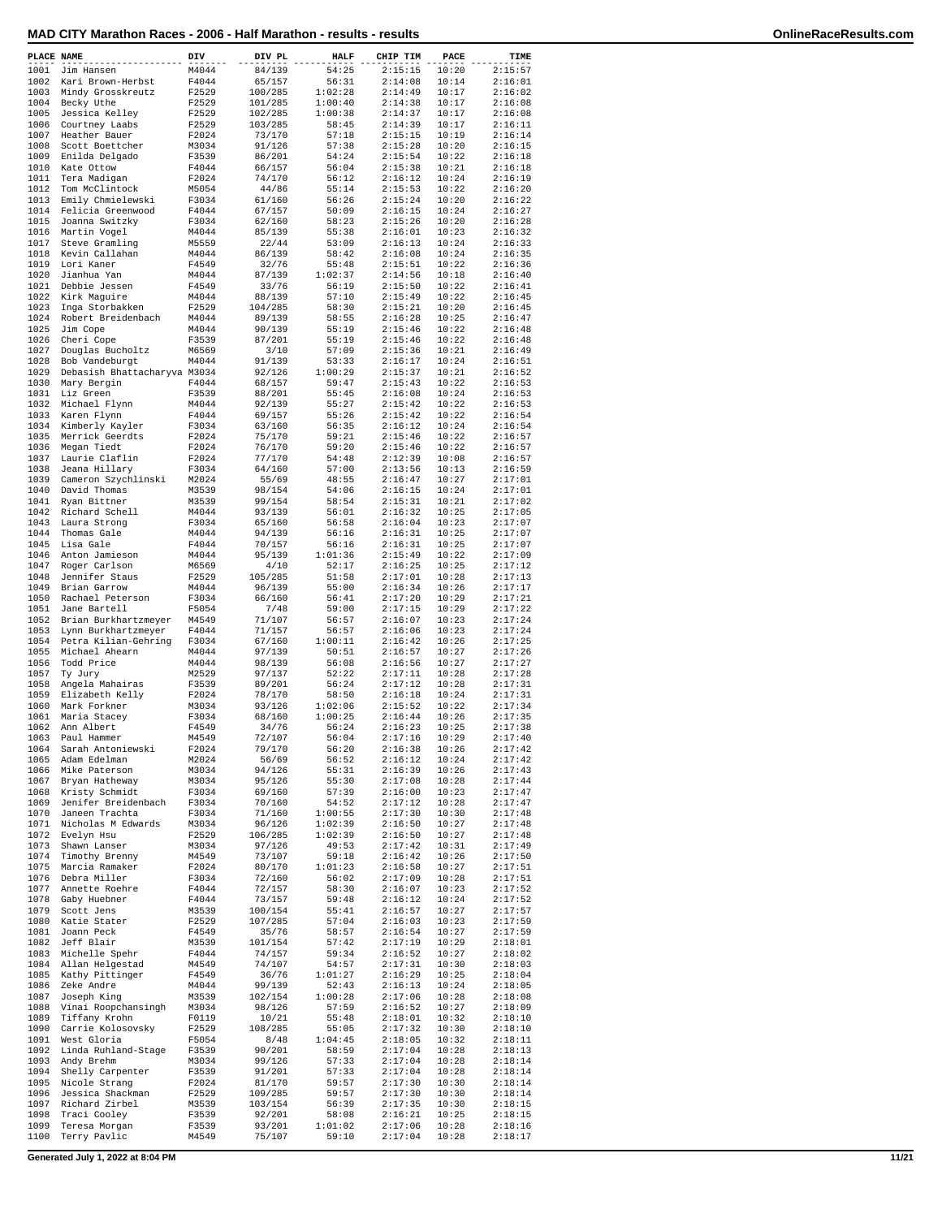# MAD CITY Marathon Races - 2006 - Half Marathon - results - results

| PLACE | NAME | DIV | DIV PL | HALF | CHIP TIM | PACE | TIME |
|---|---|---|---|---|---|---|---|
| 1001 | Jim Hansen | M4044 | 84/139 | 54:25 | 2:15:15 | 10:20 | 2:15:57 |
| 1002 | Kari Brown-Herbst | F4044 | 65/157 | 56:31 | 2:14:08 | 10:14 | 2:16:01 |
| 1003 | Mindy Grosskreutz | F2529 | 100/285 | 1:02:28 | 2:14:49 | 10:17 | 2:16:02 |
| 1004 | Becky Uthe | F2529 | 101/285 | 1:00:40 | 2:14:38 | 10:17 | 2:16:08 |
| 1005 | Jessica Kelley | F2529 | 102/285 | 1:00:38 | 2:14:37 | 10:17 | 2:16:08 |
| 1006 | Courtney Laabs | F2529 | 103/285 | 58:45 | 2:14:39 | 10:17 | 2:16:11 |
| 1007 | Heather Bauer | F2024 | 73/170 | 57:18 | 2:15:15 | 10:19 | 2:16:14 |
| 1008 | Scott Boettcher | M3034 | 91/126 | 57:38 | 2:15:28 | 10:20 | 2:16:15 |
| 1009 | Enilda Delgado | F3539 | 86/201 | 54:24 | 2:15:54 | 10:22 | 2:16:18 |
| 1010 | Kate Ottow | F4044 | 66/157 | 56:04 | 2:15:38 | 10:21 | 2:16:18 |
| 1011 | Tera Madigan | F2024 | 74/170 | 56:12 | 2:16:12 | 10:24 | 2:16:19 |
| 1012 | Tom McClintock | M5054 | 44/86 | 55:14 | 2:15:53 | 10:22 | 2:16:20 |
| 1013 | Emily Chmielewski | F3034 | 61/160 | 56:26 | 2:15:24 | 10:20 | 2:16:22 |
| 1014 | Felicia Greenwood | F4044 | 67/157 | 50:09 | 2:16:15 | 10:24 | 2:16:27 |
| 1015 | Joanna Switzky | F3034 | 62/160 | 58:23 | 2:15:26 | 10:20 | 2:16:28 |
| 1016 | Martin Vogel | M4044 | 85/139 | 55:38 | 2:16:01 | 10:23 | 2:16:32 |
| 1017 | Steve Gramling | M5559 | 22/44 | 53:09 | 2:16:13 | 10:24 | 2:16:33 |
| 1018 | Kevin Callahan | M4044 | 86/139 | 58:42 | 2:16:08 | 10:24 | 2:16:35 |
| 1019 | Lori Kaner | F4549 | 32/76 | 55:48 | 2:15:51 | 10:22 | 2:16:36 |
| 1020 | Jianhua Yan | M4044 | 87/139 | 1:02:37 | 2:14:56 | 10:18 | 2:16:40 |
| 1021 | Debbie Jessen | F4549 | 33/76 | 56:19 | 2:15:50 | 10:22 | 2:16:41 |
| 1022 | Kirk Maguire | M4044 | 88/139 | 57:10 | 2:15:49 | 10:22 | 2:16:45 |
| 1023 | Inga Storbakken | F2529 | 104/285 | 58:30 | 2:15:21 | 10:20 | 2:16:45 |
| 1024 | Robert Breidenbach | M4044 | 89/139 | 58:55 | 2:16:28 | 10:25 | 2:16:47 |
| 1025 | Jim Cope | M4044 | 90/139 | 55:19 | 2:15:46 | 10:22 | 2:16:48 |
| 1026 | Cheri Cope | F3539 | 87/201 | 55:19 | 2:15:46 | 10:22 | 2:16:48 |
| 1027 | Douglas Bucholtz | M6569 | 3/10 | 57:09 | 2:15:36 | 10:21 | 2:16:49 |
| 1028 | Bob Vandeburgt | M4044 | 91/139 | 53:33 | 2:16:17 | 10:24 | 2:16:51 |
| 1029 | Debasish Bhattacharyya | M3034 | 92/126 | 1:00:29 | 2:15:37 | 10:21 | 2:16:52 |
| 1030 | Mary Bergin | F4044 | 68/157 | 59:47 | 2:15:43 | 10:22 | 2:16:53 |
| 1031 | Liz Green | F3539 | 88/201 | 55:45 | 2:16:08 | 10:24 | 2:16:53 |
| 1032 | Michael Flynn | M4044 | 92/139 | 55:27 | 2:15:42 | 10:22 | 2:16:53 |
| 1033 | Karen Flynn | F4044 | 69/157 | 55:26 | 2:15:42 | 10:22 | 2:16:54 |
| 1034 | Kimberly Kayler | F3034 | 63/160 | 56:35 | 2:16:12 | 10:24 | 2:16:54 |
| 1035 | Merrick Geerdts | F2024 | 75/170 | 59:21 | 2:15:46 | 10:22 | 2:16:57 |
| 1036 | Megan Tiedt | F2024 | 76/170 | 59:20 | 2:15:46 | 10:22 | 2:16:57 |
| 1037 | Laurie Claflin | F2024 | 77/170 | 54:48 | 2:12:39 | 10:08 | 2:16:57 |
| 1038 | Jeana Hillary | F3034 | 64/160 | 57:00 | 2:13:56 | 10:13 | 2:16:59 |
| 1039 | Cameron Szychlinski | M2024 | 55/69 | 48:55 | 2:16:47 | 10:27 | 2:17:01 |
| 1040 | David Thomas | M3539 | 98/154 | 54:06 | 2:16:15 | 10:24 | 2:17:01 |
| 1041 | Ryan Bittner | M3539 | 99/154 | 58:54 | 2:15:31 | 10:21 | 2:17:02 |
| 1042 | Richard Schell | M4044 | 93/139 | 56:01 | 2:16:32 | 10:25 | 2:17:05 |
| 1043 | Laura Strong | F3034 | 65/160 | 56:58 | 2:16:04 | 10:23 | 2:17:07 |
| 1044 | Thomas Gale | M4044 | 94/139 | 56:16 | 2:16:31 | 10:25 | 2:17:07 |
| 1045 | Lisa Gale | F4044 | 70/157 | 56:16 | 2:16:31 | 10:25 | 2:17:07 |
| 1046 | Anton Jamieson | M4044 | 95/139 | 1:01:36 | 2:15:49 | 10:22 | 2:17:09 |
| 1047 | Roger Carlson | M6569 | 4/10 | 52:17 | 2:16:25 | 10:25 | 2:17:12 |
| 1048 | Jennifer Staus | F2529 | 105/285 | 51:58 | 2:17:01 | 10:28 | 2:17:13 |
| 1049 | Brian Garrow | M4044 | 96/139 | 55:00 | 2:16:34 | 10:26 | 2:17:17 |
| 1050 | Rachael Peterson | F3034 | 66/160 | 56:41 | 2:17:20 | 10:29 | 2:17:21 |
| 1051 | Jane Bartell | F5054 | 7/48 | 59:00 | 2:17:15 | 10:29 | 2:17:22 |
| 1052 | Brian Burkhartzmeyer | M4549 | 71/107 | 56:57 | 2:16:07 | 10:23 | 2:17:24 |
| 1053 | Lynn Burkhartzmeyer | F4044 | 71/157 | 56:57 | 2:16:06 | 10:23 | 2:17:24 |
| 1054 | Petra Kilian-Gehring | F3034 | 67/160 | 1:00:11 | 2:16:42 | 10:26 | 2:17:25 |
| 1055 | Michael Ahearn | M4044 | 97/139 | 50:51 | 2:16:57 | 10:27 | 2:17:26 |
| 1056 | Todd Price | M4044 | 98/139 | 56:08 | 2:16:56 | 10:27 | 2:17:27 |
| 1057 | Ty Jury | M2529 | 97/137 | 52:22 | 2:17:11 | 10:28 | 2:17:28 |
| 1058 | Angela Mahairas | F3539 | 89/201 | 56:24 | 2:17:12 | 10:28 | 2:17:31 |
| 1059 | Elizabeth Kelly | F2024 | 78/170 | 58:50 | 2:16:18 | 10:24 | 2:17:31 |
| 1060 | Mark Forkner | M3034 | 93/126 | 1:02:06 | 2:15:52 | 10:22 | 2:17:34 |
| 1061 | Maria Stacey | F3034 | 68/160 | 1:00:25 | 2:16:44 | 10:26 | 2:17:35 |
| 1062 | Ann Albert | F4549 | 34/76 | 56:24 | 2:16:23 | 10:25 | 2:17:38 |
| 1063 | Paul Hammer | M4549 | 72/107 | 56:04 | 2:17:16 | 10:29 | 2:17:40 |
| 1064 | Sarah Antoniewski | F2024 | 79/170 | 56:20 | 2:16:38 | 10:26 | 2:17:42 |
| 1065 | Adam Edelman | M2024 | 56/69 | 56:52 | 2:16:12 | 10:24 | 2:17:42 |
| 1066 | Mike Paterson | M3034 | 94/126 | 55:31 | 2:16:39 | 10:26 | 2:17:43 |
| 1067 | Bryan Hatheway | M3034 | 95/126 | 55:30 | 2:17:08 | 10:28 | 2:17:44 |
| 1068 | Kristy Schmidt | F3034 | 69/160 | 57:39 | 2:16:00 | 10:23 | 2:17:47 |
| 1069 | Jenifer Breidenbach | F3034 | 70/160 | 54:52 | 2:17:12 | 10:28 | 2:17:47 |
| 1070 | Janeen Trachta | F3034 | 71/160 | 1:00:55 | 2:17:30 | 10:30 | 2:17:48 |
| 1071 | Nicholas M Edwards | M3034 | 96/126 | 1:02:39 | 2:16:50 | 10:27 | 2:17:48 |
| 1072 | Evelyn Hsu | F2529 | 106/285 | 1:02:39 | 2:16:50 | 10:27 | 2:17:48 |
| 1073 | Shawn Lanser | M3034 | 97/126 | 49:53 | 2:17:42 | 10:31 | 2:17:49 |
| 1074 | Timothy Brenny | M4549 | 73/107 | 59:18 | 2:16:42 | 10:26 | 2:17:50 |
| 1075 | Marcia Ramaker | F2024 | 80/170 | 1:01:23 | 2:16:58 | 10:27 | 2:17:51 |
| 1076 | Debra Miller | F3034 | 72/160 | 56:02 | 2:17:09 | 10:28 | 2:17:51 |
| 1077 | Annette Roehre | F4044 | 72/157 | 58:30 | 2:16:07 | 10:23 | 2:17:52 |
| 1078 | Gaby Huebner | F4044 | 73/157 | 59:48 | 2:16:12 | 10:24 | 2:17:52 |
| 1079 | Scott Jens | M3539 | 100/154 | 55:41 | 2:16:57 | 10:27 | 2:17:57 |
| 1080 | Katie Stater | F2529 | 107/285 | 57:04 | 2:16:03 | 10:23 | 2:17:59 |
| 1081 | Joann Peck | F4549 | 35/76 | 58:57 | 2:16:54 | 10:27 | 2:17:59 |
| 1082 | Jeff Blair | M3539 | 101/154 | 57:42 | 2:17:19 | 10:29 | 2:18:01 |
| 1083 | Michelle Spehr | F4044 | 74/157 | 59:34 | 2:16:52 | 10:27 | 2:18:02 |
| 1084 | Allan Helgestad | M4549 | 74/107 | 54:57 | 2:17:31 | 10:30 | 2:18:03 |
| 1085 | Kathy Pittinger | F4549 | 36/76 | 1:01:27 | 2:16:29 | 10:25 | 2:18:04 |
| 1086 | Zeke Andre | M4044 | 99/139 | 52:43 | 2:16:13 | 10:24 | 2:18:05 |
| 1087 | Joseph King | M3539 | 102/154 | 1:00:28 | 2:17:06 | 10:28 | 2:18:08 |
| 1088 | Vinai Roopchansingh | M3034 | 98/126 | 57:59 | 2:16:52 | 10:27 | 2:18:09 |
| 1089 | Tiffany Krohn | F0119 | 10/21 | 55:48 | 2:18:01 | 10:32 | 2:18:10 |
| 1090 | Carrie Kolosovsky | F2529 | 108/285 | 55:05 | 2:17:32 | 10:30 | 2:18:10 |
| 1091 | West Gloria | F5054 | 8/48 | 1:04:45 | 2:18:05 | 10:32 | 2:18:11 |
| 1092 | Linda Ruhland-Stage | F3539 | 90/201 | 58:59 | 2:17:04 | 10:28 | 2:18:13 |
| 1093 | Andy Brehm | M3034 | 99/126 | 57:33 | 2:17:04 | 10:28 | 2:18:14 |
| 1094 | Shelly Carpenter | F3539 | 91/201 | 57:33 | 2:17:04 | 10:28 | 2:18:14 |
| 1095 | Nicole Strang | F2024 | 81/170 | 59:57 | 2:17:30 | 10:30 | 2:18:14 |
| 1096 | Jessica Shackman | F2529 | 109/285 | 59:57 | 2:17:30 | 10:30 | 2:18:14 |
| 1097 | Richard Zirbel | M3539 | 103/154 | 56:39 | 2:17:35 | 10:30 | 2:18:15 |
| 1098 | Traci Cooley | F3539 | 92/201 | 58:08 | 2:16:21 | 10:25 | 2:18:15 |
| 1099 | Teresa Morgan | F3539 | 93/201 | 1:01:02 | 2:17:06 | 10:28 | 2:18:16 |
| 1100 | Terry Pavlic | M4549 | 75/107 | 59:10 | 2:17:04 | 10:28 | 2:18:17 |

Generated July 1, 2022 at 8:04 PM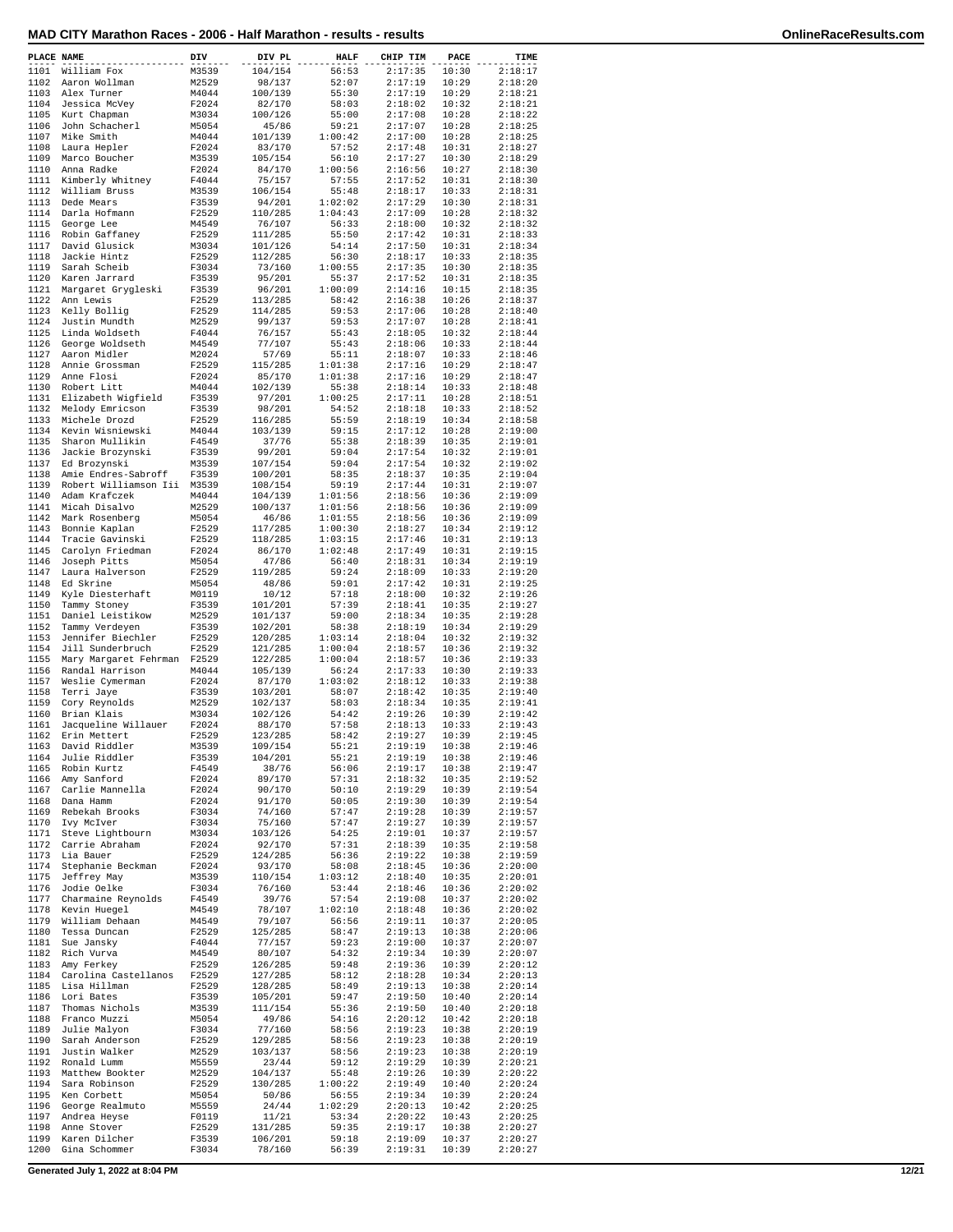# MAD CITY Marathon Races - 2006 - Half Marathon - results - results

| PLACE | NAME | DIV | DIV PL | HALF | CHIP TIM | PACE | TIME |
|---|---|---|---|---|---|---|---|
| 1101 | William Fox | M3539 | 104/154 | 56:53 | 2:17:35 | 10:30 | 2:18:17 |
| 1102 | Aaron Wollman | M2529 | 98/137 | 52:07 | 2:17:19 | 10:29 | 2:18:20 |
| 1103 | Alex Turner | M4044 | 100/139 | 55:30 | 2:17:19 | 10:29 | 2:18:21 |
| 1104 | Jessica McVey | F2024 | 82/170 | 58:03 | 2:18:02 | 10:32 | 2:18:21 |
| 1105 | Kurt Chapman | M3034 | 100/126 | 55:00 | 2:17:08 | 10:28 | 2:18:22 |
| 1106 | John Schacherl | M5054 | 45/86 | 59:21 | 2:17:07 | 10:28 | 2:18:25 |
| 1107 | Mike Smith | M4044 | 101/139 | 1:00:42 | 2:17:00 | 10:28 | 2:18:25 |
| 1108 | Laura Hepler | F2024 | 83/170 | 57:52 | 2:17:48 | 10:31 | 2:18:27 |
| 1109 | Marco Boucher | M3539 | 105/154 | 56:10 | 2:17:27 | 10:30 | 2:18:29 |
| 1110 | Anna Radke | F2024 | 84/170 | 1:00:56 | 2:16:56 | 10:27 | 2:18:30 |
| 1111 | Kimberly Whitney | F4044 | 75/157 | 57:55 | 2:17:52 | 10:31 | 2:18:30 |
| 1112 | William Bruss | M3539 | 106/154 | 55:48 | 2:18:17 | 10:33 | 2:18:31 |
| 1113 | Dede Mears | F3539 | 94/201 | 1:02:02 | 2:17:29 | 10:30 | 2:18:31 |
| 1114 | Darla Hofmann | F2529 | 110/285 | 1:04:43 | 2:17:09 | 10:28 | 2:18:32 |
| 1115 | George Lee | M4549 | 76/107 | 56:33 | 2:18:00 | 10:32 | 2:18:32 |
| 1116 | Robin Gaffaney | F2529 | 111/285 | 55:50 | 2:17:42 | 10:31 | 2:18:33 |
| 1117 | David Glusick | M3034 | 101/126 | 54:14 | 2:17:50 | 10:31 | 2:18:34 |
| 1118 | Jackie Hintz | F2529 | 112/285 | 56:30 | 2:18:17 | 10:33 | 2:18:35 |
| 1119 | Sarah Scheib | F3034 | 73/160 | 1:00:55 | 2:17:35 | 10:30 | 2:18:35 |
| 1120 | Karen Jarrard | F3539 | 95/201 | 55:37 | 2:17:52 | 10:31 | 2:18:35 |
| 1121 | Margaret Grygleski | F3539 | 96/201 | 1:00:09 | 2:14:16 | 10:15 | 2:18:35 |
| 1122 | Ann Lewis | F2529 | 113/285 | 58:42 | 2:16:38 | 10:26 | 2:18:37 |
| 1123 | Kelly Bollig | F2529 | 114/285 | 59:53 | 2:17:06 | 10:28 | 2:18:40 |
| 1124 | Justin Mundth | M2529 | 99/137 | 59:53 | 2:17:07 | 10:28 | 2:18:41 |
| 1125 | Linda Woldseth | F4044 | 76/157 | 55:43 | 2:18:05 | 10:32 | 2:18:44 |
| 1126 | George Woldseth | M4549 | 77/107 | 55:43 | 2:18:06 | 10:33 | 2:18:44 |
| 1127 | Aaron Midler | M2024 | 57/69 | 55:11 | 2:18:07 | 10:33 | 2:18:46 |
| 1128 | Annie Grossman | F2529 | 115/285 | 1:01:38 | 2:17:16 | 10:29 | 2:18:47 |
| 1129 | Anne Flosi | F2024 | 85/170 | 1:01:38 | 2:17:16 | 10:29 | 2:18:47 |
| 1130 | Robert Litt | M4044 | 102/139 | 55:38 | 2:18:14 | 10:33 | 2:18:48 |
| 1131 | Elizabeth Wigfield | F3539 | 97/201 | 1:00:25 | 2:17:11 | 10:28 | 2:18:51 |
| 1132 | Melody Emricson | F3539 | 98/201 | 54:52 | 2:18:18 | 10:33 | 2:18:52 |
| 1133 | Michele Drozd | F2529 | 116/285 | 55:59 | 2:18:19 | 10:34 | 2:18:58 |
| 1134 | Kevin Wisniewski | M4044 | 103/139 | 59:15 | 2:17:12 | 10:28 | 2:19:00 |
| 1135 | Sharon Mullikin | F4549 | 37/76 | 55:38 | 2:18:39 | 10:35 | 2:19:01 |
| 1136 | Jackie Brozynski | F3539 | 99/201 | 59:04 | 2:17:54 | 10:32 | 2:19:01 |
| 1137 | Ed Brozynski | M3539 | 107/154 | 59:04 | 2:17:54 | 10:32 | 2:19:02 |
| 1138 | Amie Endres-Sabroff | F3539 | 100/201 | 58:35 | 2:18:37 | 10:35 | 2:19:04 |
| 1139 | Robert Williamson Iii | M3539 | 108/154 | 59:19 | 2:17:44 | 10:31 | 2:19:07 |
| 1140 | Adam Krafczek | M4044 | 104/139 | 1:01:56 | 2:18:56 | 10:36 | 2:19:09 |
| 1141 | Micah Disalvo | M2529 | 100/137 | 1:01:56 | 2:18:56 | 10:36 | 2:19:09 |
| 1142 | Mark Rosenberg | M5054 | 46/86 | 1:01:55 | 2:18:56 | 10:36 | 2:19:09 |
| 1143 | Bonnie Kaplan | F2529 | 117/285 | 1:00:30 | 2:18:27 | 10:34 | 2:19:12 |
| 1144 | Tracie Gavinski | F2529 | 118/285 | 1:03:15 | 2:17:46 | 10:31 | 2:19:13 |
| 1145 | Carolyn Friedman | F2024 | 86/170 | 1:02:48 | 2:17:49 | 10:31 | 2:19:15 |
| 1146 | Joseph Pitts | M5054 | 47/86 | 56:40 | 2:18:31 | 10:34 | 2:19:19 |
| 1147 | Laura Halverson | F2529 | 119/285 | 59:24 | 2:18:09 | 10:33 | 2:19:20 |
| 1148 | Ed Skrine | M5054 | 48/86 | 59:01 | 2:17:42 | 10:31 | 2:19:25 |
| 1149 | Kyle Diesterhaft | M0119 | 10/12 | 57:18 | 2:18:00 | 10:32 | 2:19:26 |
| 1150 | Tammy Stoney | F3539 | 101/201 | 57:39 | 2:18:41 | 10:35 | 2:19:27 |
| 1151 | Daniel Leistikow | M2529 | 101/137 | 59:00 | 2:18:34 | 10:35 | 2:19:28 |
| 1152 | Tammy Verdeyen | F3539 | 102/201 | 58:38 | 2:18:19 | 10:34 | 2:19:29 |
| 1153 | Jennifer Biechler | F2529 | 120/285 | 1:03:14 | 2:18:04 | 10:32 | 2:19:32 |
| 1154 | Jill Sunderbruch | F2529 | 121/285 | 1:00:04 | 2:18:57 | 10:36 | 2:19:32 |
| 1155 | Mary Margaret Fehrman | F2529 | 122/285 | 1:00:04 | 2:18:57 | 10:36 | 2:19:33 |
| 1156 | Randal Harrison | M4044 | 105/139 | 56:24 | 2:17:33 | 10:30 | 2:19:33 |
| 1157 | Weslie Cymerman | F2024 | 87/170 | 1:03:02 | 2:18:12 | 10:33 | 2:19:38 |
| 1158 | Terri Jaye | F3539 | 103/201 | 58:07 | 2:18:42 | 10:35 | 2:19:40 |
| 1159 | Cory Reynolds | M2529 | 102/137 | 58:03 | 2:18:34 | 10:35 | 2:19:41 |
| 1160 | Brian Klais | M3034 | 102/126 | 54:42 | 2:19:26 | 10:39 | 2:19:42 |
| 1161 | Jacqueline Willauer | F2024 | 88/170 | 57:58 | 2:18:13 | 10:33 | 2:19:43 |
| 1162 | Erin Mettert | F2529 | 123/285 | 58:42 | 2:19:27 | 10:39 | 2:19:45 |
| 1163 | David Riddler | M3539 | 109/154 | 55:21 | 2:19:19 | 10:38 | 2:19:46 |
| 1164 | Julie Riddler | F3539 | 104/201 | 55:21 | 2:19:19 | 10:38 | 2:19:46 |
| 1165 | Robin Kurtz | F4549 | 38/76 | 56:06 | 2:19:17 | 10:38 | 2:19:47 |
| 1166 | Amy Sanford | F2024 | 89/170 | 57:31 | 2:18:32 | 10:35 | 2:19:52 |
| 1167 | Carlie Mannella | F2024 | 90/170 | 50:10 | 2:19:29 | 10:39 | 2:19:54 |
| 1168 | Dana Hamm | F2024 | 91/170 | 50:05 | 2:19:30 | 10:39 | 2:19:54 |
| 1169 | Rebekah Brooks | F3034 | 74/160 | 57:47 | 2:19:28 | 10:39 | 2:19:57 |
| 1170 | Ivy McIver | F3034 | 75/160 | 57:47 | 2:19:27 | 10:39 | 2:19:57 |
| 1171 | Steve Lightbourn | M3034 | 103/126 | 54:25 | 2:19:01 | 10:37 | 2:19:57 |
| 1172 | Carrie Abraham | F2024 | 92/170 | 57:31 | 2:18:39 | 10:35 | 2:19:58 |
| 1173 | Lia Bauer | F2529 | 124/285 | 56:36 | 2:19:22 | 10:38 | 2:19:59 |
| 1174 | Stephanie Beckman | F2024 | 93/170 | 58:08 | 2:18:45 | 10:36 | 2:20:00 |
| 1175 | Jeffrey May | M3539 | 110/154 | 1:03:12 | 2:18:40 | 10:35 | 2:20:01 |
| 1176 | Jodie Oelke | F3034 | 76/160 | 53:44 | 2:18:46 | 10:36 | 2:20:02 |
| 1177 | Charmaine Reynolds | F4549 | 39/76 | 57:54 | 2:19:08 | 10:37 | 2:20:02 |
| 1178 | Kevin Huegel | M4549 | 78/107 | 1:02:10 | 2:18:48 | 10:36 | 2:20:02 |
| 1179 | William Dehaan | M4549 | 79/107 | 56:56 | 2:19:11 | 10:37 | 2:20:05 |
| 1180 | Tessa Duncan | F2529 | 125/285 | 58:47 | 2:19:13 | 10:38 | 2:20:06 |
| 1181 | Sue Jansky | F4044 | 77/157 | 59:23 | 2:19:00 | 10:37 | 2:20:07 |
| 1182 | Rich Vurva | M4549 | 80/107 | 54:32 | 2:19:34 | 10:39 | 2:20:07 |
| 1183 | Amy Ferkey | F2529 | 126/285 | 59:48 | 2:19:36 | 10:39 | 2:20:12 |
| 1184 | Carolina Castellanos | F2529 | 127/285 | 58:12 | 2:18:28 | 10:34 | 2:20:13 |
| 1185 | Lisa Hillman | F2529 | 128/285 | 58:49 | 2:19:13 | 10:38 | 2:20:14 |
| 1186 | Lori Bates | F3539 | 105/201 | 59:47 | 2:19:50 | 10:40 | 2:20:14 |
| 1187 | Thomas Nichols | M3539 | 111/154 | 55:36 | 2:19:50 | 10:40 | 2:20:18 |
| 1188 | Franco Muzzi | M5054 | 49/86 | 54:16 | 2:20:12 | 10:42 | 2:20:18 |
| 1189 | Julie Malyon | F3034 | 77/160 | 58:56 | 2:19:23 | 10:38 | 2:20:19 |
| 1190 | Sarah Anderson | F2529 | 129/285 | 58:56 | 2:19:23 | 10:38 | 2:20:19 |
| 1191 | Justin Walker | M2529 | 103/137 | 58:56 | 2:19:23 | 10:38 | 2:20:19 |
| 1192 | Ronald Lumm | M5559 | 23/44 | 59:12 | 2:19:29 | 10:39 | 2:20:21 |
| 1193 | Matthew Bookter | M2529 | 104/137 | 55:48 | 2:19:26 | 10:39 | 2:20:22 |
| 1194 | Sara Robinson | F2529 | 130/285 | 1:00:22 | 2:19:49 | 10:40 | 2:20:24 |
| 1195 | Ken Corbett | M5054 | 50/86 | 56:55 | 2:19:34 | 10:39 | 2:20:24 |
| 1196 | George Realmuto | M5559 | 24/44 | 1:02:29 | 2:20:13 | 10:42 | 2:20:25 |
| 1197 | Andrea Heyse | F0119 | 11/21 | 53:34 | 2:20:22 | 10:43 | 2:20:25 |
| 1198 | Anne Stover | F2529 | 131/285 | 59:35 | 2:19:17 | 10:38 | 2:20:27 |
| 1199 | Karen Dilcher | F3539 | 106/201 | 59:18 | 2:19:09 | 10:37 | 2:20:27 |
| 1200 | Gina Schommer | F3034 | 78/160 | 56:39 | 2:19:31 | 10:39 | 2:20:27 |

Generated July 1, 2022 at 8:04 PM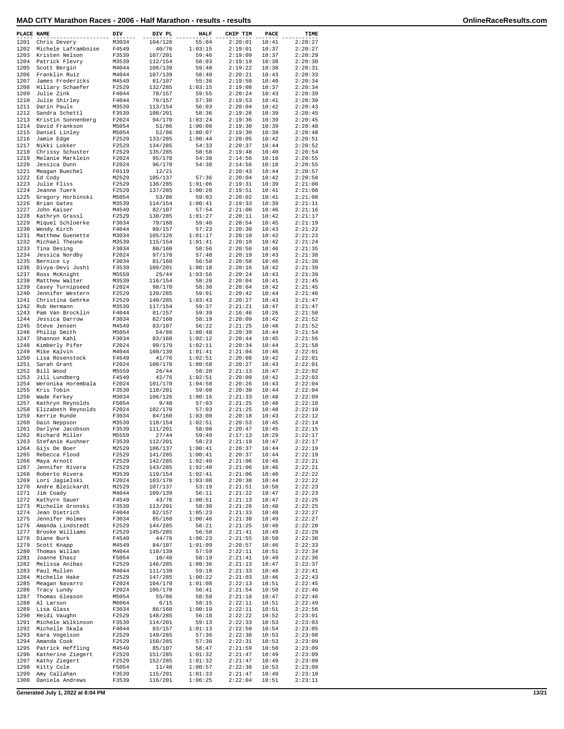# MAD CITY Marathon Races - 2006 - Half Marathon - results - results

| PLACE | NAME | DIV | DIV PL | HALF | CHIP TIM | PACE | TIME |
|---|---|---|---|---|---|---|---|
| 1201 | Chris Devery | M3034 | 104/126 | 55:04 | 2:20:01 | 10:41 | 2:20:27 |
| 1202 | Michele Laframboise | F4549 | 40/76 | 1:03:15 | 2:19:01 | 10:37 | 2:20:27 |
| 1203 | Kristen Nelson | F3539 | 107/201 | 59:46 | 2:19:09 | 10:37 | 2:20:29 |
| 1204 | Patrick Flevry | M3539 | 112/154 | 58:03 | 2:19:19 | 10:38 | 2:20:30 |
| 1205 | Scott Bergin | M4044 | 106/139 | 59:48 | 2:19:22 | 10:38 | 2:20:31 |
| 1206 | Franklin Ruiz | M4044 | 107/139 | 58:40 | 2:20:21 | 10:43 | 2:20:33 |
| 1207 | James Fredericks | M4549 | 81/107 | 55:36 | 2:19:50 | 10:40 | 2:20:34 |
| 1208 | Hillary Schaefer | F2529 | 132/285 | 1:03:15 | 2:19:08 | 10:37 | 2:20:34 |
| 1209 | Julie Zink | F4044 | 78/157 | 59:55 | 2:20:24 | 10:43 | 2:20:39 |
| 1210 | Julie Shirley | F4044 | 79/157 | 57:30 | 2:19:53 | 10:41 | 2:20:39 |
| 1211 | Darin Pauls | M3539 | 113/154 | 56:03 | 2:20:04 | 10:42 | 2:20:43 |
| 1212 | Sandra Schettl | F3539 | 108/201 | 58:36 | 2:19:26 | 10:39 | 2:20:45 |
| 1213 | Kristin Sonnenberg | F2024 | 94/170 | 1:03:24 | 2:19:36 | 10:39 | 2:20:45 |
| 1214 | David Frankson | M5054 | 51/86 | 1:00:08 | 2:19:30 | 10:39 | 2:20:48 |
| 1215 | Daniel Linley | M5054 | 52/86 | 1:00:07 | 2:19:30 | 10:39 | 2:20:48 |
| 1216 | Jamie Edge | F2529 | 133/285 | 1:00:44 | 2:20:05 | 10:42 | 2:20:51 |
| 1217 | Nikki Lokker | F2529 | 134/285 | 54:33 | 2:20:37 | 10:44 | 2:20:52 |
| 1218 | Chrissy Schuster | F2529 | 135/285 | 58:58 | 2:19:48 | 10:40 | 2:20:54 |
| 1219 | Melanie Marklein | F2024 | 95/170 | 54:38 | 2:14:56 | 10:18 | 2:20:55 |
| 1220 | Jessica Dunn | F2024 | 96/170 | 54:38 | 2:14:56 | 10:18 | 2:20:55 |
| 1221 | Meagan Buechel | F0119 | 12/21 | | 2:20:43 | 10:44 | 2:20:57 |
| 1222 | Ed Cody | M2529 | 105/137 | 57:36 | 2:20:04 | 10:42 | 2:20:58 |
| 1223 | Julie Fliss | F2529 | 136/285 | 1:01:06 | 2:19:31 | 10:39 | 2:21:00 |
| 1224 | Jeanne Tuerk | F2529 | 137/285 | 1:00:20 | 2:19:51 | 10:41 | 2:21:08 |
| 1225 | Gregory Horbinski | M5054 | 53/86 | 59:03 | 2:20:02 | 10:41 | 2:21:08 |
| 1226 | Brian Gates | M3539 | 114/154 | 1:00:41 | 2:19:33 | 10:39 | 2:21:11 |
| 1227 | John Kaiser | M4549 | 82/107 | 57:54 | 2:21:00 | 10:46 | 2:21:16 |
| 1228 | Kathryn Grassl | F2529 | 138/285 | 1:01:27 | 2:20:11 | 10:42 | 2:21:17 |
| 1229 | Miquel Schloerke | F3034 | 79/160 | 59:40 | 2:20:54 | 10:45 | 2:21:19 |
| 1230 | Wendy Kirch | F4044 | 80/157 | 57:23 | 2:20:30 | 10:43 | 2:21:22 |
| 1231 | Matthew Guenette | M3034 | 105/126 | 1:01:17 | 2:20:10 | 10:42 | 2:21:23 |
| 1232 | Michael Theune | M3539 | 115/154 | 1:01:41 | 2:20:10 | 10:42 | 2:21:24 |
| 1233 | Tina Desing | F3034 | 80/160 | 58:56 | 2:20:58 | 10:46 | 2:21:35 |
| 1234 | Jessica Nordby | F2024 | 97/170 | 57:40 | 2:20:19 | 10:43 | 2:21:38 |
| 1235 | Bernice Ly | F3034 | 81/160 | 56:58 | 2:20:58 | 10:46 | 2:21:38 |
| 1236 | Divya-Devi Joshi | F3539 | 109/201 | 1:00:18 | 2:20:16 | 10:42 | 2:21:39 |
| 1237 | Ross McKnight | M5559 | 25/44 | 1:03:56 | 2:20:24 | 10:43 | 2:21:39 |
| 1238 | Matthew Walter | M3539 | 116/154 | 58:28 | 2:20:04 | 10:41 | 2:21:45 |
| 1239 | Casey Turnipseed | F2024 | 98/170 | 58:30 | 2:20:04 | 10:42 | 2:21:45 |
| 1240 | Jennifer Western | F2529 | 139/285 | 59:01 | 2:20:42 | 10:44 | 2:21:46 |
| 1241 | Christina Gehrke | F2529 | 140/285 | 1:03:43 | 2:20:27 | 10:43 | 2:21:47 |
| 1242 | Rob Hermann | M3539 | 117/154 | 59:37 | 2:21:21 | 10:47 | 2:21:47 |
| 1243 | Pam Van Brocklin | F4044 | 81/157 | 59:39 | 2:16:46 | 10:26 | 2:21:50 |
| 1244 | Jessica Darrow | F3034 | 82/160 | 58:19 | 2:20:09 | 10:42 | 2:21:52 |
| 1245 | Steve Jensen | M4549 | 83/107 | 56:22 | 2:21:25 | 10:48 | 2:21:52 |
| 1246 | Philip Smith | M5054 | 54/86 | 1:00:48 | 2:20:39 | 10:44 | 2:21:54 |
| 1247 | Shannon Kahl | F3034 | 83/160 | 1:02:12 | 2:20:44 | 10:45 | 2:21:56 |
| 1248 | Kimberly Pifer | F2024 | 99/170 | 1:02:11 | 2:20:34 | 10:44 | 2:21:58 |
| 1249 | Mike Kalvin | M4044 | 108/139 | 1:01:41 | 2:21:04 | 10:46 | 2:22:01 |
| 1250 | Lisa Rosenstock | F4549 | 41/76 | 1:02:51 | 2:20:08 | 10:42 | 2:22:01 |
| 1251 | Sarah Grant | F2024 | 100/170 | 1:00:58 | 2:20:27 | 10:43 | 2:22:01 |
| 1252 | Bill Wood | M5559 | 26/44 | 58:20 | 2:21:13 | 10:47 | 2:22:02 |
| 1253 | Jill Lundberg | F4549 | 42/76 | 1:02:51 | 2:20:09 | 10:42 | 2:22:03 |
| 1254 | Weronika Horembala | F2024 | 101/170 | 1:04:50 | 2:20:26 | 10:43 | 2:22:04 |
| 1255 | Kris Tobin | F3539 | 110/201 | 59:08 | 2:20:30 | 10:44 | 2:22:04 |
| 1256 | Wade Ferkey | M3034 | 106/126 | 1:00:16 | 2:21:33 | 10:48 | 2:22:09 |
| 1257 | Kathryn Reynolds | F5054 | 9/48 | 57:03 | 2:21:25 | 10:48 | 2:22:10 |
| 1258 | Elizabeth Reynolds | F2024 | 102/170 | 57:03 | 2:21:25 | 10:48 | 2:22:10 |
| 1259 | Kerrie Runde | F3034 | 84/160 | 1:03:08 | 2:20:18 | 10:43 | 2:22:12 |
| 1260 | Dain Neppson | M3539 | 118/154 | 1:02:51 | 2:20:53 | 10:45 | 2:22:14 |
| 1261 | Darlyne Jacobson | F3539 | 111/201 | 58:08 | 2:20:47 | 10:45 | 2:22:15 |
| 1262 | Richard Miller | M5559 | 27/44 | 59:49 | 2:17:13 | 10:29 | 2:22:17 |
| 1263 | Stefanie Kushner | F3539 | 112/201 | 58:23 | 2:21:19 | 10:47 | 2:22:17 |
| 1264 | Gijs De Boer | M2529 | 106/137 | 1:00:41 | 2:20:37 | 10:44 | 2:22:19 |
| 1265 | Rebecca Flood | F2529 | 141/285 | 1:00:41 | 2:20:37 | 10:44 | 2:22:19 |
| 1266 | Maya Arnott | F2529 | 142/285 | 1:02:40 | 2:21:06 | 10:46 | 2:22:21 |
| 1267 | Jennifer Rivera | F2529 | 143/285 | 1:02:40 | 2:21:06 | 10:46 | 2:22:21 |
| 1268 | Roberto Rivera | M3539 | 119/154 | 1:02:41 | 2:21:06 | 10:46 | 2:22:22 |
| 1269 | Lori Jagielski | F2024 | 103/170 | 1:03:08 | 2:20:38 | 10:44 | 2:22:22 |
| 1270 | Andre Bleickardt | M2529 | 107/137 | 53:19 | 2:21:51 | 10:50 | 2:22:23 |
| 1271 | Jim Coady | M4044 | 109/139 | 56:11 | 2:21:22 | 10:47 | 2:22:23 |
| 1272 | Kathyrn Sauer | F4549 | 43/76 | 1:00:51 | 2:21:13 | 10:47 | 2:22:25 |
| 1273 | Michelle Gronski | F3539 | 113/201 | 58:30 | 2:21:26 | 10:48 | 2:22:25 |
| 1274 | Jean Dietrich | F4044 | 82/157 | 1:05:23 | 2:21:33 | 10:48 | 2:22:27 |
| 1275 | Jennifer Holmes | F3034 | 85/160 | 1:00:46 | 2:21:38 | 10:49 | 2:22:27 |
| 1276 | Amanda Lindstedt | F2529 | 144/285 | 58:21 | 2:21:25 | 10:48 | 2:22:28 |
| 1277 | Brooke Williams | F2529 | 145/285 | 56:58 | 2:21:41 | 10:49 | 2:22:29 |
| 1278 | Diane Burk | F4549 | 44/76 | 1:00:23 | 2:21:55 | 10:50 | 2:22:30 |
| 1279 | Scott Knapp | M4549 | 84/107 | 1:01:09 | 2:20:57 | 10:46 | 2:22:33 |
| 1280 | Thomas Willan | M4044 | 110/139 | 57:59 | 2:22:11 | 10:51 | 2:22:34 |
| 1281 | Joanne Ehasz | F5054 | 10/48 | 58:19 | 2:21:41 | 10:49 | 2:22:36 |
| 1282 | Melissa Anibas | F2529 | 146/285 | 1:00:36 | 2:21:13 | 10:47 | 2:22:37 |
| 1283 | Paul Mullen | M4044 | 111/139 | 59:18 | 2:21:33 | 10:48 | 2:22:41 |
| 1284 | Michelle Hake | F2529 | 147/285 | 1:00:22 | 2:21:03 | 10:46 | 2:22:43 |
| 1285 | Meagan Navarro | F2024 | 104/170 | 1:01:08 | 2:22:13 | 10:51 | 2:22:45 |
| 1286 | Tracy Lundy | F2024 | 105/170 | 56:41 | 2:21:54 | 10:50 | 2:22:46 |
| 1287 | Thomas Gleason | M5054 | 55/86 | 58:58 | 2:21:18 | 10:47 | 2:22:46 |
| 1288 | Al Larson | M6064 | 6/15 | 58:15 | 2:22:11 | 10:51 | 2:22:49 |
| 1289 | Lisa Glass | F3034 | 86/160 | 1:00:19 | 2:22:11 | 10:51 | 2:22:56 |
| 1290 | Heidi Vaughn | F2529 | 148/285 | 56:18 | 2:22:22 | 10:52 | 2:23:01 |
| 1291 | Michele Wilkinson | F3539 | 114/201 | 59:13 | 2:22:33 | 10:53 | 2:23:03 |
| 1292 | Michelle Skala | F4044 | 83/157 | 1:01:13 | 2:22:50 | 10:54 | 2:23:05 |
| 1293 | Kara Vogelson | F2529 | 149/285 | 57:36 | 2:22:30 | 10:53 | 2:23:08 |
| 1294 | Amanda Cook | F2529 | 150/285 | 57:36 | 2:22:31 | 10:53 | 2:23:09 |
| 1295 | Patrick Heffling | M4549 | 85/107 | 58:47 | 2:21:59 | 10:50 | 2:23:09 |
| 1296 | Katherine Ziegert | F2529 | 151/285 | 1:01:32 | 2:21:47 | 10:49 | 2:23:09 |
| 1297 | Kathy Ziegert | F2529 | 152/285 | 1:01:32 | 2:21:47 | 10:49 | 2:23:09 |
| 1298 | Kitty Cole | F5054 | 11/48 | 1:00:57 | 2:22:38 | 10:53 | 2:23:09 |
| 1299 | Amy Callahan | F3539 | 115/201 | 1:01:33 | 2:21:47 | 10:49 | 2:23:10 |
| 1300 | Daniela Andrews | F3539 | 116/201 | 1:06:25 | 2:22:04 | 10:51 | 2:23:11 |

Generated July 1, 2022 at 8:04 PM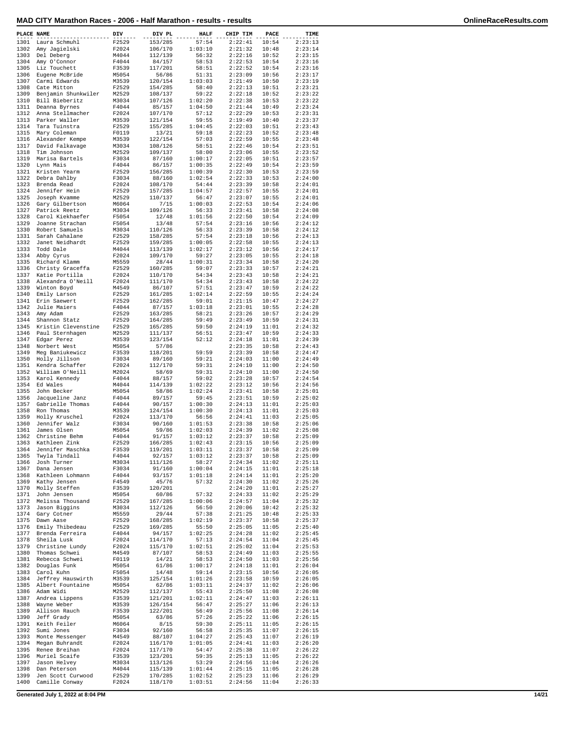## MAD CITY Marathon Races - 2006 - Half Marathon - results - results

| PLACE | NAME | DIV | DIV PL | HALF | CHIP TIM | PACE | TIME |
|---|---|---|---|---|---|---|---|
| 1301 | Laura Schmuhl | F2529 | 153/285 | 57:54 | 2:22:41 | 10:54 | 2:23:13 |
| 1302 | Amy Jagielski | F2024 | 106/170 | 1:03:10 | 2:21:32 | 10:48 | 2:23:14 |
| 1303 | Del Deberg | M4044 | 112/139 | 56:32 | 2:22:16 | 10:52 | 2:23:15 |
| 1304 | Amy O'Connor | F4044 | 84/157 | 58:53 | 2:22:53 | 10:54 | 2:23:16 |
| 1305 | Liz Touchett | F3539 | 117/201 | 58:51 | 2:22:52 | 10:54 | 2:23:16 |
| 1306 | Eugene McBride | M5054 | 56/86 | 51:31 | 2:23:09 | 10:56 | 2:23:17 |
| 1307 | Carmi Edwards | M3539 | 120/154 | 1:03:03 | 2:21:49 | 10:50 | 2:23:19 |
| 1308 | Cate Mitton | F2529 | 154/285 | 58:40 | 2:22:13 | 10:51 | 2:23:21 |
| 1309 | Benjamin Shunkwiler | M2529 | 108/137 | 59:22 | 2:22:18 | 10:52 | 2:23:22 |
| 1310 | Bill Bieberitz | M3034 | 107/126 | 1:02:20 | 2:22:38 | 10:53 | 2:23:22 |
| 1311 | Deanna Byrnes | F4044 | 85/157 | 1:04:50 | 2:21:44 | 10:49 | 2:23:24 |
| 1312 | Anna Stellmacher | F2024 | 107/170 | 57:12 | 2:22:29 | 10:53 | 2:23:31 |
| 1313 | Parker Waller | M3539 | 121/154 | 59:55 | 2:19:49 | 10:40 | 2:23:37 |
| 1314 | Tara Tuinstra | F2529 | 155/285 | 1:04:45 | 2:22:03 | 10:51 | 2:23:43 |
| 1315 | Mary Coleman | F0119 | 13/21 | 59:18 | 2:22:23 | 10:52 | 2:23:48 |
| 1316 | Alexander Kempe | M3539 | 122/154 | 57:03 | 2:22:59 | 10:55 | 2:23:48 |
| 1317 | David Falkavage | M3034 | 108/126 | 58:51 | 2:22:46 | 10:54 | 2:23:51 |
| 1318 | Tim Johnson | M2529 | 109/137 | 58:00 | 2:23:06 | 10:55 | 2:23:52 |
| 1319 | Marisa Bartels | F3034 | 87/160 | 1:00:17 | 2:22:05 | 10:51 | 2:23:57 |
| 1320 | Lynn Mais | F4044 | 86/157 | 1:00:35 | 2:22:49 | 10:54 | 2:23:59 |
| 1321 | Kristen Yearm | F2529 | 156/285 | 1:00:39 | 2:22:30 | 10:53 | 2:23:59 |
| 1322 | Debra Dahlby | F3034 | 88/160 | 1:02:54 | 2:22:33 | 10:53 | 2:24:00 |
| 1323 | Brenda Read | F2024 | 108/170 | 54:44 | 2:23:39 | 10:58 | 2:24:01 |
| 1324 | Jennifer Hein | F2529 | 157/285 | 1:04:57 | 2:22:57 | 10:55 | 2:24:01 |
| 1325 | Joseph Kvamme | M2529 | 110/137 | 56:47 | 2:23:07 | 10:55 | 2:24:01 |
| 1326 | Gary Gilbertson | M6064 | 7/15 | 1:00:03 | 2:22:53 | 10:54 | 2:24:06 |
| 1327 | Patrick Reetz | M3034 | 109/126 | 56:33 | 2:23:41 | 10:58 | 2:24:08 |
| 1328 | Carol Kiekhaefer | F5054 | 12/48 | 1:01:56 | 2:22:50 | 10:54 | 2:24:09 |
| 1329 | Joanne Strachan | F5054 | 13/48 | 57:54 | 2:23:16 | 10:56 | 2:24:12 |
| 1330 | Robert Samuels | M3034 | 110/126 | 56:33 | 2:23:39 | 10:58 | 2:24:12 |
| 1331 | Sarah Cahalane | F2529 | 158/285 | 57:54 | 2:23:18 | 10:56 | 2:24:13 |
| 1332 | Janet Neidhardt | F2529 | 159/285 | 1:00:05 | 2:22:58 | 10:55 | 2:24:13 |
| 1333 | Todd Dale | M4044 | 113/139 | 1:02:17 | 2:23:12 | 10:56 | 2:24:17 |
| 1334 | Abby Cyrus | F2024 | 109/170 | 59:27 | 2:23:05 | 10:55 | 2:24:18 |
| 1335 | Richard Klamm | M5559 | 28/44 | 1:00:31 | 2:23:34 | 10:58 | 2:24:20 |
| 1336 | Christy Graceffa | F2529 | 160/285 | 59:07 | 2:23:33 | 10:57 | 2:24:21 |
| 1337 | Katie Portilla | F2024 | 110/170 | 54:34 | 2:23:43 | 10:58 | 2:24:21 |
| 1338 | Alexandra O'Neill | F2024 | 111/170 | 54:34 | 2:23:43 | 10:58 | 2:24:22 |
| 1339 | Winton Boyd | M4549 | 86/107 | 57:51 | 2:23:47 | 10:59 | 2:24:22 |
| 1340 | Emily Larson | F2529 | 161/285 | 1:02:14 | 2:22:59 | 10:55 | 2:24:24 |
| 1341 | Erin Saewert | F2529 | 162/285 | 59:01 | 2:21:15 | 10:47 | 2:24:27 |
| 1342 | Julie Maiers | F4044 | 87/157 | 1:03:18 | 2:23:01 | 10:55 | 2:24:28 |
| 1343 | Amy Adam | F2529 | 163/285 | 58:21 | 2:23:26 | 10:57 | 2:24:29 |
| 1344 | Shannon Statz | F2529 | 164/285 | 59:49 | 2:23:49 | 10:59 | 2:24:31 |
| 1345 | Kristin Clevenstine | F2529 | 165/285 | 59:50 | 2:24:19 | 11:01 | 2:24:32 |
| 1346 | Paul Sternhagen | M2529 | 111/137 | 56:51 | 2:23:47 | 10:59 | 2:24:33 |
| 1347 | Edgar Perez | M3539 | 123/154 | 52:12 | 2:24:18 | 11:01 | 2:24:39 |
| 1348 | Norbert West | M5054 | 57/86 | | 2:23:35 | 10:58 | 2:24:43 |
| 1349 | Meg Baniukewicz | F3539 | 118/201 | 59:59 | 2:23:39 | 10:58 | 2:24:47 |
| 1350 | Holly Jillson | F3034 | 89/160 | 59:21 | 2:24:03 | 11:00 | 2:24:49 |
| 1351 | Kendra Schaffer | F2024 | 112/170 | 59:31 | 2:24:10 | 11:00 | 2:24:50 |
| 1352 | William O'Neill | M2024 | 58/69 | 59:31 | 2:24:10 | 11:00 | 2:24:50 |
| 1353 | Karol Kennedy | F4044 | 88/157 | 59:02 | 2:23:28 | 10:57 | 2:24:54 |
| 1354 | Ed Wales | M4044 | 114/139 | 1:02:22 | 2:23:12 | 10:56 | 2:24:56 |
| 1355 | John Becker | M5054 | 58/86 | 1:02:24 | 2:23:41 | 10:58 | 2:25:01 |
| 1356 | Jacqueline Janz | F4044 | 89/157 | 59:45 | 2:23:51 | 10:59 | 2:25:02 |
| 1357 | Gabrielle Thomas | F4044 | 90/157 | 1:00:30 | 2:24:13 | 11:01 | 2:25:03 |
| 1358 | Ron Thomas | M3539 | 124/154 | 1:00:30 | 2:24:13 | 11:01 | 2:25:03 |
| 1359 | Holly Kruschel | F2024 | 113/170 | 56:56 | 2:24:41 | 11:03 | 2:25:05 |
| 1360 | Jennifer Walz | F3034 | 90/160 | 1:01:53 | 2:23:38 | 10:58 | 2:25:06 |
| 1361 | James Olsen | M5054 | 59/86 | 1:02:03 | 2:24:39 | 11:02 | 2:25:08 |
| 1362 | Christine Behm | F4044 | 91/157 | 1:03:12 | 2:23:37 | 10:58 | 2:25:09 |
| 1363 | Kathleen Zink | F2529 | 166/285 | 1:02:43 | 2:23:15 | 10:56 | 2:25:09 |
| 1364 | Jennifer Maschka | F3539 | 119/201 | 1:03:11 | 2:23:37 | 10:58 | 2:25:09 |
| 1365 | Twyla Tindall | F4044 | 92/157 | 1:03:12 | 2:23:37 | 10:58 | 2:25:09 |
| 1366 | Josh Turner | M3034 | 111/126 | 58:27 | 2:24:34 | 11:02 | 2:25:11 |
| 1367 | Dana Jensen | F3034 | 91/160 | 1:00:04 | 2:24:15 | 11:01 | 2:25:18 |
| 1368 | Kathleen Lohmann | F4044 | 93/157 | 1:01:18 | 2:24:14 | 11:01 | 2:25:20 |
| 1369 | Kathy Jensen | F4549 | 45/76 | 57:32 | 2:24:30 | 11:02 | 2:25:26 |
| 1370 | Molly Steffen | F3539 | 120/201 | | 2:24:20 | 11:01 | 2:25:27 |
| 1371 | John Jensen | M5054 | 60/86 | 57:32 | 2:24:33 | 11:02 | 2:25:29 |
| 1372 | Melissa Thousand | F2529 | 167/285 | 1:00:06 | 2:24:57 | 11:04 | 2:25:32 |
| 1373 | Jason Biggins | M3034 | 112/126 | 56:50 | 2:20:06 | 10:42 | 2:25:32 |
| 1374 | Gary Cotner | M5559 | 29/44 | 57:38 | 2:21:25 | 10:48 | 2:25:33 |
| 1375 | Dawn Aase | F2529 | 168/285 | 1:02:19 | 2:23:37 | 10:58 | 2:25:37 |
| 1376 | Emily Thibedeau | F2529 | 169/285 | 55:50 | 2:25:05 | 11:05 | 2:25:40 |
| 1377 | Brenda Ferreira | F4044 | 94/157 | 1:02:25 | 2:24:28 | 11:02 | 2:25:45 |
| 1378 | Sheila Lusk | F2024 | 114/170 | 57:13 | 2:24:54 | 11:04 | 2:25:45 |
| 1379 | Christine Lundy | F2024 | 115/170 | 1:02:51 | 2:25:02 | 11:04 | 2:25:53 |
| 1380 | Thomas Schwei | M4549 | 87/107 | 58:53 | 2:24:49 | 11:03 | 2:25:55 |
| 1381 | Rebecca Schwei | F0119 | 14/21 | 58:53 | 2:24:50 | 11:03 | 2:25:56 |
| 1382 | Douglas Funk | M5054 | 61/86 | 1:00:17 | 2:24:18 | 11:01 | 2:26:04 |
| 1383 | Carol Kuhn | F5054 | 14/48 | 59:14 | 2:23:15 | 10:56 | 2:26:05 |
| 1384 | Jeffrey Hauswirth | M3539 | 125/154 | 1:01:26 | 2:23:58 | 10:59 | 2:26:05 |
| 1385 | Albert Fountaine | M5054 | 62/86 | 1:03:11 | 2:24:37 | 11:02 | 2:26:06 |
| 1386 | Adam Widi | M2529 | 112/137 | 55:43 | 2:25:50 | 11:08 | 2:26:08 |
| 1387 | Andrea Lippens | F3539 | 121/201 | 1:02:11 | 2:24:47 | 11:03 | 2:26:11 |
| 1388 | Wayne Weber | M3539 | 126/154 | 56:47 | 2:25:27 | 11:06 | 2:26:13 |
| 1389 | Allison Rauch | F3539 | 122/201 | 56:49 | 2:25:56 | 11:08 | 2:26:14 |
| 1390 | Jeff Grady | M5054 | 63/86 | 57:26 | 2:25:22 | 11:06 | 2:26:15 |
| 1391 | Keith Feiler | M6064 | 8/15 | 59:30 | 2:25:11 | 11:05 | 2:26:15 |
| 1392 | Sumi Jones | F3034 | 92/160 | 56:58 | 2:25:35 | 11:07 | 2:26:15 |
| 1393 | Monte Messenger | M4549 | 88/107 | 1:04:27 | 2:25:43 | 11:07 | 2:26:19 |
| 1394 | Megan Buhrandt | F2024 | 116/170 | 1:01:05 | 2:24:41 | 11:03 | 2:26:20 |
| 1395 | Renee Breihan | F2024 | 117/170 | 54:47 | 2:25:38 | 11:07 | 2:26:22 |
| 1396 | Muriel Scaife | F3539 | 123/201 | 59:35 | 2:25:13 | 11:05 | 2:26:22 |
| 1397 | Jason Helvey | M3034 | 113/126 | 53:29 | 2:24:56 | 11:04 | 2:26:26 |
| 1398 | Dan Peterson | M4044 | 115/139 | 1:01:44 | 2:25:15 | 11:05 | 2:26:28 |
| 1399 | Jen Scott Curwood | F2529 | 170/285 | 1:02:52 | 2:25:23 | 11:06 | 2:26:29 |
| 1400 | Camille Conway | F2024 | 118/170 | 1:03:51 | 2:24:56 | 11:04 | 2:26:33 |

Generated July 1, 2022 at 8:04 PM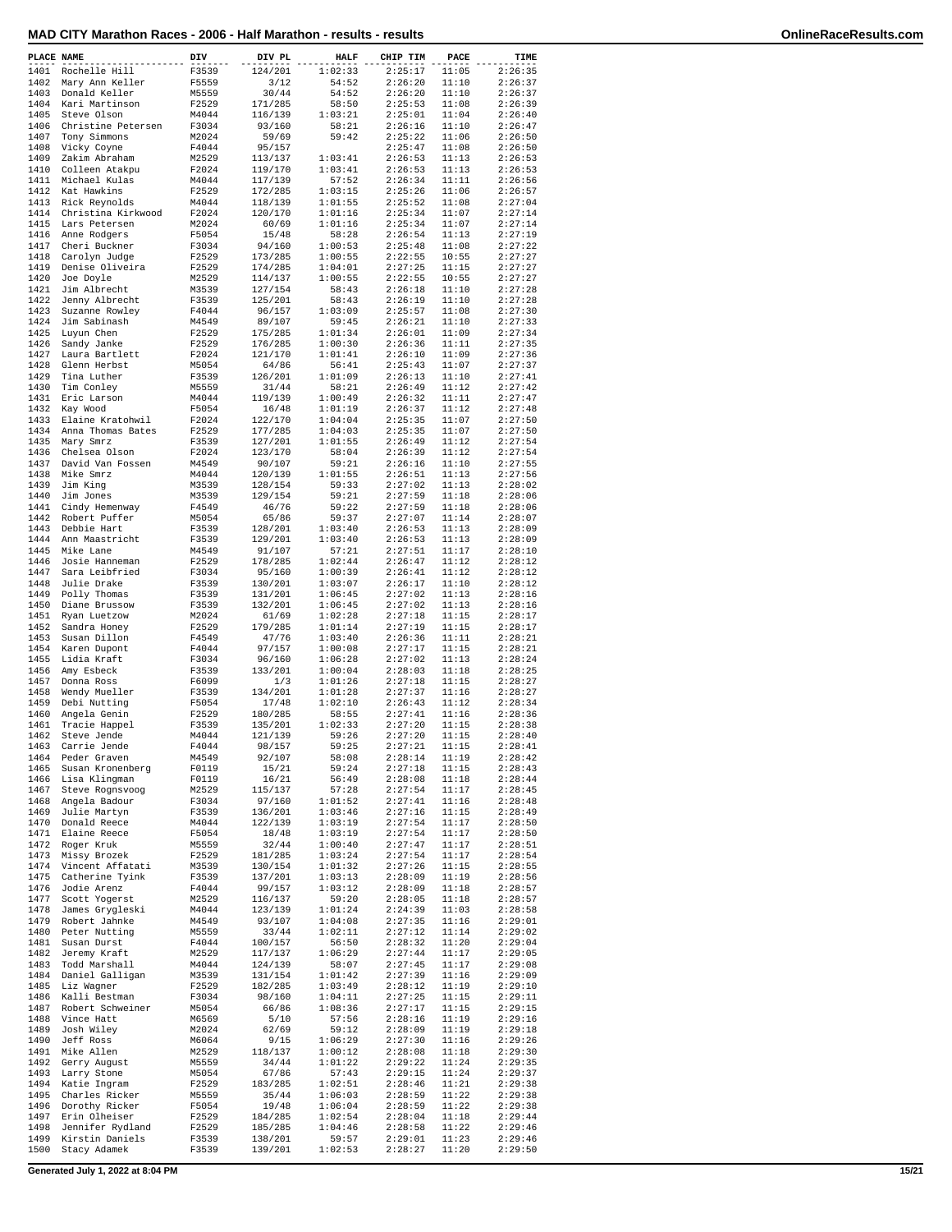# MAD CITY Marathon Races - 2006 - Half Marathon - results - results

| PLACE | NAME | DIV | DIV PL | HALF | CHIP TIM | PACE | TIME |
|---|---|---|---|---|---|---|---|
| 1401 | Rochelle Hill | F3539 | 124/201 | 1:02:33 | 2:25:17 | 11:05 | 2:26:35 |
| 1402 | Mary Ann Keller | F5559 | 3/12 | 54:52 | 2:26:20 | 11:10 | 2:26:37 |
| 1403 | Donald Keller | M5559 | 30/44 | 54:52 | 2:26:20 | 11:10 | 2:26:37 |
| 1404 | Kari Martinson | F2529 | 171/285 | 58:50 | 2:25:53 | 11:08 | 2:26:39 |
| 1405 | Steve Olson | M4044 | 116/139 | 1:03:21 | 2:25:01 | 11:04 | 2:26:40 |
| 1406 | Christine Petersen | F3034 | 93/160 | 58:21 | 2:26:16 | 11:10 | 2:26:47 |
| 1407 | Tony Simmons | M2024 | 59/69 | 59:42 | 2:25:22 | 11:06 | 2:26:50 |
| 1408 | Vicky Coyne | F4044 | 95/157 | | 2:25:47 | 11:08 | 2:26:50 |
| 1409 | Zakim Abraham | M2529 | 113/137 | 1:03:41 | 2:26:53 | 11:13 | 2:26:53 |
| 1410 | Colleen Atakpu | F2024 | 119/170 | 1:03:41 | 2:26:53 | 11:13 | 2:26:53 |
| 1411 | Michael Kulas | M4044 | 117/139 | 57:52 | 2:26:34 | 11:11 | 2:26:56 |
| 1412 | Kat Hawkins | F2529 | 172/285 | 1:03:15 | 2:25:26 | 11:06 | 2:26:57 |
| 1413 | Rick Reynolds | M4044 | 118/139 | 1:01:55 | 2:25:52 | 11:08 | 2:27:04 |
| 1414 | Christina Kirkwood | F2024 | 120/170 | 1:01:16 | 2:25:34 | 11:07 | 2:27:14 |
| 1415 | Lars Petersen | M2024 | 60/69 | 1:01:16 | 2:25:34 | 11:07 | 2:27:14 |
| 1416 | Anne Rodgers | F5054 | 15/48 | 58:28 | 2:26:54 | 11:13 | 2:27:19 |
| 1417 | Cheri Buckner | F3034 | 94/160 | 1:00:53 | 2:25:48 | 11:08 | 2:27:22 |
| 1418 | Carolyn Judge | F2529 | 173/285 | 1:00:55 | 2:22:55 | 10:55 | 2:27:27 |
| 1419 | Denise Oliveira | F2529 | 174/285 | 1:04:01 | 2:27:25 | 11:15 | 2:27:27 |
| 1420 | Joe Doyle | M2529 | 114/137 | 1:00:55 | 2:22:55 | 10:55 | 2:27:27 |
| 1421 | Jim Albrecht | M3539 | 127/154 | 58:43 | 2:26:18 | 11:10 | 2:27:28 |
| 1422 | Jenny Albrecht | F3539 | 125/201 | 58:43 | 2:26:19 | 11:10 | 2:27:28 |
| 1423 | Suzanne Rowley | F4044 | 96/157 | 1:03:09 | 2:25:57 | 11:08 | 2:27:30 |
| 1424 | Jim Sabinash | M4549 | 89/107 | 59:45 | 2:26:21 | 11:10 | 2:27:33 |
| 1425 | Luyun Chen | F2529 | 175/285 | 1:01:34 | 2:26:01 | 11:09 | 2:27:34 |
| 1426 | Sandy Janke | F2529 | 176/285 | 1:00:30 | 2:26:36 | 11:11 | 2:27:35 |
| 1427 | Laura Bartlett | F2024 | 121/170 | 1:01:41 | 2:26:10 | 11:09 | 2:27:36 |
| 1428 | Glenn Herbst | M5054 | 64/86 | 56:41 | 2:25:43 | 11:07 | 2:27:37 |
| 1429 | Tina Luther | F3539 | 126/201 | 1:01:09 | 2:26:13 | 11:10 | 2:27:41 |
| 1430 | Tim Conley | M5559 | 31/44 | 58:21 | 2:26:49 | 11:12 | 2:27:42 |
| 1431 | Eric Larson | M4044 | 119/139 | 1:00:49 | 2:26:32 | 11:11 | 2:27:47 |
| 1432 | Kay Wood | F5054 | 16/48 | 1:01:19 | 2:26:37 | 11:12 | 2:27:48 |
| 1433 | Elaine Kratohwil | F2024 | 122/170 | 1:04:04 | 2:25:35 | 11:07 | 2:27:50 |
| 1434 | Anna Thomas Bates | F2529 | 177/285 | 1:04:03 | 2:25:35 | 11:07 | 2:27:50 |
| 1435 | Mary Smrz | F3539 | 127/201 | 1:01:55 | 2:26:49 | 11:12 | 2:27:54 |
| 1436 | Chelsea Olson | F2024 | 123/170 | 58:04 | 2:26:39 | 11:12 | 2:27:54 |
| 1437 | David Van Fossen | M4549 | 90/107 | 59:21 | 2:26:16 | 11:10 | 2:27:55 |
| 1438 | Mike Smrz | M4044 | 120/139 | 1:01:55 | 2:26:51 | 11:13 | 2:27:56 |
| 1439 | Jim King | M3539 | 128/154 | 59:33 | 2:27:02 | 11:13 | 2:28:02 |
| 1440 | Jim Jones | M3539 | 129/154 | 59:21 | 2:27:59 | 11:18 | 2:28:06 |
| 1441 | Cindy Hemenway | F4549 | 46/76 | 59:22 | 2:27:59 | 11:18 | 2:28:06 |
| 1442 | Robert Puffer | M5054 | 65/86 | 59:37 | 2:27:07 | 11:14 | 2:28:07 |
| 1443 | Debbie Hart | F3539 | 128/201 | 1:03:40 | 2:26:53 | 11:13 | 2:28:09 |
| 1444 | Ann Maastricht | F3539 | 129/201 | 1:03:40 | 2:26:53 | 11:13 | 2:28:09 |
| 1445 | Mike Lane | M4549 | 91/107 | 57:21 | 2:27:51 | 11:17 | 2:28:10 |
| 1446 | Josie Hanneman | F2529 | 178/285 | 1:02:44 | 2:26:47 | 11:12 | 2:28:12 |
| 1447 | Sara Leibfried | F3034 | 95/160 | 1:00:39 | 2:26:41 | 11:12 | 2:28:12 |
| 1448 | Julie Drake | F3539 | 130/201 | 1:03:07 | 2:26:17 | 11:10 | 2:28:12 |
| 1449 | Polly Thomas | F3539 | 131/201 | 1:06:45 | 2:27:02 | 11:13 | 2:28:16 |
| 1450 | Diane Brussow | F3539 | 132/201 | 1:06:45 | 2:27:02 | 11:13 | 2:28:16 |
| 1451 | Ryan Luetzow | M2024 | 61/69 | 1:02:28 | 2:27:18 | 11:15 | 2:28:17 |
| 1452 | Sandra Honey | F2529 | 179/285 | 1:01:14 | 2:27:19 | 11:15 | 2:28:17 |
| 1453 | Susan Dillon | F4549 | 47/76 | 1:03:40 | 2:26:36 | 11:11 | 2:28:21 |
| 1454 | Karen Dupont | F4044 | 97/157 | 1:00:08 | 2:27:17 | 11:15 | 2:28:21 |
| 1455 | Lidia Kraft | F3034 | 96/160 | 1:06:28 | 2:27:02 | 11:13 | 2:28:24 |
| 1456 | Amy Esbeck | F3539 | 133/201 | 1:00:04 | 2:28:03 | 11:18 | 2:28:25 |
| 1457 | Donna Ross | F6099 | 1/3 | 1:01:26 | 2:27:18 | 11:15 | 2:28:27 |
| 1458 | Wendy Mueller | F3539 | 134/201 | 1:01:28 | 2:27:37 | 11:16 | 2:28:27 |
| 1459 | Debi Nutting | F5054 | 17/48 | 1:02:10 | 2:26:43 | 11:12 | 2:28:34 |
| 1460 | Angela Genin | F2529 | 180/285 | 58:55 | 2:27:41 | 11:16 | 2:28:36 |
| 1461 | Tracie Happel | F3539 | 135/201 | 1:02:33 | 2:27:20 | 11:15 | 2:28:38 |
| 1462 | Steve Jende | M4044 | 121/139 | 59:26 | 2:27:20 | 11:15 | 2:28:40 |
| 1463 | Carrie Jende | F4044 | 98/157 | 59:25 | 2:27:21 | 11:15 | 2:28:41 |
| 1464 | Peder Graven | M4549 | 92/107 | 58:08 | 2:28:14 | 11:19 | 2:28:42 |
| 1465 | Susan Kronenberg | F0119 | 15/21 | 59:24 | 2:27:18 | 11:15 | 2:28:43 |
| 1466 | Lisa Klingman | F0119 | 16/21 | 56:49 | 2:28:08 | 11:18 | 2:28:44 |
| 1467 | Steve Rognsvoog | M2529 | 115/137 | 57:28 | 2:27:54 | 11:17 | 2:28:45 |
| 1468 | Angela Badour | F3034 | 97/160 | 1:01:52 | 2:27:41 | 11:16 | 2:28:48 |
| 1469 | Julie Martyn | F3539 | 136/201 | 1:03:46 | 2:27:16 | 11:15 | 2:28:49 |
| 1470 | Donald Reece | M4044 | 122/139 | 1:03:19 | 2:27:54 | 11:17 | 2:28:50 |
| 1471 | Elaine Reece | F5054 | 18/48 | 1:03:19 | 2:27:54 | 11:17 | 2:28:50 |
| 1472 | Roger Kruk | M5559 | 32/44 | 1:00:40 | 2:27:47 | 11:17 | 2:28:51 |
| 1473 | Missy Brozek | F2529 | 181/285 | 1:03:24 | 2:27:54 | 11:17 | 2:28:54 |
| 1474 | Vincent Affatati | M3539 | 130/154 | 1:01:32 | 2:27:26 | 11:15 | 2:28:55 |
| 1475 | Catherine Tyink | F3539 | 137/201 | 1:03:13 | 2:28:09 | 11:19 | 2:28:56 |
| 1476 | Jodie Arenz | F4044 | 99/157 | 1:03:12 | 2:28:09 | 11:18 | 2:28:57 |
| 1477 | Scott Yogerst | M2529 | 116/137 | 59:20 | 2:28:05 | 11:18 | 2:28:57 |
| 1478 | James Grygleski | M4044 | 123/139 | 1:01:24 | 2:24:39 | 11:03 | 2:28:58 |
| 1479 | Robert Jahnke | M4549 | 93/107 | 1:04:08 | 2:27:35 | 11:16 | 2:29:01 |
| 1480 | Peter Nutting | M5559 | 33/44 | 1:02:11 | 2:27:12 | 11:14 | 2:29:02 |
| 1481 | Susan Durst | F4044 | 100/157 | 56:50 | 2:28:32 | 11:20 | 2:29:04 |
| 1482 | Jeremy Kraft | M2529 | 117/137 | 1:06:29 | 2:27:44 | 11:17 | 2:29:05 |
| 1483 | Todd Marshall | M4044 | 124/139 | 58:07 | 2:27:45 | 11:17 | 2:29:08 |
| 1484 | Daniel Galligan | M3539 | 131/154 | 1:01:42 | 2:27:39 | 11:16 | 2:29:09 |
| 1485 | Liz Wagner | F2529 | 182/285 | 1:03:49 | 2:28:12 | 11:19 | 2:29:10 |
| 1486 | Kalli Bestman | F3034 | 98/160 | 1:04:11 | 2:27:25 | 11:15 | 2:29:11 |
| 1487 | Robert Schweiner | M5054 | 66/86 | 1:08:36 | 2:27:17 | 11:15 | 2:29:15 |
| 1488 | Vince Hatt | M6569 | 5/10 | 57:56 | 2:28:16 | 11:19 | 2:29:16 |
| 1489 | Josh Wiley | M2024 | 62/69 | 59:12 | 2:28:09 | 11:19 | 2:29:18 |
| 1490 | Jeff Ross | M6064 | 9/15 | 1:06:29 | 2:27:30 | 11:16 | 2:29:26 |
| 1491 | Mike Allen | M2529 | 118/137 | 1:00:12 | 2:28:08 | 11:18 | 2:29:30 |
| 1492 | Gerry August | M5559 | 34/44 | 1:01:22 | 2:29:22 | 11:24 | 2:29:35 |
| 1493 | Larry Stone | M5054 | 67/86 | 57:43 | 2:29:15 | 11:24 | 2:29:37 |
| 1494 | Katie Ingram | F2529 | 183/285 | 1:02:51 | 2:28:46 | 11:21 | 2:29:38 |
| 1495 | Charles Ricker | M5559 | 35/44 | 1:06:03 | 2:28:59 | 11:22 | 2:29:38 |
| 1496 | Dorothy Ricker | F5054 | 19/48 | 1:06:04 | 2:28:59 | 11:22 | 2:29:38 |
| 1497 | Erin Olheiser | F2529 | 184/285 | 1:02:54 | 2:28:04 | 11:18 | 2:29:44 |
| 1498 | Jennifer Rydland | F2529 | 185/285 | 1:04:46 | 2:28:58 | 11:22 | 2:29:46 |
| 1499 | Kirstin Daniels | F3539 | 138/201 | 59:57 | 2:29:01 | 11:23 | 2:29:46 |
| 1500 | Stacy Adamek | F3539 | 139/201 | 1:02:53 | 2:28:27 | 11:20 | 2:29:50 |

Generated July 1, 2022 at 8:04 PM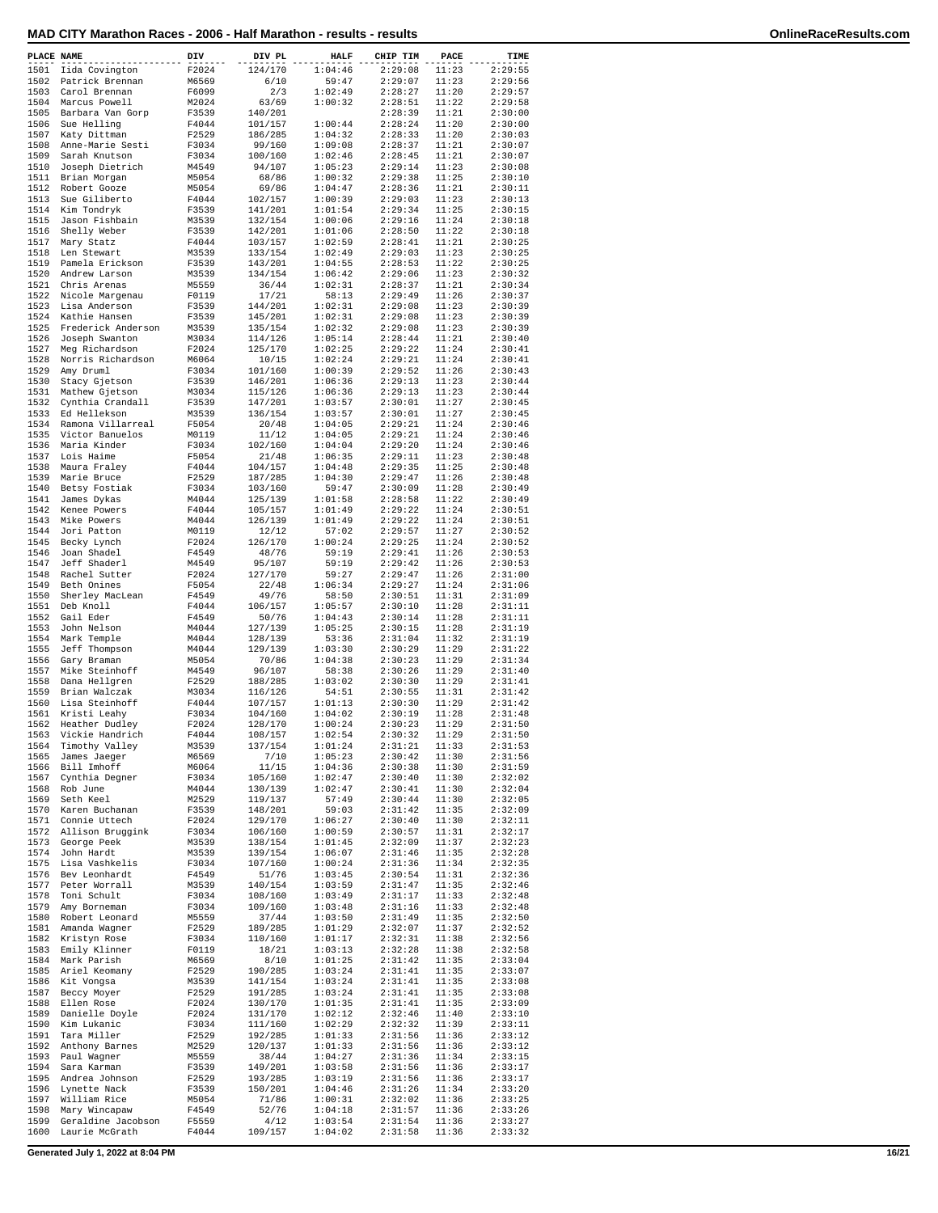# MAD CITY Marathon Races - 2006 - Half Marathon - results - results

| PLACE | NAME | DIV | DIV PL | HALF | CHIP TIM | PACE | TIME |
|---|---|---|---|---|---|---|---|
| 1501 | Iida Covington | F2024 | 124/170 | 1:04:46 | 2:29:08 | 11:23 | 2:29:55 |
| 1502 | Patrick Brennan | M6569 | 6/10 | 59:47 | 2:29:07 | 11:23 | 2:29:56 |
| 1503 | Carol Brennan | F6099 | 2/3 | 1:02:49 | 2:28:27 | 11:20 | 2:29:57 |
| 1504 | Marcus Powell | M2024 | 63/69 | 1:00:32 | 2:28:51 | 11:22 | 2:29:58 |
| 1505 | Barbara Van Gorp | F3539 | 140/201 | | 2:28:39 | 11:21 | 2:30:00 |
| 1506 | Sue Helling | F4044 | 101/157 | 1:00:44 | 2:28:24 | 11:20 | 2:30:00 |
| 1507 | Katy Dittman | F2529 | 186/285 | 1:04:32 | 2:28:33 | 11:20 | 2:30:03 |
| 1508 | Anne-Marie Sesti | F3034 | 99/160 | 1:09:08 | 2:28:37 | 11:21 | 2:30:07 |
| 1509 | Sarah Knutson | F3034 | 100/160 | 1:02:46 | 2:28:45 | 11:21 | 2:30:07 |
| 1510 | Joseph Dietrich | M4549 | 94/107 | 1:05:23 | 2:29:14 | 11:23 | 2:30:08 |
| 1511 | Brian Morgan | M5054 | 68/86 | 1:00:32 | 2:29:38 | 11:25 | 2:30:10 |
| 1512 | Robert Gooze | M5054 | 69/86 | 1:04:47 | 2:28:36 | 11:21 | 2:30:11 |
| 1513 | Sue Giliberto | F4044 | 102/157 | 1:00:39 | 2:29:03 | 11:23 | 2:30:13 |
| 1514 | Kim Tondryk | F3539 | 141/201 | 1:01:54 | 2:29:34 | 11:25 | 2:30:15 |
| 1515 | Jason Fishbain | M3539 | 132/154 | 1:00:06 | 2:29:16 | 11:24 | 2:30:18 |
| 1516 | Shelly Weber | F3539 | 142/201 | 1:01:06 | 2:28:50 | 11:22 | 2:30:18 |
| 1517 | Mary Statz | F4044 | 103/157 | 1:02:59 | 2:28:41 | 11:21 | 2:30:25 |
| 1518 | Len Stewart | M3539 | 133/154 | 1:02:49 | 2:29:03 | 11:23 | 2:30:25 |
| 1519 | Pamela Erickson | F3539 | 143/201 | 1:04:55 | 2:28:53 | 11:22 | 2:30:25 |
| 1520 | Andrew Larson | M3539 | 134/154 | 1:06:42 | 2:29:06 | 11:23 | 2:30:32 |
| 1521 | Chris Arenas | M5559 | 36/44 | 1:02:31 | 2:28:37 | 11:21 | 2:30:34 |
| 1522 | Nicole Margenau | F0119 | 17/21 | 58:13 | 2:29:49 | 11:26 | 2:30:37 |
| 1523 | Lisa Anderson | F3539 | 144/201 | 1:02:31 | 2:29:08 | 11:23 | 2:30:39 |
| 1524 | Kathie Hansen | F3539 | 145/201 | 1:02:31 | 2:29:08 | 11:23 | 2:30:39 |
| 1525 | Frederick Anderson | M3539 | 135/154 | 1:02:32 | 2:29:08 | 11:23 | 2:30:39 |
| 1526 | Joseph Swanton | M3034 | 114/126 | 1:05:14 | 2:28:44 | 11:21 | 2:30:40 |
| 1527 | Meg Richardson | F2024 | 125/170 | 1:02:25 | 2:29:22 | 11:24 | 2:30:41 |
| 1528 | Norris Richardson | M6064 | 10/15 | 1:02:24 | 2:29:21 | 11:24 | 2:30:41 |
| 1529 | Amy Druml | F3034 | 101/160 | 1:00:39 | 2:29:52 | 11:26 | 2:30:43 |
| 1530 | Stacy Gjetson | F3539 | 146/201 | 1:06:36 | 2:29:13 | 11:23 | 2:30:44 |
| 1531 | Mathew Gjetson | M3034 | 115/126 | 1:06:36 | 2:29:13 | 11:23 | 2:30:44 |
| 1532 | Cynthia Crandall | F3539 | 147/201 | 1:03:57 | 2:30:01 | 11:27 | 2:30:45 |
| 1533 | Ed Hellekson | M3539 | 136/154 | 1:03:57 | 2:30:01 | 11:27 | 2:30:45 |
| 1534 | Ramona Villarreal | F5054 | 20/48 | 1:04:05 | 2:29:21 | 11:24 | 2:30:46 |
| 1535 | Victor Banuelos | M0119 | 11/12 | 1:04:05 | 2:29:21 | 11:24 | 2:30:46 |
| 1536 | Maria Kinder | F3034 | 102/160 | 1:04:04 | 2:29:20 | 11:24 | 2:30:46 |
| 1537 | Lois Haime | F5054 | 21/48 | 1:06:35 | 2:29:11 | 11:23 | 2:30:48 |
| 1538 | Maura Fraley | F4044 | 104/157 | 1:04:48 | 2:29:35 | 11:25 | 2:30:48 |
| 1539 | Marie Bruce | F2529 | 187/285 | 1:04:30 | 2:29:47 | 11:26 | 2:30:48 |
| 1540 | Betsy Fostiak | F3034 | 103/160 | 59:47 | 2:30:09 | 11:28 | 2:30:49 |
| 1541 | James Dykas | M4044 | 125/139 | 1:01:58 | 2:28:58 | 11:22 | 2:30:49 |
| 1542 | Kenee Powers | F4044 | 105/157 | 1:01:49 | 2:29:22 | 11:24 | 2:30:51 |
| 1543 | Mike Powers | M4044 | 126/139 | 1:01:49 | 2:29:22 | 11:24 | 2:30:51 |
| 1544 | Jori Patton | M0119 | 12/12 | 57:02 | 2:29:57 | 11:27 | 2:30:52 |
| 1545 | Becky Lynch | F2024 | 126/170 | 1:00:24 | 2:29:25 | 11:24 | 2:30:52 |
| 1546 | Joan Shadel | F4549 | 48/76 | 59:19 | 2:29:41 | 11:26 | 2:30:53 |
| 1547 | Jeff Shaderl | M4549 | 95/107 | 59:19 | 2:29:42 | 11:26 | 2:30:53 |
| 1548 | Rachel Sutter | F2024 | 127/170 | 59:27 | 2:29:47 | 11:26 | 2:31:00 |
| 1549 | Beth Onines | F5054 | 22/48 | 1:06:34 | 2:29:27 | 11:24 | 2:31:06 |
| 1550 | Sherley MacLean | F4549 | 49/76 | 58:50 | 2:30:51 | 11:31 | 2:31:09 |
| 1551 | Deb Knoll | F4044 | 106/157 | 1:05:57 | 2:30:10 | 11:28 | 2:31:11 |
| 1552 | Gail Eder | F4549 | 50/76 | 1:04:43 | 2:30:14 | 11:28 | 2:31:11 |
| 1553 | John Nelson | M4044 | 127/139 | 1:05:25 | 2:30:15 | 11:28 | 2:31:19 |
| 1554 | Mark Temple | M4044 | 128/139 | 53:36 | 2:31:04 | 11:32 | 2:31:19 |
| 1555 | Jeff Thompson | M4044 | 129/139 | 1:03:30 | 2:30:29 | 11:29 | 2:31:22 |
| 1556 | Gary Braman | M5054 | 70/86 | 1:04:38 | 2:30:23 | 11:29 | 2:31:34 |
| 1557 | Mike Steinhoff | M4549 | 96/107 | 58:38 | 2:30:26 | 11:29 | 2:31:40 |
| 1558 | Dana Hellgren | F2529 | 188/285 | 1:03:02 | 2:30:30 | 11:29 | 2:31:41 |
| 1559 | Brian Walczak | M3034 | 116/126 | 54:51 | 2:30:55 | 11:31 | 2:31:42 |
| 1560 | Lisa Steinhoff | F4044 | 107/157 | 1:01:13 | 2:30:30 | 11:29 | 2:31:42 |
| 1561 | Kristi Leahy | F3034 | 104/160 | 1:04:02 | 2:30:19 | 11:28 | 2:31:48 |
| 1562 | Heather Dudley | F2024 | 128/170 | 1:00:24 | 2:30:23 | 11:29 | 2:31:50 |
| 1563 | Vickie Handrich | F4044 | 108/157 | 1:02:54 | 2:30:32 | 11:29 | 2:31:50 |
| 1564 | Timothy Valley | M3539 | 137/154 | 1:01:24 | 2:31:21 | 11:33 | 2:31:53 |
| 1565 | James Jaeger | M6569 | 7/10 | 1:05:23 | 2:30:42 | 11:30 | 2:31:56 |
| 1566 | Bill Imhoff | M6064 | 11/15 | 1:04:36 | 2:30:38 | 11:30 | 2:31:59 |
| 1567 | Cynthia Degner | F3034 | 105/160 | 1:02:47 | 2:30:40 | 11:30 | 2:32:02 |
| 1568 | Rob June | M4044 | 130/139 | 1:02:47 | 2:30:41 | 11:30 | 2:32:04 |
| 1569 | Seth Keel | M2529 | 119/137 | 57:49 | 2:30:44 | 11:30 | 2:32:05 |
| 1570 | Karen Buchanan | F3539 | 148/201 | 59:03 | 2:31:42 | 11:35 | 2:32:09 |
| 1571 | Connie Uttech | F2024 | 129/170 | 1:06:27 | 2:30:40 | 11:30 | 2:32:11 |
| 1572 | Allison Bruggink | F3034 | 106/160 | 1:00:59 | 2:30:57 | 11:31 | 2:32:17 |
| 1573 | George Peek | M3539 | 138/154 | 1:01:45 | 2:32:09 | 11:37 | 2:32:23 |
| 1574 | John Hardt | M3539 | 139/154 | 1:06:07 | 2:31:46 | 11:35 | 2:32:28 |
| 1575 | Lisa Vashkelis | F3034 | 107/160 | 1:00:24 | 2:31:36 | 11:34 | 2:32:35 |
| 1576 | Bev Leonhardt | F4549 | 51/76 | 1:03:45 | 2:30:54 | 11:31 | 2:32:36 |
| 1577 | Peter Worrall | M3539 | 140/154 | 1:03:59 | 2:31:47 | 11:35 | 2:32:46 |
| 1578 | Toni Schult | F3034 | 108/160 | 1:03:49 | 2:31:17 | 11:33 | 2:32:48 |
| 1579 | Amy Borneman | F3034 | 109/160 | 1:03:48 | 2:31:16 | 11:33 | 2:32:48 |
| 1580 | Robert Leonard | M5559 | 37/44 | 1:03:50 | 2:31:49 | 11:35 | 2:32:50 |
| 1581 | Amanda Wagner | F2529 | 189/285 | 1:01:29 | 2:32:07 | 11:37 | 2:32:52 |
| 1582 | Kristyn Rose | F3034 | 110/160 | 1:01:17 | 2:32:31 | 11:38 | 2:32:56 |
| 1583 | Emily Klinner | F0119 | 18/21 | 1:03:13 | 2:32:28 | 11:38 | 2:32:58 |
| 1584 | Mark Parish | M6569 | 8/10 | 1:01:25 | 2:31:42 | 11:35 | 2:33:04 |
| 1585 | Ariel Keomany | F2529 | 190/285 | 1:03:24 | 2:31:41 | 11:35 | 2:33:07 |
| 1586 | Kit Vongsa | M3539 | 141/154 | 1:03:24 | 2:31:41 | 11:35 | 2:33:08 |
| 1587 | Beccy Moyer | F2529 | 191/285 | 1:03:24 | 2:31:41 | 11:35 | 2:33:08 |
| 1588 | Ellen Rose | F2024 | 130/170 | 1:01:35 | 2:31:41 | 11:35 | 2:33:09 |
| 1589 | Danielle Doyle | F2024 | 131/170 | 1:02:12 | 2:32:46 | 11:40 | 2:33:10 |
| 1590 | Kim Lukanic | F3034 | 111/160 | 1:02:29 | 2:32:32 | 11:39 | 2:33:11 |
| 1591 | Tara Miller | F2529 | 192/285 | 1:01:33 | 2:31:56 | 11:36 | 2:33:12 |
| 1592 | Anthony Barnes | M2529 | 120/137 | 1:01:33 | 2:31:56 | 11:36 | 2:33:12 |
| 1593 | Paul Wagner | M5559 | 38/44 | 1:04:27 | 2:31:36 | 11:34 | 2:33:15 |
| 1594 | Sara Karman | F3539 | 149/201 | 1:03:58 | 2:31:56 | 11:36 | 2:33:17 |
| 1595 | Andrea Johnson | F2529 | 193/285 | 1:03:19 | 2:31:56 | 11:36 | 2:33:17 |
| 1596 | Lynette Nack | F3539 | 150/201 | 1:04:46 | 2:31:26 | 11:34 | 2:33:20 |
| 1597 | William Rice | M5054 | 71/86 | 1:00:31 | 2:32:02 | 11:36 | 2:33:25 |
| 1598 | Mary Wincapaw | F4549 | 52/76 | 1:04:18 | 2:31:57 | 11:36 | 2:33:26 |
| 1599 | Geraldine Jacobson | F5559 | 4/12 | 1:03:54 | 2:31:54 | 11:36 | 2:33:27 |
| 1600 | Laurie McGrath | F4044 | 109/157 | 1:04:02 | 2:31:58 | 11:36 | 2:33:32 |

Generated July 1, 2022 at 8:04 PM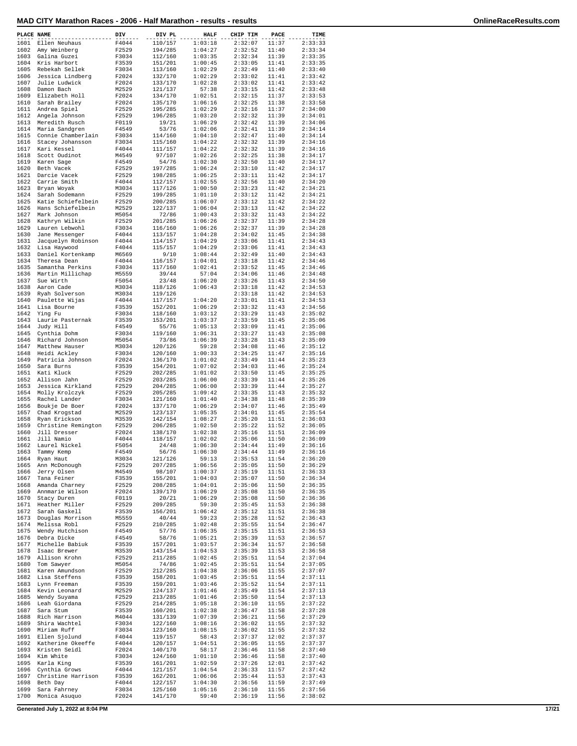# MAD CITY Marathon Races - 2006 - Half Marathon - results - results

| PLACE | NAME | DIV | DIV PL | HALF | CHIP TIM | PACE | TIME |
|---|---|---|---|---|---|---|---|
| 1601 | Ellen Neuhaus | F4044 | 110/157 | 1:03:18 | 2:32:07 | 11:37 | 2:33:33 |
| 1602 | Amy Weinberg | F2529 | 194/285 | 1:04:27 | 2:32:52 | 11:40 | 2:33:34 |
| 1603 | Galina Guzei | F3034 | 112/160 | 1:03:35 | 2:32:34 | 11:39 | 2:33:35 |
| 1604 | Kris Harbort | F3539 | 151/201 | 1:00:45 | 2:33:05 | 11:41 | 2:33:35 |
| 1605 | Rebekah Sellek | F3034 | 113/160 | 1:02:29 | 2:32:49 | 11:40 | 2:33:40 |
| 1606 | Jessica Lindberg | F2024 | 132/170 | 1:02:29 | 2:33:02 | 11:41 | 2:33:42 |
| 1607 | Julie Ludwick | F2024 | 133/170 | 1:02:28 | 2:33:02 | 11:41 | 2:33:42 |
| 1608 | Damon Bach | M2529 | 121/137 | 57:38 | 2:33:15 | 11:42 | 2:33:48 |
| 1609 | Elizabeth Holl | F2024 | 134/170 | 1:02:51 | 2:32:15 | 11:37 | 2:33:53 |
| 1610 | Sarah Brailey | F2024 | 135/170 | 1:06:16 | 2:32:25 | 11:38 | 2:33:58 |
| 1611 | Andrea Spiel | F2529 | 195/285 | 1:02:29 | 2:32:16 | 11:37 | 2:34:00 |
| 1612 | Angela Johnson | F2529 | 196/285 | 1:03:20 | 2:32:32 | 11:39 | 2:34:01 |
| 1613 | Meredith Rusch | F0119 | 19/21 | 1:06:29 | 2:32:42 | 11:39 | 2:34:06 |
| 1614 | Maria Sandgren | F4549 | 53/76 | 1:02:06 | 2:32:41 | 11:39 | 2:34:14 |
| 1615 | Connie Chamberlain | F3034 | 114/160 | 1:04:10 | 2:32:47 | 11:40 | 2:34:14 |
| 1616 | Stacey Johansson | F3034 | 115/160 | 1:04:22 | 2:32:32 | 11:39 | 2:34:16 |
| 1617 | Kari Kessel | F4044 | 111/157 | 1:04:22 | 2:32:32 | 11:39 | 2:34:16 |
| 1618 | Scott Oudinot | M4549 | 97/107 | 1:02:26 | 2:32:25 | 11:38 | 2:34:17 |
| 1619 | Karen Sage | F4549 | 54/76 | 1:02:30 | 2:32:50 | 11:40 | 2:34:17 |
| 1620 | Beth Vacek | F2529 | 197/285 | 1:06:24 | 2:33:10 | 11:42 | 2:34:17 |
| 1621 | Darcie Vacek | F2529 | 198/285 | 1:06:25 | 2:33:11 | 11:42 | 2:34:17 |
| 1622 | Carrie Smith | F4044 | 112/157 | 1:02:55 | 2:32:56 | 11:40 | 2:34:20 |
| 1623 | Bryan Woyak | M3034 | 117/126 | 1:00:50 | 2:33:23 | 11:42 | 2:34:21 |
| 1624 | Sarah Sodemann | F2529 | 199/285 | 1:01:10 | 2:33:12 | 11:42 | 2:34:21 |
| 1625 | Katie Schiefelbein | F2529 | 200/285 | 1:06:07 | 2:33:12 | 11:42 | 2:34:22 |
| 1626 | Hans Schiefelbein | M2529 | 122/137 | 1:06:04 | 2:33:13 | 11:42 | 2:34:22 |
| 1627 | Mark Johnson | M5054 | 72/86 | 1:00:43 | 2:33:32 | 11:43 | 2:34:22 |
| 1628 | Kathryn Wilkin | F2529 | 201/285 | 1:06:26 | 2:32:37 | 11:39 | 2:34:28 |
| 1629 | Lauren Lebwohl | F3034 | 116/160 | 1:06:26 | 2:32:37 | 11:39 | 2:34:28 |
| 1630 | Jane Messenger | F4044 | 113/157 | 1:04:28 | 2:34:02 | 11:45 | 2:34:38 |
| 1631 | Jacquelyn Robinson | F4044 | 114/157 | 1:04:29 | 2:33:06 | 11:41 | 2:34:43 |
| 1632 | Lisa Haywood | F4044 | 115/157 | 1:04:29 | 2:33:06 | 11:41 | 2:34:43 |
| 1633 | Daniel Kortenkamp | M6569 | 9/10 | 1:08:44 | 2:32:49 | 11:40 | 2:34:43 |
| 1634 | Theresa Dean | F4044 | 116/157 | 1:04:01 | 2:33:18 | 11:42 | 2:34:46 |
| 1635 | Samantha Perkins | F3034 | 117/160 | 1:02:41 | 2:33:52 | 11:45 | 2:34:46 |
| 1636 | Martin Millichap | M5559 | 39/44 | 57:04 | 2:34:06 | 11:46 | 2:34:48 |
| 1637 | Sue Wirth | F5054 | 23/48 | 1:06:20 | 2:33:26 | 11:43 | 2:34:50 |
| 1638 | Aaron Cade | M3034 | 118/126 | 1:06:43 | 2:33:18 | 11:42 | 2:34:53 |
| 1639 | Ryah Solverson | M3034 | 119/126 | | 2:33:18 | 11:42 | 2:34:53 |
| 1640 | Paulette Wijas | F4044 | 117/157 | 1:04:20 | 2:33:01 | 11:41 | 2:34:53 |
| 1641 | Lisa Bourne | F3539 | 152/201 | 1:06:29 | 2:33:32 | 11:43 | 2:34:56 |
| 1642 | Ying Fu | F3034 | 118/160 | 1:03:12 | 2:33:29 | 11:43 | 2:35:02 |
| 1643 | Laurie Pasternak | F3539 | 153/201 | 1:03:37 | 2:33:59 | 11:45 | 2:35:06 |
| 1644 | Judy Hill | F4549 | 55/76 | 1:05:13 | 2:33:09 | 11:41 | 2:35:06 |
| 1645 | Cynthia Dohm | F3034 | 119/160 | 1:06:31 | 2:33:27 | 11:43 | 2:35:08 |
| 1646 | Richard Johnson | M5054 | 73/86 | 1:06:39 | 2:33:28 | 11:43 | 2:35:09 |
| 1647 | Matthew Hauser | M3034 | 120/126 | 59:28 | 2:34:08 | 11:46 | 2:35:12 |
| 1648 | Heidi Ackley | F3034 | 120/160 | 1:00:33 | 2:34:25 | 11:47 | 2:35:16 |
| 1649 | Patricia Johnson | F2024 | 136/170 | 1:01:02 | 2:33:49 | 11:44 | 2:35:23 |
| 1650 | Sara Burns | F3539 | 154/201 | 1:07:02 | 2:34:03 | 11:46 | 2:35:24 |
| 1651 | Kati Kluck | F2529 | 202/285 | 1:01:02 | 2:33:50 | 11:45 | 2:35:25 |
| 1652 | Allison Jahn | F2529 | 203/285 | 1:06:00 | 2:33:39 | 11:44 | 2:35:26 |
| 1653 | Jessica Kirkland | F2529 | 204/285 | 1:06:00 | 2:33:39 | 11:44 | 2:35:27 |
| 1654 | Molly Krolczyk | F2529 | 205/285 | 1:09:42 | 2:33:35 | 11:43 | 2:35:32 |
| 1655 | Rachel Lander | F3034 | 121/160 | 1:01:40 | 2:34:38 | 11:48 | 2:35:39 |
| 1656 | Boukje De Boer | F2024 | 137/170 | 1:06:29 | 2:34:07 | 11:46 | 2:35:49 |
| 1657 | Chad Krogstad | M2529 | 123/137 | 1:05:35 | 2:34:01 | 11:45 | 2:35:54 |
| 1658 | Ryan Erickson | M3539 | 142/154 | 1:08:27 | 2:35:20 | 11:51 | 2:36:03 |
| 1659 | Christine Remington | F2529 | 206/285 | 1:02:50 | 2:35:22 | 11:52 | 2:36:05 |
| 1660 | Jill Dresser | F2024 | 138/170 | 1:02:38 | 2:35:16 | 11:51 | 2:36:09 |
| 1661 | Jill Namio | F4044 | 118/157 | 1:02:02 | 2:35:06 | 11:50 | 2:36:09 |
| 1662 | Laurel Nickel | F5054 | 24/48 | 1:06:30 | 2:34:44 | 11:49 | 2:36:16 |
| 1663 | Tammy Kemp | F4549 | 56/76 | 1:06:30 | 2:34:44 | 11:49 | 2:36:16 |
| 1664 | Ryan Haut | M3034 | 121/126 | 59:13 | 2:35:53 | 11:54 | 2:36:20 |
| 1665 | Ann McDonough | F2529 | 207/285 | 1:06:56 | 2:35:05 | 11:50 | 2:36:29 |
| 1666 | Jerry Olsen | M4549 | 98/107 | 1:00:37 | 2:35:19 | 11:51 | 2:36:33 |
| 1667 | Tana Feiner | F3539 | 155/201 | 1:04:03 | 2:35:07 | 11:50 | 2:36:34 |
| 1668 | Amanda Charney | F2529 | 208/285 | 1:04:01 | 2:35:06 | 11:50 | 2:36:35 |
| 1669 | Annmarie Wilson | F2024 | 139/170 | 1:06:29 | 2:35:08 | 11:50 | 2:36:35 |
| 1670 | Stacy Duren | F0119 | 20/21 | 1:06:29 | 2:35:08 | 11:50 | 2:36:36 |
| 1671 | Heather Miller | F2529 | 209/285 | 59:30 | 2:35:45 | 11:53 | 2:36:38 |
| 1672 | Sarah Gaskell | F3539 | 156/201 | 1:06:42 | 2:35:12 | 11:51 | 2:36:38 |
| 1673 | Douglas Morrison | M5559 | 40/44 | 59:23 | 2:35:28 | 11:52 | 2:36:43 |
| 1674 | Melissa Robl | F2529 | 210/285 | 1:02:48 | 2:35:55 | 11:54 | 2:36:47 |
| 1675 | Wendy Hutchison | F4549 | 57/76 | 1:06:35 | 2:35:15 | 11:51 | 2:36:53 |
| 1676 | Debra Dicke | F4549 | 58/76 | 1:05:21 | 2:35:39 | 11:53 | 2:36:57 |
| 1677 | Michelle Babiuk | F3539 | 157/201 | 1:03:57 | 2:36:34 | 11:57 | 2:36:58 |
| 1678 | Isaac Brewer | M3539 | 143/154 | 1:04:53 | 2:35:39 | 11:53 | 2:36:58 |
| 1679 | Allison Krohn | F2529 | 211/285 | 1:02:45 | 2:35:51 | 11:54 | 2:37:04 |
| 1680 | Tom Sawyer | M5054 | 74/86 | 1:02:45 | 2:35:51 | 11:54 | 2:37:05 |
| 1681 | Karen Amundson | F2529 | 212/285 | 1:04:38 | 2:36:06 | 11:55 | 2:37:07 |
| 1682 | Lisa Steffens | F3539 | 158/201 | 1:03:45 | 2:35:51 | 11:54 | 2:37:11 |
| 1683 | Lynn Freeman | F3539 | 159/201 | 1:03:46 | 2:35:52 | 11:54 | 2:37:11 |
| 1684 | Kevin Leonard | M2529 | 124/137 | 1:01:46 | 2:35:49 | 11:54 | 2:37:13 |
| 1685 | Wendy Suyama | F2529 | 213/285 | 1:01:46 | 2:35:50 | 11:54 | 2:37:13 |
| 1686 | Leah Giordana | F2529 | 214/285 | 1:05:18 | 2:36:10 | 11:55 | 2:37:22 |
| 1687 | Sara Stum | F3539 | 160/201 | 1:02:38 | 2:36:47 | 11:58 | 2:37:28 |
| 1688 | Rich Harrison | M4044 | 131/139 | 1:07:39 | 2:36:21 | 11:56 | 2:37:29 |
| 1689 | Shira Wachtel | F3034 | 122/160 | 1:08:16 | 2:36:02 | 11:55 | 2:37:32 |
| 1690 | Miriam Ruff | F3034 | 123/160 | 1:08:15 | 2:36:02 | 11:55 | 2:37:32 |
| 1691 | Ellen Sjolund | F4044 | 119/157 | 58:43 | 2:37:37 | 12:02 | 2:37:37 |
| 1692 | Katherine Okeeffe | F4044 | 120/157 | 1:04:51 | 2:36:05 | 11:55 | 2:37:37 |
| 1693 | Kristen Seidl | F2024 | 140/170 | 58:17 | 2:36:46 | 11:58 | 2:37:40 |
| 1694 | Kim White | F3034 | 124/160 | 1:01:10 | 2:36:46 | 11:58 | 2:37:40 |
| 1695 | Karla King | F3539 | 161/201 | 1:02:59 | 2:37:26 | 12:01 | 2:37:42 |
| 1696 | Cynthia Grows | F4044 | 121/157 | 1:04:54 | 2:36:33 | 11:57 | 2:37:42 |
| 1697 | Christine Harrison | F3539 | 162/201 | 1:06:06 | 2:35:44 | 11:53 | 2:37:43 |
| 1698 | Beth Day | F4044 | 122/157 | 1:04:30 | 2:36:56 | 11:59 | 2:37:49 |
| 1699 | Sara Fahrney | F3034 | 125/160 | 1:05:16 | 2:36:10 | 11:55 | 2:37:56 |
| 1700 | Monica Asuquo | F2024 | 141/170 | 59:40 | 2:36:19 | 11:56 | 2:38:02 |

Generated July 1, 2022 at 8:04 PM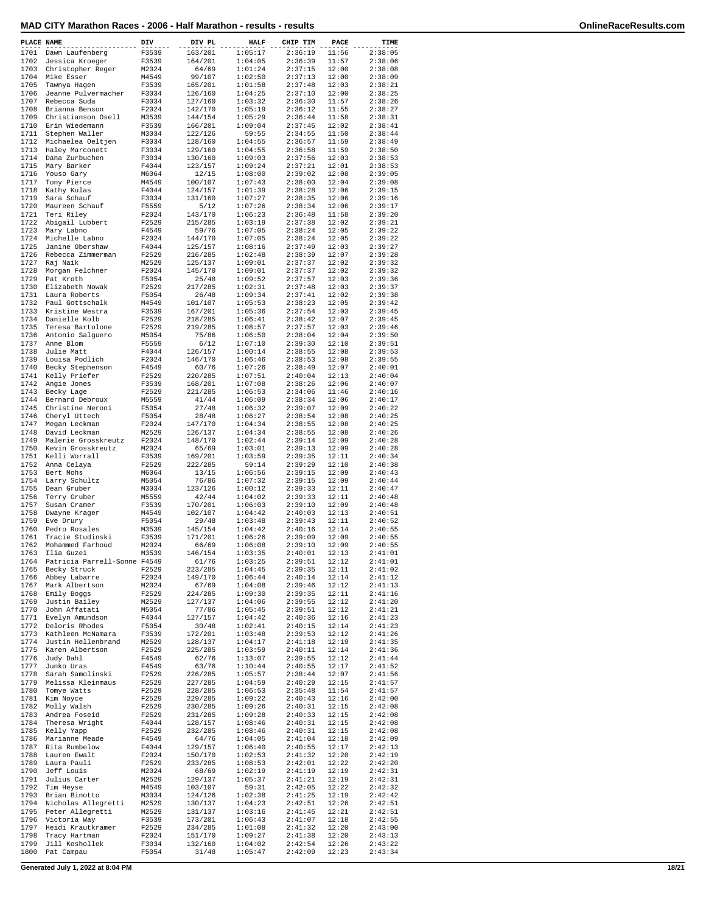# MAD CITY Marathon Races - 2006 - Half Marathon - results - results

| PLACE | NAME | DIV | DIV PL | HALF | CHIP TIM | PACE | TIME |
|---|---|---|---|---|---|---|---|
| 1701 | Dawn Laufenberg | F3539 | 163/201 | 1:05:17 | 2:36:19 | 11:56 | 2:38:05 |
| 1702 | Jessica Kroeger | F3539 | 164/201 | 1:04:05 | 2:36:39 | 11:57 | 2:38:06 |
| 1703 | Christopher Reger | M2024 | 64/69 | 1:01:24 | 2:37:15 | 12:00 | 2:38:08 |
| 1704 | Mike Esser | M4549 | 99/107 | 1:02:50 | 2:37:13 | 12:00 | 2:38:09 |
| 1705 | Tawnya Hagen | F3539 | 165/201 | 1:01:58 | 2:37:48 | 12:03 | 2:38:21 |
| 1706 | Jeanne Pulvermacher | F3034 | 126/160 | 1:04:25 | 2:37:10 | 12:00 | 2:38:25 |
| 1707 | Rebecca Suda | F3034 | 127/160 | 1:03:32 | 2:36:30 | 11:57 | 2:38:26 |
| 1708 | Brianna Benson | F2024 | 142/170 | 1:05:19 | 2:36:12 | 11:55 | 2:38:27 |
| 1709 | Christianson Osell | M3539 | 144/154 | 1:05:29 | 2:36:44 | 11:58 | 2:38:31 |
| 1710 | Erin Wiedemann | F3539 | 166/201 | 1:09:04 | 2:37:45 | 12:02 | 2:38:41 |
| 1711 | Stephen Waller | M3034 | 122/126 | 59:55 | 2:34:55 | 11:50 | 2:38:44 |
| 1712 | Michaelea Oeltjen | F3034 | 128/160 | 1:04:55 | 2:36:57 | 11:59 | 2:38:49 |
| 1713 | Haley Marconett | F3034 | 129/160 | 1:04:55 | 2:36:58 | 11:59 | 2:38:50 |
| 1714 | Dana Zurbuchen | F3034 | 130/160 | 1:09:03 | 2:37:56 | 12:03 | 2:38:53 |
| 1715 | Mary Barker | F4044 | 123/157 | 1:09:24 | 2:37:21 | 12:01 | 2:38:53 |
| 1716 | Youso Gary | M6064 | 12/15 | 1:08:00 | 2:39:02 | 12:08 | 2:39:05 |
| 1717 | Tony Pierce | M4549 | 100/107 | 1:07:43 | 2:38:00 | 12:04 | 2:39:08 |
| 1718 | Kathy Kulas | F4044 | 124/157 | 1:01:39 | 2:38:28 | 12:06 | 2:39:15 |
| 1719 | Sara Schauf | F3034 | 131/160 | 1:07:27 | 2:38:35 | 12:06 | 2:39:16 |
| 1720 | Maureen Schauf | F5559 | 5/12 | 1:07:26 | 2:38:34 | 12:06 | 2:39:17 |
| 1721 | Teri Riley | F2024 | 143/170 | 1:06:23 | 2:36:48 | 11:58 | 2:39:20 |
| 1722 | Abigail Lubbert | F2529 | 215/285 | 1:03:19 | 2:37:38 | 12:02 | 2:39:21 |
| 1723 | Mary Labno | F4549 | 59/76 | 1:07:05 | 2:38:24 | 12:05 | 2:39:22 |
| 1724 | Michelle Labno | F2024 | 144/170 | 1:07:05 | 2:38:24 | 12:05 | 2:39:22 |
| 1725 | Janine Obershaw | F4044 | 125/157 | 1:08:16 | 2:37:49 | 12:03 | 2:39:27 |
| 1726 | Rebecca Zimmerman | F2529 | 216/285 | 1:02:48 | 2:38:39 | 12:07 | 2:39:28 |
| 1727 | Raj Naik | M2529 | 125/137 | 1:09:01 | 2:37:37 | 12:02 | 2:39:32 |
| 1728 | Morgan Felchner | F2024 | 145/170 | 1:09:01 | 2:37:37 | 12:02 | 2:39:32 |
| 1729 | Pat Kroth | F5054 | 25/48 | 1:09:52 | 2:37:57 | 12:03 | 2:39:36 |
| 1730 | Elizabeth Nowak | F2529 | 217/285 | 1:02:31 | 2:37:48 | 12:03 | 2:39:37 |
| 1731 | Laura Roberts | F5054 | 26/48 | 1:09:34 | 2:37:41 | 12:02 | 2:39:38 |
| 1732 | Paul Gottschalk | M4549 | 101/107 | 1:05:53 | 2:38:23 | 12:05 | 2:39:42 |
| 1733 | Kristine Westra | F3539 | 167/201 | 1:05:36 | 2:37:54 | 12:03 | 2:39:45 |
| 1734 | Danielle Kolb | F2529 | 218/285 | 1:06:41 | 2:38:42 | 12:07 | 2:39:45 |
| 1735 | Teresa Bartolone | F2529 | 219/285 | 1:08:57 | 2:37:57 | 12:03 | 2:39:46 |
| 1736 | Antonio Salguero | M5054 | 75/86 | 1:06:50 | 2:38:04 | 12:04 | 2:39:50 |
| 1737 | Anne Blom | F5559 | 6/12 | 1:07:10 | 2:39:30 | 12:10 | 2:39:51 |
| 1738 | Julie Matt | F4044 | 126/157 | 1:00:14 | 2:38:55 | 12:08 | 2:39:53 |
| 1739 | Louisa Podlich | F2024 | 146/170 | 1:06:46 | 2:38:53 | 12:08 | 2:39:55 |
| 1740 | Becky Stephenson | F4549 | 60/76 | 1:07:26 | 2:38:49 | 12:07 | 2:40:01 |
| 1741 | Kelly Priefer | F2529 | 220/285 | 1:07:51 | 2:40:04 | 12:13 | 2:40:04 |
| 1742 | Angie Jones | F3539 | 168/201 | 1:07:08 | 2:38:26 | 12:06 | 2:40:07 |
| 1743 | Becky Lage | F2529 | 221/285 | 1:06:53 | 2:34:06 | 11:46 | 2:40:16 |
| 1744 | Bernard Debroux | M5559 | 41/44 | 1:06:09 | 2:38:34 | 12:06 | 2:40:17 |
| 1745 | Christine Neroni | F5054 | 27/48 | 1:06:32 | 2:39:07 | 12:09 | 2:40:22 |
| 1746 | Cheryl Uttech | F5054 | 28/48 | 1:06:27 | 2:38:54 | 12:08 | 2:40:25 |
| 1747 | Megan Leckman | F2024 | 147/170 | 1:04:34 | 2:38:55 | 12:08 | 2:40:25 |
| 1748 | David Leckman | M2529 | 126/137 | 1:04:34 | 2:38:55 | 12:08 | 2:40:26 |
| 1749 | Malerie Grosskreutz | F2024 | 148/170 | 1:02:44 | 2:39:14 | 12:09 | 2:40:28 |
| 1750 | Kevin Grosskreutz | M2024 | 65/69 | 1:03:01 | 2:39:13 | 12:09 | 2:40:28 |
| 1751 | Kelli Worrall | F3539 | 169/201 | 1:03:59 | 2:39:35 | 12:11 | 2:40:34 |
| 1752 | Anna Celaya | F2529 | 222/285 | 59:14 | 2:39:29 | 12:10 | 2:40:38 |
| 1753 | Bert Mohs | M6064 | 13/15 | 1:06:56 | 2:39:15 | 12:09 | 2:40:43 |
| 1754 | Larry Schultz | M5054 | 76/86 | 1:07:32 | 2:39:15 | 12:09 | 2:40:44 |
| 1755 | Dean Gruber | M3034 | 123/126 | 1:00:12 | 2:39:33 | 12:11 | 2:40:47 |
| 1756 | Terry Gruber | M5559 | 42/44 | 1:04:02 | 2:39:33 | 12:11 | 2:40:48 |
| 1757 | Susan Cramer | F3539 | 170/201 | 1:06:03 | 2:39:10 | 12:09 | 2:40:48 |
| 1758 | Dwayne Krager | M4549 | 102/107 | 1:04:42 | 2:40:03 | 12:13 | 2:40:51 |
| 1759 | Eve Drury | F5054 | 29/48 | 1:03:48 | 2:39:43 | 12:11 | 2:40:52 |
| 1760 | Pedro Rosales | M3539 | 145/154 | 1:04:42 | 2:40:16 | 12:14 | 2:40:55 |
| 1761 | Tracie Studinski | F3539 | 171/201 | 1:06:26 | 2:39:09 | 12:09 | 2:40:55 |
| 1762 | Mohammed Farhoud | M2024 | 66/69 | 1:06:08 | 2:39:10 | 12:09 | 2:40:55 |
| 1763 | Ilia Guzei | M3539 | 146/154 | 1:03:35 | 2:40:01 | 12:13 | 2:41:01 |
| 1764 | Patricia Parrell-Sonne | F4549 | 61/76 | 1:03:25 | 2:39:51 | 12:12 | 2:41:01 |
| 1765 | Becky Struck | F2529 | 223/285 | 1:04:45 | 2:39:35 | 12:11 | 2:41:02 |
| 1766 | Abbey Labarre | F2024 | 149/170 | 1:06:44 | 2:40:14 | 12:14 | 2:41:12 |
| 1767 | Mark Albertson | M2024 | 67/69 | 1:04:08 | 2:39:46 | 12:12 | 2:41:13 |
| 1768 | Emily Boggs | F2529 | 224/285 | 1:09:30 | 2:39:35 | 12:11 | 2:41:16 |
| 1769 | Justin Bailey | M2529 | 127/137 | 1:04:06 | 2:39:55 | 12:12 | 2:41:20 |
| 1770 | John Affatati | M5054 | 77/86 | 1:05:45 | 2:39:51 | 12:12 | 2:41:21 |
| 1771 | Evelyn Amundson | F4044 | 127/157 | 1:04:42 | 2:40:36 | 12:16 | 2:41:23 |
| 1772 | Deloris Rhodes | F5054 | 30/48 | 1:02:41 | 2:40:15 | 12:14 | 2:41:23 |
| 1773 | Kathleen McNamara | F3539 | 172/201 | 1:03:48 | 2:39:53 | 12:12 | 2:41:26 |
| 1774 | Justin Hellenbrand | M2529 | 128/137 | 1:04:17 | 2:41:18 | 12:19 | 2:41:35 |
| 1775 | Karen Albertson | F2529 | 225/285 | 1:03:59 | 2:40:11 | 12:14 | 2:41:36 |
| 1776 | Judy Dahl | F4549 | 62/76 | 1:13:07 | 2:39:55 | 12:12 | 2:41:44 |
| 1777 | Junko Uras | F4549 | 63/76 | 1:10:44 | 2:40:55 | 12:17 | 2:41:52 |
| 1778 | Sarah Samolinski | F2529 | 226/285 | 1:05:57 | 2:38:44 | 12:07 | 2:41:56 |
| 1779 | Melissa Kleinmaus | F2529 | 227/285 | 1:04:59 | 2:40:29 | 12:15 | 2:41:57 |
| 1780 | Tomye Watts | F2529 | 228/285 | 1:06:53 | 2:35:48 | 11:54 | 2:41:57 |
| 1781 | Kim Noyce | F2529 | 229/285 | 1:09:22 | 2:40:43 | 12:16 | 2:42:00 |
| 1782 | Molly Walsh | F2529 | 230/285 | 1:09:26 | 2:40:31 | 12:15 | 2:42:08 |
| 1783 | Andrea Foseid | F2529 | 231/285 | 1:09:28 | 2:40:33 | 12:15 | 2:42:08 |
| 1784 | Theresa Wright | F4044 | 128/157 | 1:08:46 | 2:40:31 | 12:15 | 2:42:08 |
| 1785 | Kelly Yapp | F2529 | 232/285 | 1:08:46 | 2:40:31 | 12:15 | 2:42:08 |
| 1786 | Marianne Meade | F4549 | 64/76 | 1:04:05 | 2:41:04 | 12:18 | 2:42:09 |
| 1787 | Rita Rumbelow | F4044 | 129/157 | 1:06:40 | 2:40:55 | 12:17 | 2:42:13 |
| 1788 | Lauren Ewalt | F2024 | 150/170 | 1:02:53 | 2:41:32 | 12:20 | 2:42:19 |
| 1789 | Laura Pauli | F2529 | 233/285 | 1:08:53 | 2:42:01 | 12:22 | 2:42:20 |
| 1790 | Jeff Louis | M2024 | 68/69 | 1:02:19 | 2:41:19 | 12:19 | 2:42:31 |
| 1791 | Julius Carter | M2529 | 129/137 | 1:05:37 | 2:41:21 | 12:19 | 2:42:31 |
| 1792 | Tim Heyse | M4549 | 103/107 | 59:31 | 2:42:05 | 12:22 | 2:42:32 |
| 1793 | Brian Binotto | M3034 | 124/126 | 1:02:38 | 2:41:25 | 12:19 | 2:42:42 |
| 1794 | Nicholas Allegretti | M2529 | 130/137 | 1:04:23 | 2:42:51 | 12:26 | 2:42:51 |
| 1795 | Peter Allegretti | M2529 | 131/137 | 1:03:16 | 2:41:45 | 12:21 | 2:42:51 |
| 1796 | Victoria Way | F3539 | 173/201 | 1:06:43 | 2:41:07 | 12:18 | 2:42:55 |
| 1797 | Heidi Krautkramer | F2529 | 234/285 | 1:01:08 | 2:41:32 | 12:20 | 2:43:00 |
| 1798 | Tracy Hartman | F2024 | 151/170 | 1:09:27 | 2:41:38 | 12:20 | 2:43:13 |
| 1799 | Jill Koshollek | F3034 | 132/160 | 1:04:02 | 2:42:54 | 12:26 | 2:43:22 |
| 1800 | Pat Campau | F5054 | 31/48 | 1:05:47 | 2:42:09 | 12:23 | 2:43:34 |

Generated July 1, 2022 at 8:04 PM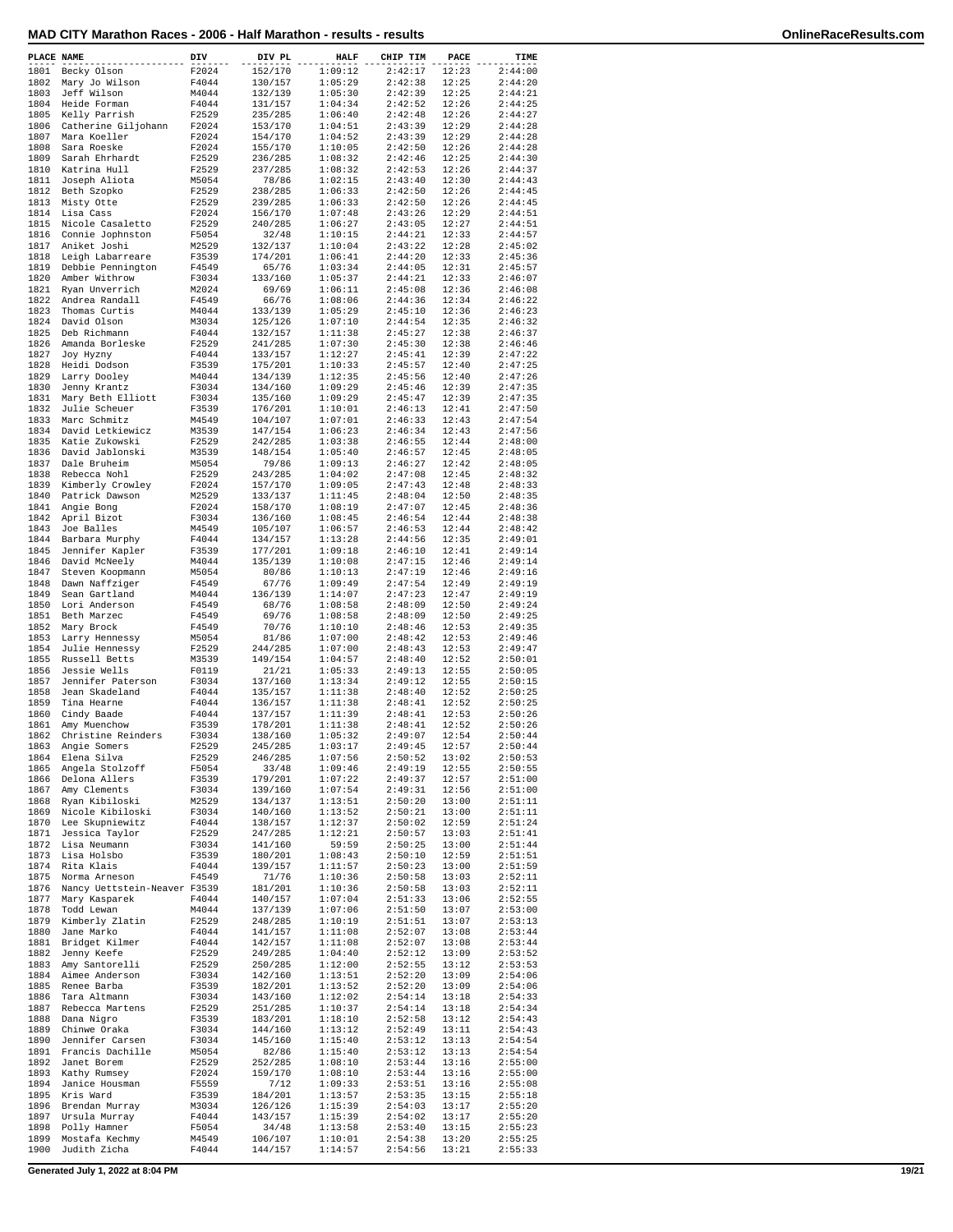# MAD CITY Marathon Races - 2006 - Half Marathon - results - results

| PLACE | NAME | DIV | DIV PL | HALF | CHIP TIM | PACE | TIME |
|---|---|---|---|---|---|---|---|
| 1801 | Becky Olson | F2024 | 152/170 | 1:09:12 | 2:42:17 | 12:23 | 2:44:00 |
| 1802 | Mary Jo Wilson | F4044 | 130/157 | 1:05:29 | 2:42:38 | 12:25 | 2:44:20 |
| 1803 | Jeff Wilson | M4044 | 132/139 | 1:05:30 | 2:42:39 | 12:25 | 2:44:21 |
| 1804 | Heide Forman | F4044 | 131/157 | 1:04:34 | 2:42:52 | 12:26 | 2:44:25 |
| 1805 | Kelly Parrish | F2529 | 235/285 | 1:06:40 | 2:42:48 | 12:26 | 2:44:27 |
| 1806 | Catherine Giljohann | F2024 | 153/170 | 1:04:51 | 2:43:39 | 12:29 | 2:44:28 |
| 1807 | Mara Koeller | F2024 | 154/170 | 1:04:52 | 2:43:39 | 12:29 | 2:44:28 |
| 1808 | Sara Roeske | F2024 | 155/170 | 1:10:05 | 2:42:50 | 12:26 | 2:44:28 |
| 1809 | Sarah Ehrhardt | F2529 | 236/285 | 1:08:32 | 2:42:46 | 12:25 | 2:44:30 |
| 1810 | Katrina Hull | F2529 | 237/285 | 1:08:32 | 2:42:53 | 12:26 | 2:44:37 |
| 1811 | Joseph Aliota | M5054 | 78/86 | 1:02:15 | 2:43:40 | 12:30 | 2:44:43 |
| 1812 | Beth Szopko | F2529 | 238/285 | 1:06:33 | 2:42:50 | 12:26 | 2:44:45 |
| 1813 | Misty Otte | F2529 | 239/285 | 1:06:33 | 2:42:50 | 12:26 | 2:44:45 |
| 1814 | Lisa Cass | F2024 | 156/170 | 1:07:48 | 2:43:26 | 12:29 | 2:44:51 |
| 1815 | Nicole Casaletto | F2529 | 240/285 | 1:06:27 | 2:43:05 | 12:27 | 2:44:51 |
| 1816 | Connie Jophnston | F5054 | 32/48 | 1:10:15 | 2:44:21 | 12:33 | 2:44:57 |
| 1817 | Aniket Joshi | M2529 | 132/137 | 1:10:04 | 2:43:22 | 12:28 | 2:45:02 |
| 1818 | Leigh Labarreare | F3539 | 174/201 | 1:06:41 | 2:44:20 | 12:33 | 2:45:36 |
| 1819 | Debbie Pennington | F4549 | 65/76 | 1:03:34 | 2:44:05 | 12:31 | 2:45:57 |
| 1820 | Amber Withrow | F3034 | 133/160 | 1:05:37 | 2:44:21 | 12:33 | 2:46:07 |
| 1821 | Ryan Unverrich | M2024 | 69/69 | 1:06:11 | 2:45:08 | 12:36 | 2:46:08 |
| 1822 | Andrea Randall | F4549 | 66/76 | 1:08:06 | 2:44:36 | 12:34 | 2:46:22 |
| 1823 | Thomas Curtis | M4044 | 133/139 | 1:05:29 | 2:45:10 | 12:36 | 2:46:23 |
| 1824 | David Olson | M3034 | 125/126 | 1:07:10 | 2:44:54 | 12:35 | 2:46:32 |
| 1825 | Deb Richmann | F4044 | 132/157 | 1:11:38 | 2:45:27 | 12:38 | 2:46:37 |
| 1826 | Amanda Borleske | F2529 | 241/285 | 1:07:30 | 2:45:30 | 12:38 | 2:46:46 |
| 1827 | Joy Hyzny | F4044 | 133/157 | 1:12:27 | 2:45:41 | 12:39 | 2:47:22 |
| 1828 | Heidi Dodson | F3539 | 175/201 | 1:10:33 | 2:45:57 | 12:40 | 2:47:25 |
| 1829 | Larry Dooley | M4044 | 134/139 | 1:12:35 | 2:45:56 | 12:40 | 2:47:26 |
| 1830 | Jenny Krantz | F3034 | 134/160 | 1:09:29 | 2:45:46 | 12:39 | 2:47:35 |
| 1831 | Mary Beth Elliott | F3034 | 135/160 | 1:09:29 | 2:45:47 | 12:39 | 2:47:35 |
| 1832 | Julie Scheuer | F3539 | 176/201 | 1:10:01 | 2:46:13 | 12:41 | 2:47:50 |
| 1833 | Marc Schmitz | M4549 | 104/107 | 1:07:01 | 2:46:33 | 12:43 | 2:47:54 |
| 1834 | David Letkiewicz | M3539 | 147/154 | 1:06:23 | 2:46:34 | 12:43 | 2:47:56 |
| 1835 | Katie Zukowski | F2529 | 242/285 | 1:03:38 | 2:46:55 | 12:44 | 2:48:00 |
| 1836 | David Jablonski | M3539 | 148/154 | 1:05:40 | 2:46:57 | 12:45 | 2:48:05 |
| 1837 | Dale Bruheim | M5054 | 79/86 | 1:09:13 | 2:46:27 | 12:42 | 2:48:05 |
| 1838 | Rebecca Nohl | F2529 | 243/285 | 1:04:02 | 2:47:08 | 12:45 | 2:48:32 |
| 1839 | Kimberly Crowley | F2024 | 157/170 | 1:09:05 | 2:47:43 | 12:48 | 2:48:33 |
| 1840 | Patrick Dawson | M2529 | 133/137 | 1:11:45 | 2:48:04 | 12:50 | 2:48:35 |
| 1841 | Angie Bong | F2024 | 158/170 | 1:08:19 | 2:47:07 | 12:45 | 2:48:36 |
| 1842 | April Bizot | F3034 | 136/160 | 1:08:45 | 2:46:54 | 12:44 | 2:48:38 |
| 1843 | Joe Balles | M4549 | 105/107 | 1:06:57 | 2:46:53 | 12:44 | 2:48:42 |
| 1844 | Barbara Murphy | F4044 | 134/157 | 1:13:28 | 2:44:56 | 12:35 | 2:49:01 |
| 1845 | Jennifer Kapler | F3539 | 177/201 | 1:09:18 | 2:46:10 | 12:41 | 2:49:14 |
| 1846 | David McNeely | M4044 | 135/139 | 1:10:08 | 2:47:15 | 12:46 | 2:49:14 |
| 1847 | Steven Koopmann | M5054 | 80/86 | 1:10:13 | 2:47:19 | 12:46 | 2:49:16 |
| 1848 | Dawn Naffziger | F4549 | 67/76 | 1:09:49 | 2:47:54 | 12:49 | 2:49:19 |
| 1849 | Sean Gartland | M4044 | 136/139 | 1:14:07 | 2:47:23 | 12:47 | 2:49:19 |
| 1850 | Lori Anderson | F4549 | 68/76 | 1:08:58 | 2:48:09 | 12:50 | 2:49:24 |
| 1851 | Beth Marzec | F4549 | 69/76 | 1:08:58 | 2:48:09 | 12:50 | 2:49:25 |
| 1852 | Mary Brock | F4549 | 70/76 | 1:10:10 | 2:48:46 | 12:53 | 2:49:35 |
| 1853 | Larry Hennessy | M5054 | 81/86 | 1:07:00 | 2:48:42 | 12:53 | 2:49:46 |
| 1854 | Julie Hennessy | F2529 | 244/285 | 1:07:00 | 2:48:43 | 12:53 | 2:49:47 |
| 1855 | Russell Betts | M3539 | 149/154 | 1:04:57 | 2:48:40 | 12:52 | 2:50:01 |
| 1856 | Jessie Wells | F0119 | 21/21 | 1:05:33 | 2:49:13 | 12:55 | 2:50:05 |
| 1857 | Jennifer Paterson | F3034 | 137/160 | 1:13:34 | 2:49:12 | 12:55 | 2:50:15 |
| 1858 | Jean Skadeland | F4044 | 135/157 | 1:11:38 | 2:48:40 | 12:52 | 2:50:25 |
| 1859 | Tina Hearne | F4044 | 136/157 | 1:11:38 | 2:48:41 | 12:52 | 2:50:25 |
| 1860 | Cindy Baade | F4044 | 137/157 | 1:11:39 | 2:48:41 | 12:53 | 2:50:26 |
| 1861 | Amy Muenchow | F3539 | 178/201 | 1:11:38 | 2:48:41 | 12:52 | 2:50:26 |
| 1862 | Christine Reinders | F3034 | 138/160 | 1:05:32 | 2:49:07 | 12:54 | 2:50:44 |
| 1863 | Angie Somers | F2529 | 245/285 | 1:03:17 | 2:49:45 | 12:57 | 2:50:44 |
| 1864 | Elena Silva | F2529 | 246/285 | 1:07:56 | 2:50:52 | 13:02 | 2:50:53 |
| 1865 | Angela Stolzoff | F5054 | 33/48 | 1:09:46 | 2:49:19 | 12:55 | 2:50:55 |
| 1866 | Delona Allers | F3539 | 179/201 | 1:07:22 | 2:49:37 | 12:57 | 2:51:00 |
| 1867 | Amy Clements | F3034 | 139/160 | 1:07:54 | 2:49:31 | 12:56 | 2:51:00 |
| 1868 | Ryan Kibiloski | M2529 | 134/137 | 1:13:51 | 2:50:20 | 13:00 | 2:51:11 |
| 1869 | Nicole Kibiloski | F3034 | 140/160 | 1:13:52 | 2:50:21 | 13:00 | 2:51:11 |
| 1870 | Lee Skupniewitz | F4044 | 138/157 | 1:12:37 | 2:50:02 | 12:59 | 2:51:24 |
| 1871 | Jessica Taylor | F2529 | 247/285 | 1:12:21 | 2:50:57 | 13:03 | 2:51:41 |
| 1872 | Lisa Neumann | F3034 | 141/160 | 59:59 | 2:50:25 | 13:00 | 2:51:44 |
| 1873 | Lisa Holsbo | F3539 | 180/201 | 1:08:43 | 2:50:10 | 12:59 | 2:51:51 |
| 1874 | Rita Klais | F4044 | 139/157 | 1:11:57 | 2:50:23 | 13:00 | 2:51:59 |
| 1875 | Norma Arneson | F4549 | 71/76 | 1:10:36 | 2:50:58 | 13:03 | 2:52:11 |
| 1876 | Nancy Uettstein-Neaver | F3539 | 181/201 | 1:10:36 | 2:50:58 | 13:03 | 2:52:11 |
| 1877 | Mary Kasparek | F4044 | 140/157 | 1:07:04 | 2:51:33 | 13:06 | 2:52:55 |
| 1878 | Todd Lewan | M4044 | 137/139 | 1:07:06 | 2:51:50 | 13:07 | 2:53:00 |
| 1879 | Kimberly Zlatin | F2529 | 248/285 | 1:10:19 | 2:51:51 | 13:07 | 2:53:13 |
| 1880 | Jane Marko | F4044 | 141/157 | 1:11:08 | 2:52:07 | 13:08 | 2:53:44 |
| 1881 | Bridget Kilmer | F4044 | 142/157 | 1:11:08 | 2:52:07 | 13:08 | 2:53:44 |
| 1882 | Jenny Keefe | F2529 | 249/285 | 1:04:40 | 2:52:12 | 13:09 | 2:53:52 |
| 1883 | Amy Santorelli | F2529 | 250/285 | 1:12:00 | 2:52:55 | 13:12 | 2:53:53 |
| 1884 | Aimee Anderson | F3034 | 142/160 | 1:13:51 | 2:52:20 | 13:09 | 2:54:06 |
| 1885 | Renee Barba | F3539 | 182/201 | 1:13:52 | 2:52:20 | 13:09 | 2:54:06 |
| 1886 | Tara Altmann | F3034 | 143/160 | 1:12:02 | 2:54:14 | 13:18 | 2:54:33 |
| 1887 | Rebecca Martens | F2529 | 251/285 | 1:10:37 | 2:54:14 | 13:18 | 2:54:34 |
| 1888 | Dana Nigro | F3539 | 183/201 | 1:18:10 | 2:52:58 | 13:12 | 2:54:43 |
| 1889 | Chinwe Oraka | F3034 | 144/160 | 1:13:12 | 2:52:49 | 13:11 | 2:54:43 |
| 1890 | Jennifer Carsen | F3034 | 145/160 | 1:15:40 | 2:53:12 | 13:13 | 2:54:54 |
| 1891 | Francis Dachille | M5054 | 82/86 | 1:15:40 | 2:53:12 | 13:13 | 2:54:54 |
| 1892 | Janet Borem | F2529 | 252/285 | 1:08:10 | 2:53:44 | 13:16 | 2:55:00 |
| 1893 | Kathy Rumsey | F2024 | 159/170 | 1:08:10 | 2:53:44 | 13:16 | 2:55:00 |
| 1894 | Janice Housman | F5559 | 7/12 | 1:09:33 | 2:53:51 | 13:16 | 2:55:08 |
| 1895 | Kris Ward | F3539 | 184/201 | 1:13:57 | 2:53:35 | 13:15 | 2:55:18 |
| 1896 | Brendan Murray | M3034 | 126/126 | 1:15:39 | 2:54:03 | 13:17 | 2:55:20 |
| 1897 | Ursula Murray | F4044 | 143/157 | 1:15:39 | 2:54:02 | 13:17 | 2:55:20 |
| 1898 | Polly Hamner | F5054 | 34/48 | 1:13:58 | 2:53:40 | 13:15 | 2:55:23 |
| 1899 | Mostafa Kechmy | M4549 | 106/107 | 1:10:01 | 2:54:38 | 13:20 | 2:55:25 |
| 1900 | Judith Zicha | F4044 | 144/157 | 1:14:57 | 2:54:56 | 13:21 | 2:55:33 |

Generated July 1, 2022 at 8:04 PM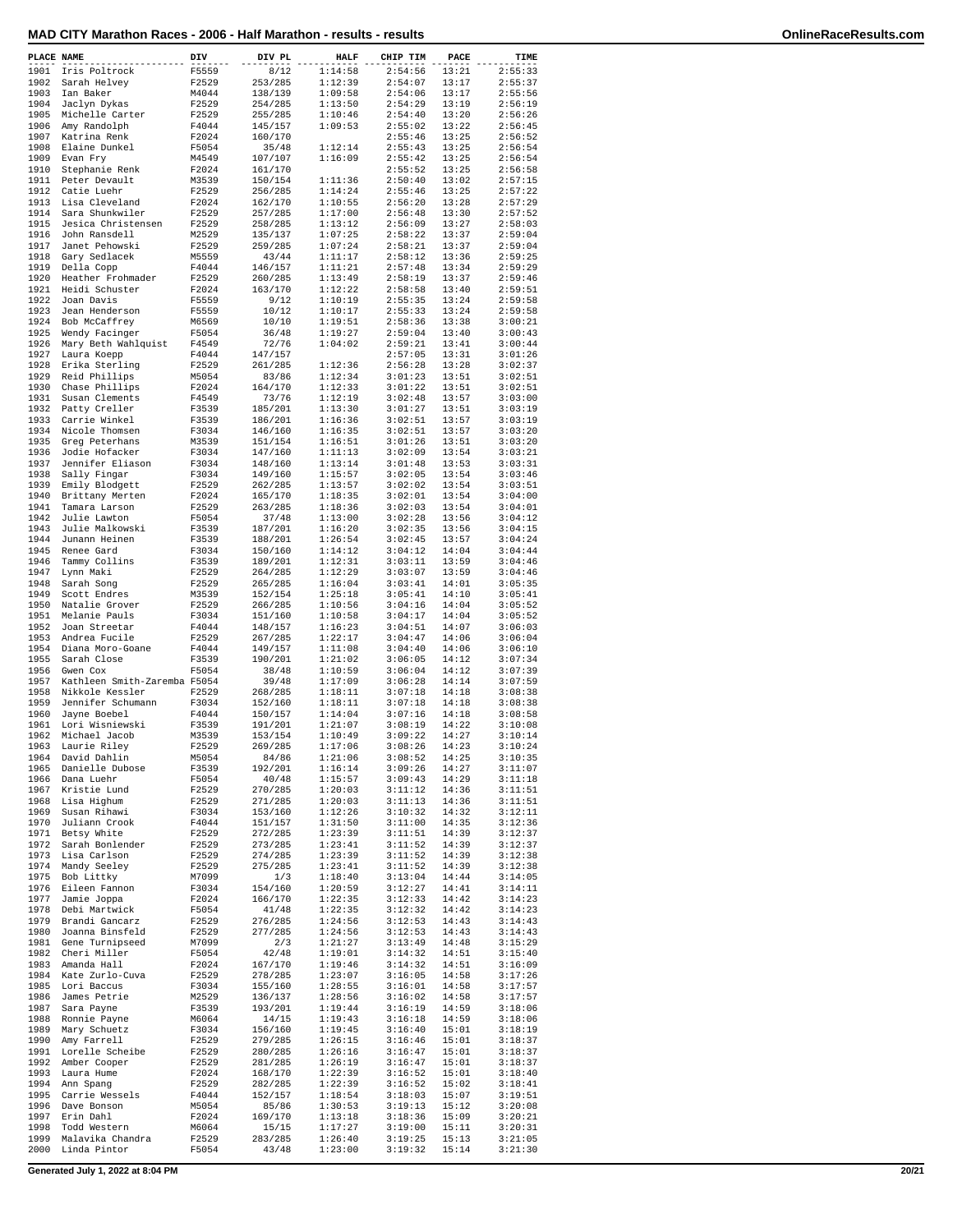# MAD CITY Marathon Races - 2006 - Half Marathon - results - results

| PLACE | NAME | DIV | DIV PL | HALF | CHIP TIM | PACE | TIME |
|---|---|---|---|---|---|---|---|
| 1901 | Iris Poltrock | F5559 | 8/12 | 1:14:58 | 2:54:56 | 13:21 | 2:55:33 |
| 1902 | Sarah Helvey | F2529 | 253/285 | 1:12:39 | 2:54:07 | 13:17 | 2:55:37 |
| 1903 | Ian Baker | M4044 | 138/139 | 1:09:58 | 2:54:06 | 13:17 | 2:55:56 |
| 1904 | Jaclyn Dykas | F2529 | 254/285 | 1:13:50 | 2:54:29 | 13:19 | 2:56:19 |
| 1905 | Michelle Carter | F2529 | 255/285 | 1:10:46 | 2:54:40 | 13:20 | 2:56:26 |
| 1906 | Amy Randolph | F4044 | 145/157 | 1:09:53 | 2:55:02 | 13:22 | 2:56:45 |
| 1907 | Katrina Renk | F2024 | 160/170 | | 2:55:46 | 13:25 | 2:56:52 |
| 1908 | Elaine Dunkel | F5054 | 35/48 | 1:12:14 | 2:55:43 | 13:25 | 2:56:54 |
| 1909 | Evan Fry | M4549 | 107/107 | 1:16:09 | 2:55:42 | 13:25 | 2:56:54 |
| 1910 | Stephanie Renk | F2024 | 161/170 | | 2:55:52 | 13:25 | 2:56:58 |
| 1911 | Peter Devault | M3539 | 150/154 | 1:11:36 | 2:50:40 | 13:02 | 2:57:15 |
| 1912 | Catie Luehr | F2529 | 256/285 | 1:14:24 | 2:55:46 | 13:25 | 2:57:22 |
| 1913 | Lisa Cleveland | F2024 | 162/170 | 1:10:55 | 2:56:20 | 13:28 | 2:57:29 |
| 1914 | Sara Shunkwiler | F2529 | 257/285 | 1:17:00 | 2:56:48 | 13:30 | 2:57:52 |
| 1915 | Jesica Christensen | F2529 | 258/285 | 1:13:12 | 2:56:09 | 13:27 | 2:58:03 |
| 1916 | John Ransdell | M2529 | 135/137 | 1:07:25 | 2:58:22 | 13:37 | 2:59:04 |
| 1917 | Janet Pehowski | F2529 | 259/285 | 1:07:24 | 2:58:21 | 13:37 | 2:59:04 |
| 1918 | Gary Sedlacek | M5559 | 43/44 | 1:11:17 | 2:58:12 | 13:36 | 2:59:25 |
| 1919 | Della Copp | F4044 | 146/157 | 1:11:21 | 2:57:48 | 13:34 | 2:59:29 |
| 1920 | Heather Frohmader | F2529 | 260/285 | 1:13:49 | 2:58:19 | 13:37 | 2:59:46 |
| 1921 | Heidi Schuster | F2024 | 163/170 | 1:12:22 | 2:58:58 | 13:40 | 2:59:51 |
| 1922 | Joan Davis | F5559 | 9/12 | 1:10:19 | 2:55:35 | 13:24 | 2:59:58 |
| 1923 | Jean Henderson | F5559 | 10/12 | 1:10:17 | 2:55:33 | 13:24 | 2:59:58 |
| 1924 | Bob McCaffrey | M6569 | 10/10 | 1:19:51 | 2:58:36 | 13:38 | 3:00:21 |
| 1925 | Wendy Facinger | F5054 | 36/48 | 1:19:27 | 2:59:04 | 13:40 | 3:00:43 |
| 1926 | Mary Beth Wahlquist | F4549 | 72/76 | 1:04:02 | 2:59:21 | 13:41 | 3:00:44 |
| 1927 | Laura Koepp | F4044 | 147/157 | | 2:57:05 | 13:31 | 3:01:26 |
| 1928 | Erika Sterling | F2529 | 261/285 | 1:12:36 | 2:56:28 | 13:28 | 3:02:37 |
| 1929 | Reid Phillips | M5054 | 83/86 | 1:12:34 | 3:01:23 | 13:51 | 3:02:51 |
| 1930 | Chase Phillips | F2024 | 164/170 | 1:12:33 | 3:01:22 | 13:51 | 3:02:51 |
| 1931 | Susan Clements | F4549 | 73/76 | 1:12:19 | 3:02:48 | 13:57 | 3:03:00 |
| 1932 | Patty Creller | F3539 | 185/201 | 1:13:30 | 3:01:27 | 13:51 | 3:03:19 |
| 1933 | Carrie Winkel | F3539 | 186/201 | 1:16:36 | 3:02:51 | 13:57 | 3:03:19 |
| 1934 | Nicole Thomsen | F3034 | 146/160 | 1:16:35 | 3:02:51 | 13:57 | 3:03:20 |
| 1935 | Greg Peterhans | M3539 | 151/154 | 1:16:51 | 3:01:26 | 13:51 | 3:03:20 |
| 1936 | Jodie Hofacker | F3034 | 147/160 | 1:11:13 | 3:02:09 | 13:54 | 3:03:21 |
| 1937 | Jennifer Eliason | F3034 | 148/160 | 1:13:14 | 3:01:48 | 13:53 | 3:03:31 |
| 1938 | Sally Fingar | F3034 | 149/160 | 1:15:57 | 3:02:05 | 13:54 | 3:03:46 |
| 1939 | Emily Blodgett | F2529 | 262/285 | 1:13:57 | 3:02:02 | 13:54 | 3:03:51 |
| 1940 | Brittany Merten | F2024 | 165/170 | 1:18:35 | 3:02:01 | 13:54 | 3:04:00 |
| 1941 | Tamara Larson | F2529 | 263/285 | 1:18:36 | 3:02:03 | 13:54 | 3:04:01 |
| 1942 | Julie Lawton | F5054 | 37/48 | 1:13:00 | 3:02:28 | 13:56 | 3:04:12 |
| 1943 | Julie Malkowski | F3539 | 187/201 | 1:16:20 | 3:02:35 | 13:56 | 3:04:15 |
| 1944 | Junann Heinen | F3539 | 188/201 | 1:26:54 | 3:02:45 | 13:57 | 3:04:24 |
| 1945 | Renee Gard | F3034 | 150/160 | 1:14:12 | 3:04:12 | 14:04 | 3:04:44 |
| 1946 | Tammy Collins | F3539 | 189/201 | 1:12:31 | 3:03:11 | 13:59 | 3:04:46 |
| 1947 | Lynn Maki | F2529 | 264/285 | 1:12:29 | 3:03:07 | 13:59 | 3:04:46 |
| 1948 | Sarah Song | F2529 | 265/285 | 1:16:04 | 3:03:41 | 14:01 | 3:05:35 |
| 1949 | Scott Endres | M3539 | 152/154 | 1:25:18 | 3:05:41 | 14:10 | 3:05:41 |
| 1950 | Natalie Grover | F2529 | 266/285 | 1:10:56 | 3:04:16 | 14:04 | 3:05:52 |
| 1951 | Melanie Pauls | F3034 | 151/160 | 1:10:58 | 3:04:17 | 14:04 | 3:05:52 |
| 1952 | Joan Streetar | F4044 | 148/157 | 1:16:23 | 3:04:51 | 14:07 | 3:06:03 |
| 1953 | Andrea Fucile | F2529 | 267/285 | 1:22:17 | 3:04:47 | 14:06 | 3:06:04 |
| 1954 | Diana Moro-Goane | F4044 | 149/157 | 1:11:08 | 3:04:40 | 14:06 | 3:06:10 |
| 1955 | Sarah Close | F3539 | 190/201 | 1:21:02 | 3:06:05 | 14:12 | 3:07:34 |
| 1956 | Gwen Cox | F5054 | 38/48 | 1:10:59 | 3:06:04 | 14:12 | 3:07:39 |
| 1957 | Kathleen Smith-Zaremba | F5054 | 39/48 | 1:17:09 | 3:06:28 | 14:14 | 3:07:59 |
| 1958 | Nikkole Kessler | F2529 | 268/285 | 1:18:11 | 3:07:18 | 14:18 | 3:08:38 |
| 1959 | Jennifer Schumann | F3034 | 152/160 | 1:18:11 | 3:07:18 | 14:18 | 3:08:38 |
| 1960 | Jayne Boebel | F4044 | 150/157 | 1:14:04 | 3:07:16 | 14:18 | 3:08:58 |
| 1961 | Lori Wisniewski | F3539 | 191/201 | 1:21:07 | 3:08:19 | 14:22 | 3:10:08 |
| 1962 | Michael Jacob | M3539 | 153/154 | 1:10:49 | 3:09:22 | 14:27 | 3:10:14 |
| 1963 | Laurie Riley | F2529 | 269/285 | 1:17:06 | 3:08:26 | 14:23 | 3:10:24 |
| 1964 | David Dahlin | M5054 | 84/86 | 1:21:06 | 3:08:52 | 14:25 | 3:10:35 |
| 1965 | Danielle Dubose | F3539 | 192/201 | 1:16:14 | 3:09:26 | 14:27 | 3:11:07 |
| 1966 | Dana Luehr | F5054 | 40/48 | 1:15:57 | 3:09:43 | 14:29 | 3:11:18 |
| 1967 | Kristie Lund | F2529 | 270/285 | 1:20:03 | 3:11:12 | 14:36 | 3:11:51 |
| 1968 | Lisa Highum | F2529 | 271/285 | 1:20:03 | 3:11:13 | 14:36 | 3:11:51 |
| 1969 | Susan Rihawi | F3034 | 153/160 | 1:12:26 | 3:10:32 | 14:32 | 3:12:11 |
| 1970 | Juliann Crook | F4044 | 151/157 | 1:31:50 | 3:11:00 | 14:35 | 3:12:36 |
| 1971 | Betsy White | F2529 | 272/285 | 1:23:39 | 3:11:51 | 14:39 | 3:12:37 |
| 1972 | Sarah Bonlender | F2529 | 273/285 | 1:23:41 | 3:11:52 | 14:39 | 3:12:37 |
| 1973 | Lisa Carlson | F2529 | 274/285 | 1:23:39 | 3:11:52 | 14:39 | 3:12:38 |
| 1974 | Mandy Seeley | F2529 | 275/285 | 1:23:41 | 3:11:52 | 14:39 | 3:12:38 |
| 1975 | Bob Littky | M7099 | 1/3 | 1:18:40 | 3:13:04 | 14:44 | 3:14:05 |
| 1976 | Eileen Fannon | F3034 | 154/160 | 1:20:59 | 3:12:27 | 14:41 | 3:14:11 |
| 1977 | Jamie Joppa | F2024 | 166/170 | 1:22:35 | 3:12:33 | 14:42 | 3:14:23 |
| 1978 | Debi Martwick | F5054 | 41/48 | 1:22:35 | 3:12:32 | 14:42 | 3:14:23 |
| 1979 | Brandi Gancarz | F2529 | 276/285 | 1:24:56 | 3:12:53 | 14:43 | 3:14:43 |
| 1980 | Joanna Binsfeld | F2529 | 277/285 | 1:24:56 | 3:12:53 | 14:43 | 3:14:43 |
| 1981 | Gene Turnipseed | M7099 | 2/3 | 1:21:27 | 3:13:49 | 14:48 | 3:15:29 |
| 1982 | Cheri Miller | F5054 | 42/48 | 1:19:01 | 3:14:32 | 14:51 | 3:15:40 |
| 1983 | Amanda Hall | F2024 | 167/170 | 1:19:46 | 3:14:32 | 14:51 | 3:16:09 |
| 1984 | Kate Zurlo-Cuva | F2529 | 278/285 | 1:23:07 | 3:16:05 | 14:58 | 3:17:26 |
| 1985 | Lori Baccus | F3034 | 155/160 | 1:28:55 | 3:16:01 | 14:58 | 3:17:57 |
| 1986 | James Petrie | M2529 | 136/137 | 1:28:56 | 3:16:02 | 14:58 | 3:17:57 |
| 1987 | Sara Payne | F3539 | 193/201 | 1:19:44 | 3:16:19 | 14:59 | 3:18:06 |
| 1988 | Ronnie Payne | M6064 | 14/15 | 1:19:43 | 3:16:18 | 14:59 | 3:18:06 |
| 1989 | Mary Schuetz | F3034 | 156/160 | 1:19:45 | 3:16:40 | 15:01 | 3:18:19 |
| 1990 | Amy Farrell | F2529 | 279/285 | 1:26:15 | 3:16:46 | 15:01 | 3:18:37 |
| 1991 | Lorelle Scheibe | F2529 | 280/285 | 1:26:16 | 3:16:47 | 15:01 | 3:18:37 |
| 1992 | Amber Cooper | F2529 | 281/285 | 1:26:19 | 3:16:47 | 15:01 | 3:18:37 |
| 1993 | Laura Hume | F2024 | 168/170 | 1:22:39 | 3:16:52 | 15:01 | 3:18:40 |
| 1994 | Ann Spang | F2529 | 282/285 | 1:22:39 | 3:16:52 | 15:02 | 3:18:41 |
| 1995 | Carrie Wessels | F4044 | 152/157 | 1:18:54 | 3:18:03 | 15:07 | 3:19:51 |
| 1996 | Dave Bonson | M5054 | 85/86 | 1:30:53 | 3:19:13 | 15:12 | 3:20:08 |
| 1997 | Erin Dahl | F2024 | 169/170 | 1:13:18 | 3:18:36 | 15:09 | 3:20:21 |
| 1998 | Todd Western | M6064 | 15/15 | 1:17:27 | 3:19:00 | 15:11 | 3:20:31 |
| 1999 | Malavika Chandra | F2529 | 283/285 | 1:26:40 | 3:19:25 | 15:13 | 3:21:05 |
| 2000 | Linda Pintor | F5054 | 43/48 | 1:23:00 | 3:19:32 | 15:14 | 3:21:30 |

Generated July 1, 2022 at 8:04 PM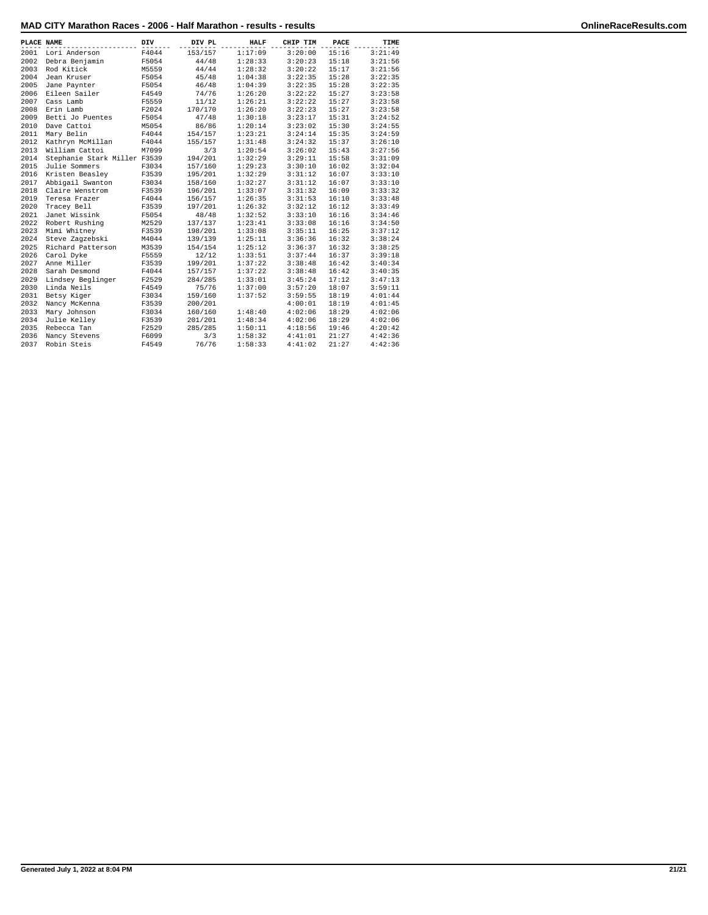# MAD CITY Marathon Races - 2006 - Half Marathon - results - results

| PLACE | NAME | DIV | DIV PL | HALF | CHIP TIM | PACE | TIME |
|---|---|---|---|---|---|---|---|
| 2001 | Lori Anderson | F4044 | 153/157 | 1:17:09 | 3:20:00 | 15:16 | 3:21:49 |
| 2002 | Debra Benjamin | F5054 | 44/48 | 1:28:33 | 3:20:23 | 15:18 | 3:21:56 |
| 2003 | Rod Kitick | M5559 | 44/44 | 1:28:32 | 3:20:22 | 15:17 | 3:21:56 |
| 2004 | Jean Kruser | F5054 | 45/48 | 1:04:38 | 3:22:35 | 15:28 | 3:22:35 |
| 2005 | Jane Paynter | F5054 | 46/48 | 1:04:39 | 3:22:35 | 15:28 | 3:22:35 |
| 2006 | Eileen Sailer | F4549 | 74/76 | 1:26:20 | 3:22:22 | 15:27 | 3:23:58 |
| 2007 | Cass Lamb | F5559 | 11/12 | 1:26:21 | 3:22:22 | 15:27 | 3:23:58 |
| 2008 | Erin Lamb | F2024 | 170/170 | 1:26:20 | 3:22:23 | 15:27 | 3:23:58 |
| 2009 | Betti Jo Puentes | F5054 | 47/48 | 1:30:18 | 3:23:17 | 15:31 | 3:24:52 |
| 2010 | Dave Cattoi | M5054 | 86/86 | 1:20:14 | 3:23:02 | 15:30 | 3:24:55 |
| 2011 | Mary Belin | F4044 | 154/157 | 1:23:21 | 3:24:14 | 15:35 | 3:24:59 |
| 2012 | Kathryn McMillan | F4044 | 155/157 | 1:31:48 | 3:24:32 | 15:37 | 3:26:10 |
| 2013 | William Cattoi | M7099 | 3/3 | 1:20:54 | 3:26:02 | 15:43 | 3:27:56 |
| 2014 | Stephanie Stark Miller | F3539 | 194/201 | 1:32:29 | 3:29:11 | 15:58 | 3:31:09 |
| 2015 | Julie Sommers | F3034 | 157/160 | 1:29:23 | 3:30:10 | 16:02 | 3:32:04 |
| 2016 | Kristen Beasley | F3539 | 195/201 | 1:32:29 | 3:31:12 | 16:07 | 3:33:10 |
| 2017 | Abbigail Swanton | F3034 | 158/160 | 1:32:27 | 3:31:12 | 16:07 | 3:33:10 |
| 2018 | Claire Wenstrom | F3539 | 196/201 | 1:33:07 | 3:31:32 | 16:09 | 3:33:32 |
| 2019 | Teresa Frazer | F4044 | 156/157 | 1:26:35 | 3:31:53 | 16:10 | 3:33:48 |
| 2020 | Tracey Bell | F3539 | 197/201 | 1:26:32 | 3:32:12 | 16:12 | 3:33:49 |
| 2021 | Janet Wissink | F5054 | 48/48 | 1:32:52 | 3:33:10 | 16:16 | 3:34:46 |
| 2022 | Robert Rushing | M2529 | 137/137 | 1:23:41 | 3:33:08 | 16:16 | 3:34:50 |
| 2023 | Mimi Whitney | F3539 | 198/201 | 1:33:08 | 3:35:11 | 16:25 | 3:37:12 |
| 2024 | Steve Zagzebski | M4044 | 139/139 | 1:25:11 | 3:36:36 | 16:32 | 3:38:24 |
| 2025 | Richard Patterson | M3539 | 154/154 | 1:25:12 | 3:36:37 | 16:32 | 3:38:25 |
| 2026 | Carol Dyke | F5559 | 12/12 | 1:33:51 | 3:37:44 | 16:37 | 3:39:18 |
| 2027 | Anne Miller | F3539 | 199/201 | 1:37:22 | 3:38:48 | 16:42 | 3:40:34 |
| 2028 | Sarah Desmond | F4044 | 157/157 | 1:37:22 | 3:38:48 | 16:42 | 3:40:35 |
| 2029 | Lindsey Beglinger | F2529 | 284/285 | 1:33:01 | 3:45:24 | 17:12 | 3:47:13 |
| 2030 | Linda Neils | F4549 | 75/76 | 1:37:00 | 3:57:20 | 18:07 | 3:59:11 |
| 2031 | Betsy Kiger | F3034 | 159/160 | 1:37:52 | 3:59:55 | 18:19 | 4:01:44 |
| 2032 | Nancy McKenna | F3539 | 200/201 | | 4:00:01 | 18:19 | 4:01:45 |
| 2033 | Mary Johnson | F3034 | 160/160 | 1:48:40 | 4:02:06 | 18:29 | 4:02:06 |
| 2034 | Julie Kelley | F3539 | 201/201 | 1:48:34 | 4:02:06 | 18:29 | 4:02:06 |
| 2035 | Rebecca Tan | F2529 | 285/285 | 1:50:11 | 4:18:56 | 19:46 | 4:20:42 |
| 2036 | Nancy Stevens | F6099 | 3/3 | 1:58:32 | 4:41:01 | 21:27 | 4:42:36 |
| 2037 | Robin Steis | F4549 | 76/76 | 1:58:33 | 4:41:02 | 21:27 | 4:42:36 |

Generated July 1, 2022 at 8:04 PM